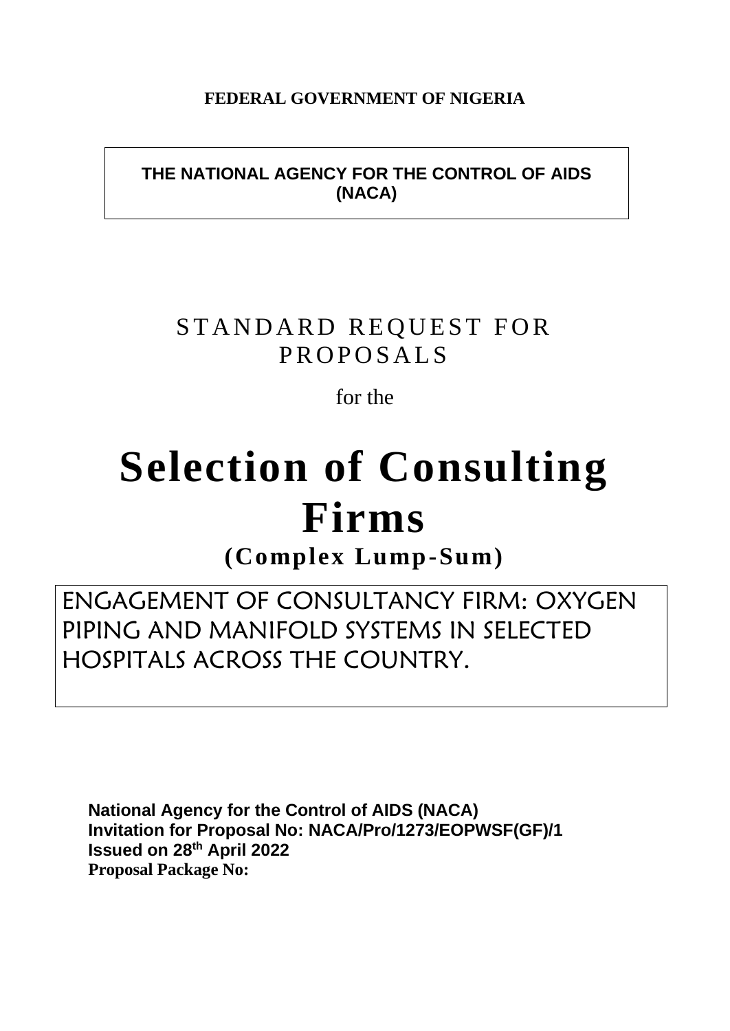**FEDERAL GOVERNMENT OF NIGERIA**

**THE NATIONAL AGENCY FOR THE CONTROL OF AIDS (NACA)**

# STANDARD REQUEST FOR PROPOSALS

for the

# Selection of Consulting Firms

## (Complex Lump-Sum)

ENGAGEMENT OF CONSULTANCY FIRM: OXYGEN PIPING AND MANIFOLD SYSTEMS IN SELECTED HOSPITALS ACROSS THE COUNTRY.

**National Agency for the Control of AIDS (NACA)**
**Invitation for Proposal No: NACA/Pro/1273/EOPWSF(GF)/1**
**Issued on 28th April 2022**
**Proposal Package No:**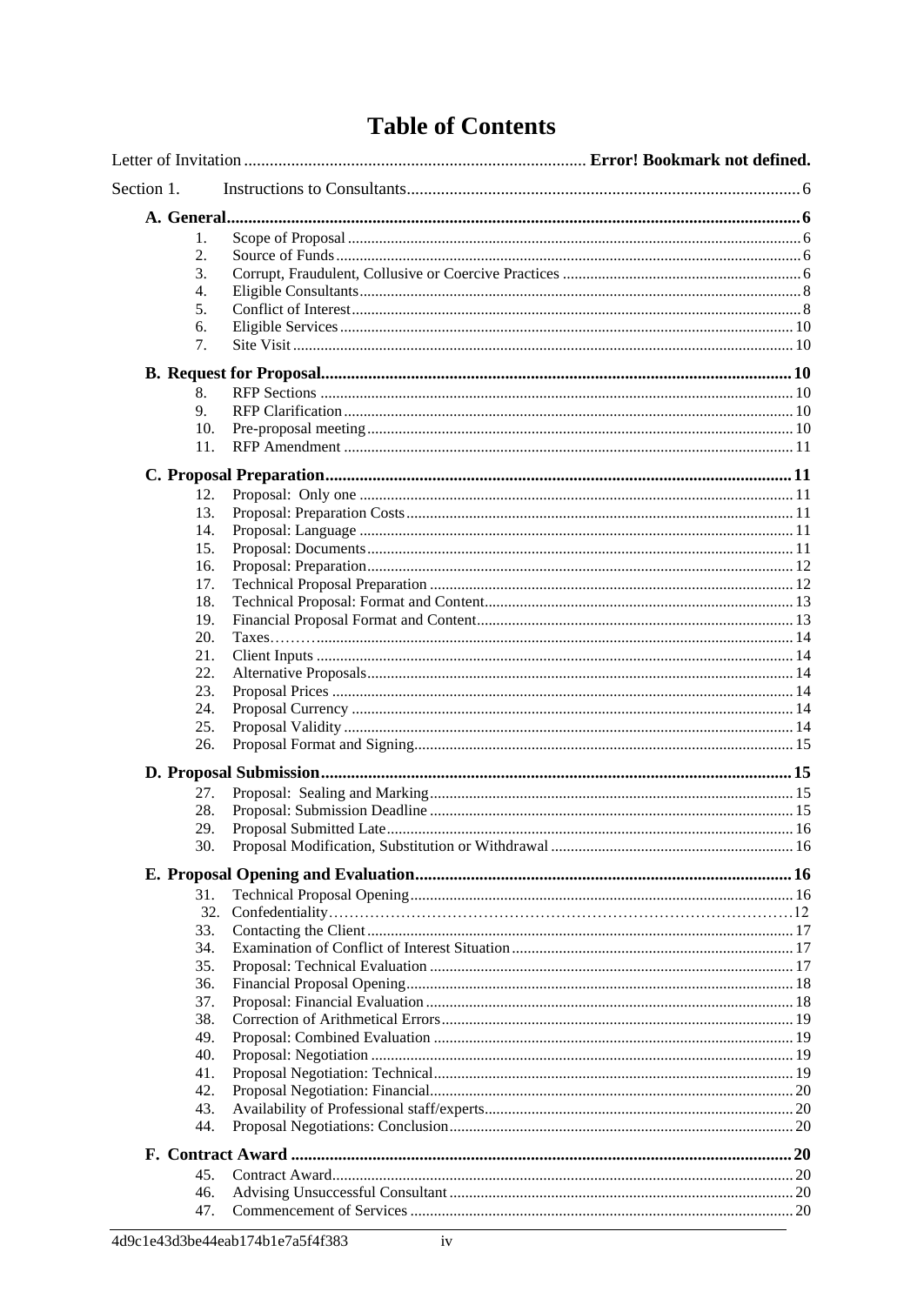# Table of Contents

Letter of Invitation ............................................................................... Error! Bookmark not defined.

Section 1. Instructions to Consultants ........................................................................................... 6

**A. General** ................................................................................................................................ 6

1. Scope of Proposal .................................................................................................... 6
2. Source of Funds ....................................................................................................... 6
3. Corrupt, Fraudulent, Collusive or Coercive Practices ............................................ 6
4. Eligible Consultants .................................................................................................. 8
5. Conflict of Interest .................................................................................................... 8
6. Eligible Services ..................................................................................................... 10
7. Site Visit ................................................................................................................. 10

**B. Request for Proposal** ...................................................................................................... 10

8. RFP Sections .......................................................................................................... 10
9. RFP Clarification .................................................................................................... 10
10. Pre-proposal meeting ............................................................................................. 10
11. RFP Amendment ................................................................................................... 11

**C. Proposal Preparation** ..................................................................................................... 11

12. Proposal: Only one ................................................................................................ 11
13. Proposal: Preparation Costs ................................................................................... 11
14. Proposal: Language ................................................................................................ 11
15. Proposal: Documents ............................................................................................. 11
16. Proposal: Preparation ............................................................................................. 12
17. Technical Proposal Preparation ............................................................................. 12
18. Technical Proposal: Format and Content ................................................................ 13
19. Financial Proposal Format and Content ................................................................. 13
20. Taxes……….............................................................................................................. 14
21. Client Inputs ........................................................................................................... 14
22. Alternative Proposals ............................................................................................. 14
23. Proposal Prices ...................................................................................................... 14
24. Proposal Currency .................................................................................................. 14
25. Proposal Validity .................................................................................................... 14
26. Proposal Format and Signing .................................................................................. 15

**D. Proposal Submission** ...................................................................................................... 15

27. Proposal: Sealing and Marking .............................................................................. 15
28. Proposal: Submission Deadline .............................................................................. 15
29. Proposal Submitted Late ......................................................................................... 16
30. Proposal Modification, Substitution or Withdrawal ............................................... 16

**E. Proposal Opening and Evaluation** ................................................................................ 16

31. Technical Proposal Opening ................................................................................... 16
32. Confedentiality……………………………………………………………………………12
33. Contacting the Client ............................................................................................... 17
34. Examination of Conflict of Interest Situation ......................................................... 17
35. Proposal: Technical Evaluation .............................................................................. 17
36. Financial Proposal Opening .................................................................................... 18
37. Proposal: Financial Evaluation ............................................................................... 18
38. Correction of Arithmetical Errors ........................................................................... 19
49. Proposal: Combined Evaluation ............................................................................. 19
40. Proposal: Negotiation ............................................................................................. 19
41. Proposal Negotiation: Technical ............................................................................. 19
42. Proposal Negotiation: Financial .............................................................................. 20
43. Availability of Professional staff/experts ................................................................ 20
44. Proposal Negotiations: Conclusion ......................................................................... 20

**F. Contract Award** ............................................................................................................. 20

45. Contract Award ........................................................................................................ 20
46. Advising Unsuccessful Consultant .......................................................................... 20
47. Commencement of Services ................................................................................... 20

4d9c1e43d3be44eab174b1e7a5f4f383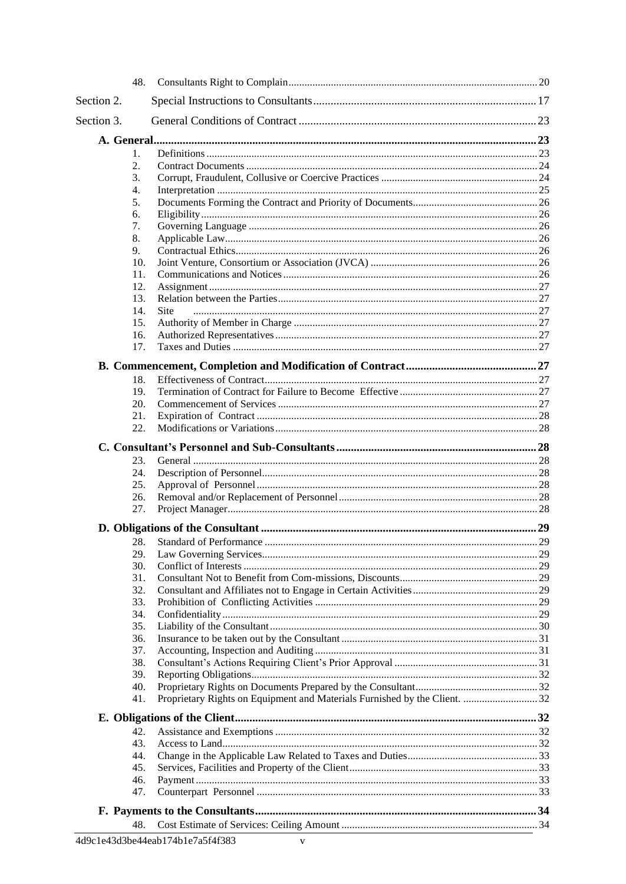48. Consultants Right to Complain ... 20

Section 2. Special Instructions to Consultants ... 17

Section 3. General Conditions of Contract ... 23

**A. General ... 23**

1. Definitions ... 23
2. Contract Documents ... 24
3. Corrupt, Fraudulent, Collusive or Coercive Practices ... 24
4. Interpretation ... 25
5. Documents Forming the Contract and Priority of Documents ... 26
6. Eligibility ... 26
7. Governing Language ... 26
8. Applicable Law ... 26
9. Contractual Ethics ... 26
10. Joint Venture, Consortium or Association (JVCA) ... 26
11. Communications and Notices ... 26
12. Assignment ... 27
13. Relation between the Parties ... 27
14. Site ... 27
15. Authority of Member in Charge ... 27
16. Authorized Representatives ... 27
17. Taxes and Duties ... 27

**B. Commencement, Completion and Modification of Contract ... 27**

18. Effectiveness of Contract ... 27
19. Termination of Contract for Failure to Become Effective ... 27
20. Commencement of Services ... 27
21. Expiration of Contract ... 28
22. Modifications or Variations ... 28

**C. Consultant's Personnel and Sub-Consultants ... 28**

23. General ... 28
24. Description of Personnel ... 28
25. Approval of Personnel ... 28
26. Removal and/or Replacement of Personnel ... 28
27. Project Manager ... 28

**D. Obligations of the Consultant ... 29**

28. Standard of Performance ... 29
29. Law Governing Services ... 29
30. Conflict of Interests ... 29
31. Consultant Not to Benefit from Com-missions, Discounts ... 29
32. Consultant and Affiliates not to Engage in Certain Activities ... 29
33. Prohibition of Conflicting Activities ... 29
34. Confidentiality ... 29
35. Liability of the Consultant ... 30
36. Insurance to be taken out by the Consultant ... 31
37. Accounting, Inspection and Auditing ... 31
38. Consultant's Actions Requiring Client's Prior Approval ... 31
39. Reporting Obligations ... 32
40. Proprietary Rights on Documents Prepared by the Consultant ... 32
41. Proprietary Rights on Equipment and Materials Furnished by the Client. ... 32

**E. Obligations of the Client ... 32**

42. Assistance and Exemptions ... 32
43. Access to Land ... 32
44. Change in the Applicable Law Related to Taxes and Duties ... 33
45. Services, Facilities and Property of the Client ... 33
46. Payment ... 33
47. Counterpart Personnel ... 33

**F. Payments to the Consultants ... 34**

48. Cost Estimate of Services: Ceiling Amount ... 34

4d9c1e43d3be44eab174b1e7a5f4f383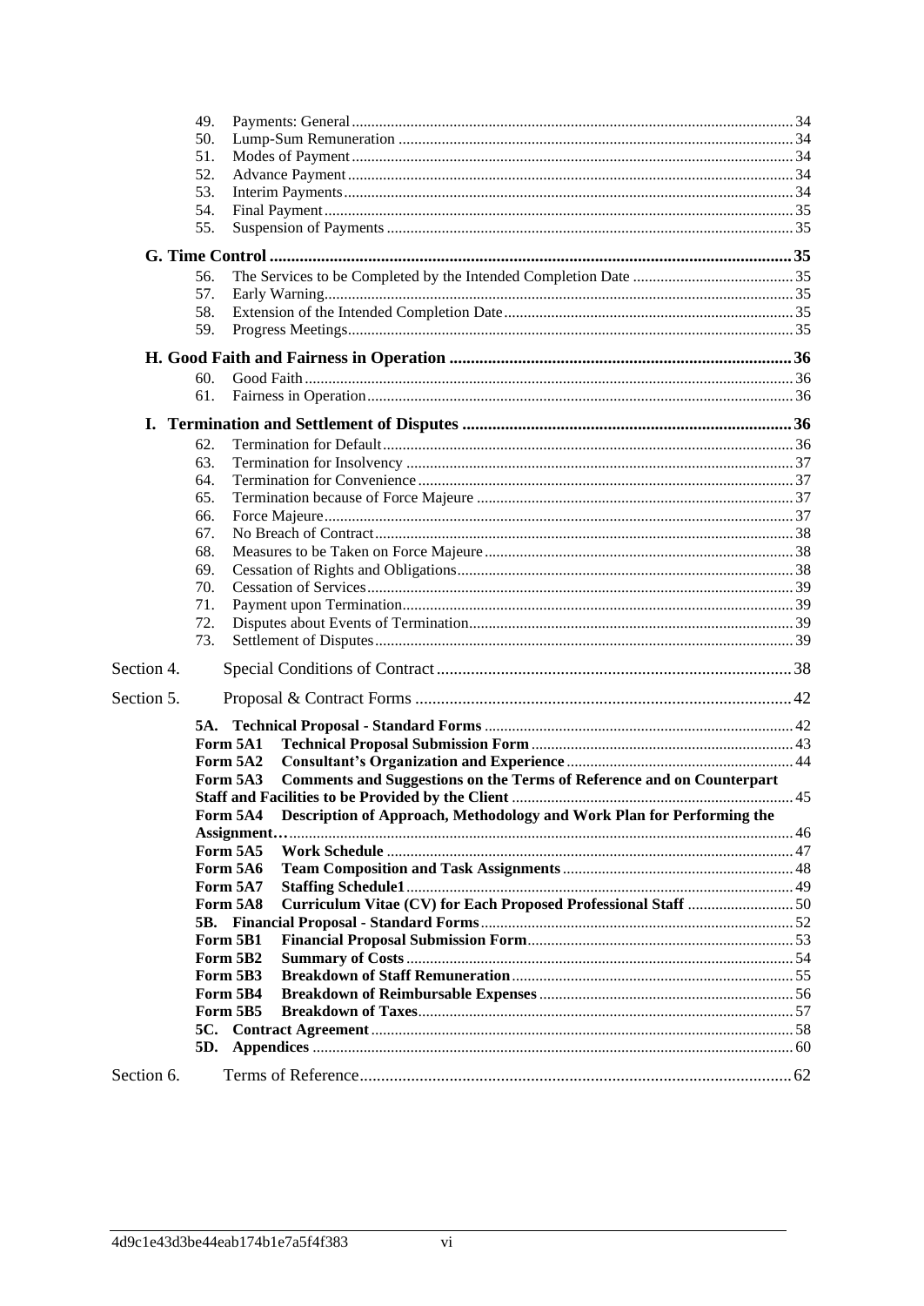49. Payments: General ........ 34
50. Lump-Sum Remuneration ........ 34
51. Modes of Payment ........ 34
52. Advance Payment ........ 34
53. Interim Payments ........ 34
54. Final Payment ........ 35
55. Suspension of Payments ........ 35

**G. Time Control ........ 35**

56. The Services to be Completed by the Intended Completion Date ........ 35
57. Early Warning ........ 35
58. Extension of the Intended Completion Date ........ 35
59. Progress Meetings ........ 35

**H. Good Faith and Fairness in Operation ........ 36**

60. Good Faith ........ 36
61. Fairness in Operation ........ 36

**I. Termination and Settlement of Disputes ........ 36**

62. Termination for Default ........ 36
63. Termination for Insolvency ........ 37
64. Termination for Convenience ........ 37
65. Termination because of Force Majeure ........ 37
66. Force Majeure ........ 37
67. No Breach of Contract ........ 38
68. Measures to be Taken on Force Majeure ........ 38
69. Cessation of Rights and Obligations ........ 38
70. Cessation of Services ........ 39
71. Payment upon Termination ........ 39
72. Disputes about Events of Termination ........ 39
73. Settlement of Disputes ........ 39

Section 4. Special Conditions of Contract ........ 38

Section 5. Proposal & Contract Forms ........ 42

**5A. Technical Proposal - Standard Forms ........ 42**
**Form 5A1 Technical Proposal Submission Form ........ 43**
**Form 5A2 Consultant's Organization and Experience ........ 44**
**Form 5A3 Comments and Suggestions on the Terms of Reference and on Counterpart Staff and Facilities to be Provided by the Client ........ 45**
**Form 5A4 Description of Approach, Methodology and Work Plan for Performing the Assignment… ........ 46**
**Form 5A5 Work Schedule ........ 47**
**Form 5A6 Team Composition and Task Assignments ........ 48**
**Form 5A7 Staffing Schedule1 ........ 49**
**Form 5A8 Curriculum Vitae (CV) for Each Proposed Professional Staff ........ 50**
**5B. Financial Proposal - Standard Forms ........ 52**
**Form 5B1 Financial Proposal Submission Form ........ 53**
**Form 5B2 Summary of Costs ........ 54**
**Form 5B3 Breakdown of Staff Remuneration ........ 55**
**Form 5B4 Breakdown of Reimbursable Expenses ........ 56**
**Form 5B5 Breakdown of Taxes ........ 57**
**5C. Contract Agreement ........ 58**
**5D. Appendices ........ 60**

Section 6. Terms of Reference ........ 62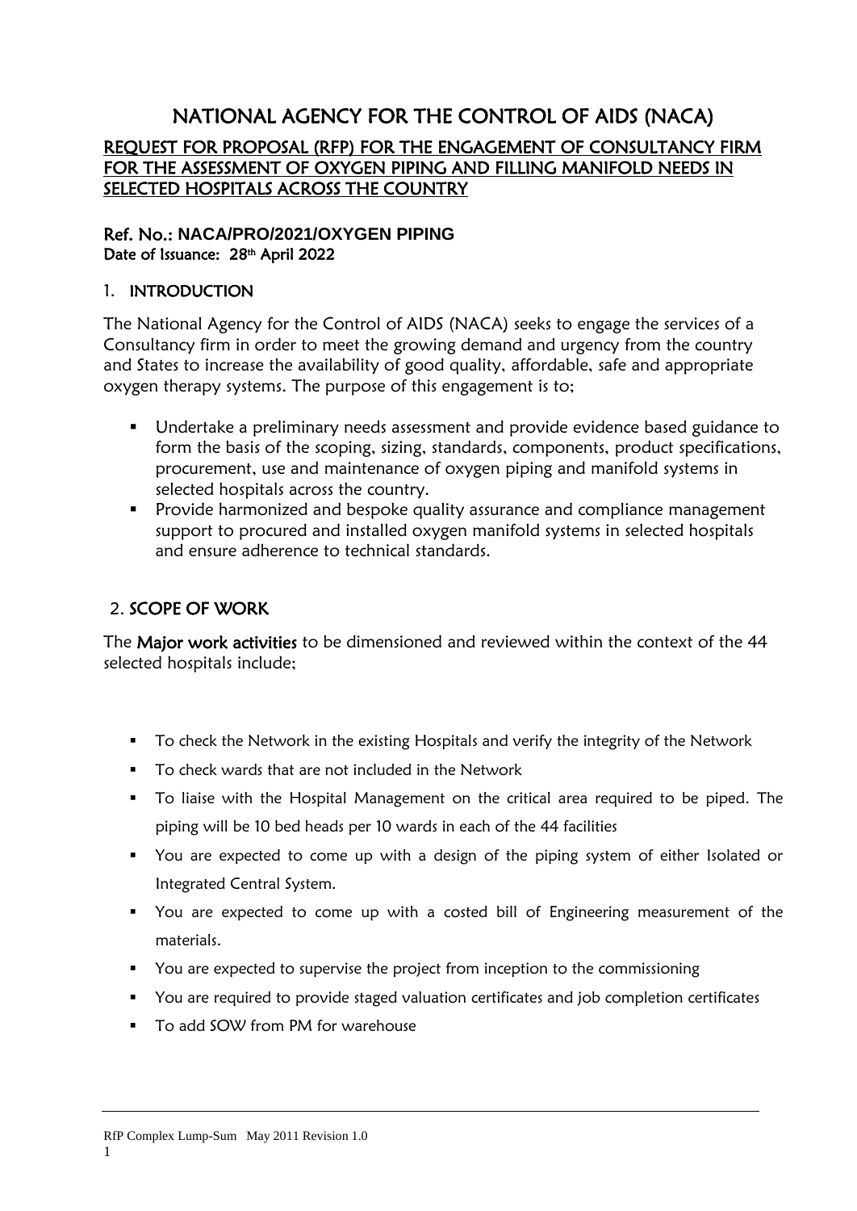# NATIONAL AGENCY FOR THE CONTROL OF AIDS (NACA)

## REQUEST FOR PROPOSAL (RFP) FOR THE ENGAGEMENT OF CONSULTANCY FIRM FOR THE ASSESSMENT OF OXYGEN PIPING AND FILLING MANIFOLD NEEDS IN SELECTED HOSPITALS ACROSS THE COUNTRY

**Ref. No.: NACA/PRO/2021/OXYGEN PIPING**
**Date of Issuance: 28th April 2022**

## 1. INTRODUCTION

The National Agency for the Control of AIDS (NACA) seeks to engage the services of a Consultancy firm in order to meet the growing demand and urgency from the country and States to increase the availability of good quality, affordable, safe and appropriate oxygen therapy systems. The purpose of this engagement is to;

- Undertake a preliminary needs assessment and provide evidence based guidance to form the basis of the scoping, sizing, standards, components, product specifications, procurement, use and maintenance of oxygen piping and manifold systems in selected hospitals across the country.
- Provide harmonized and bespoke quality assurance and compliance management support to procured and installed oxygen manifold systems in selected hospitals and ensure adherence to technical standards.

## 2. SCOPE OF WORK

The **Major work activities** to be dimensioned and reviewed within the context of the 44 selected hospitals include;

- To check the Network in the existing Hospitals and verify the integrity of the Network
- To check wards that are not included in the Network
- To liaise with the Hospital Management on the critical area required to be piped. The piping will be 10 bed heads per 10 wards in each of the 44 facilities
- You are expected to come up with a design of the piping system of either Isolated or Integrated Central System.
- You are expected to come up with a costed bill of Engineering measurement of the materials.
- You are expected to supervise the project from inception to the commissioning
- You are required to provide staged valuation certificates and job completion certificates
- To add SOW from PM for warehouse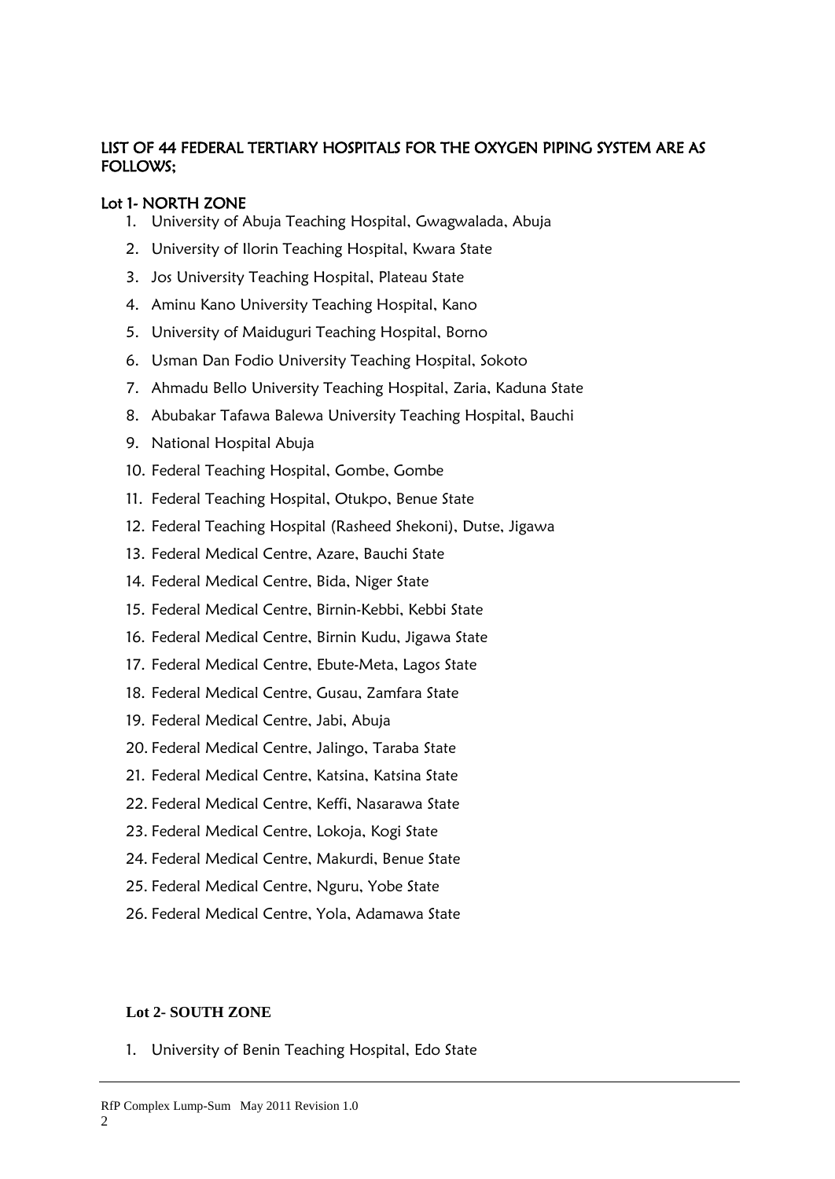## LIST OF 44 FEDERAL TERTIARY HOSPITALS FOR THE OXYGEN PIPING SYSTEM ARE AS FOLLOWS;

### Lot 1- NORTH ZONE

1. University of Abuja Teaching Hospital, Gwagwalada, Abuja
2. University of Ilorin Teaching Hospital, Kwara State
3. Jos University Teaching Hospital, Plateau State
4. Aminu Kano University Teaching Hospital, Kano
5. University of Maiduguri Teaching Hospital, Borno
6. Usman Dan Fodio University Teaching Hospital, Sokoto
7. Ahmadu Bello University Teaching Hospital, Zaria, Kaduna State
8. Abubakar Tafawa Balewa University Teaching Hospital, Bauchi
9. National Hospital Abuja
10. Federal Teaching Hospital, Gombe, Gombe
11. Federal Teaching Hospital, Otukpo, Benue State
12. Federal Teaching Hospital (Rasheed Shekoni), Dutse, Jigawa
13. Federal Medical Centre, Azare, Bauchi State
14. Federal Medical Centre, Bida, Niger State
15. Federal Medical Centre, Birnin-Kebbi, Kebbi State
16. Federal Medical Centre, Birnin Kudu, Jigawa State
17. Federal Medical Centre, Ebute-Meta, Lagos State
18. Federal Medical Centre, Gusau, Zamfara State
19. Federal Medical Centre, Jabi, Abuja
20. Federal Medical Centre, Jalingo, Taraba State
21. Federal Medical Centre, Katsina, Katsina State
22. Federal Medical Centre, Keffi, Nasarawa State
23. Federal Medical Centre, Lokoja, Kogi State
24. Federal Medical Centre, Makurdi, Benue State
25. Federal Medical Centre, Nguru, Yobe State
26. Federal Medical Centre, Yola, Adamawa State

### Lot 2- SOUTH ZONE

1. University of Benin Teaching Hospital, Edo State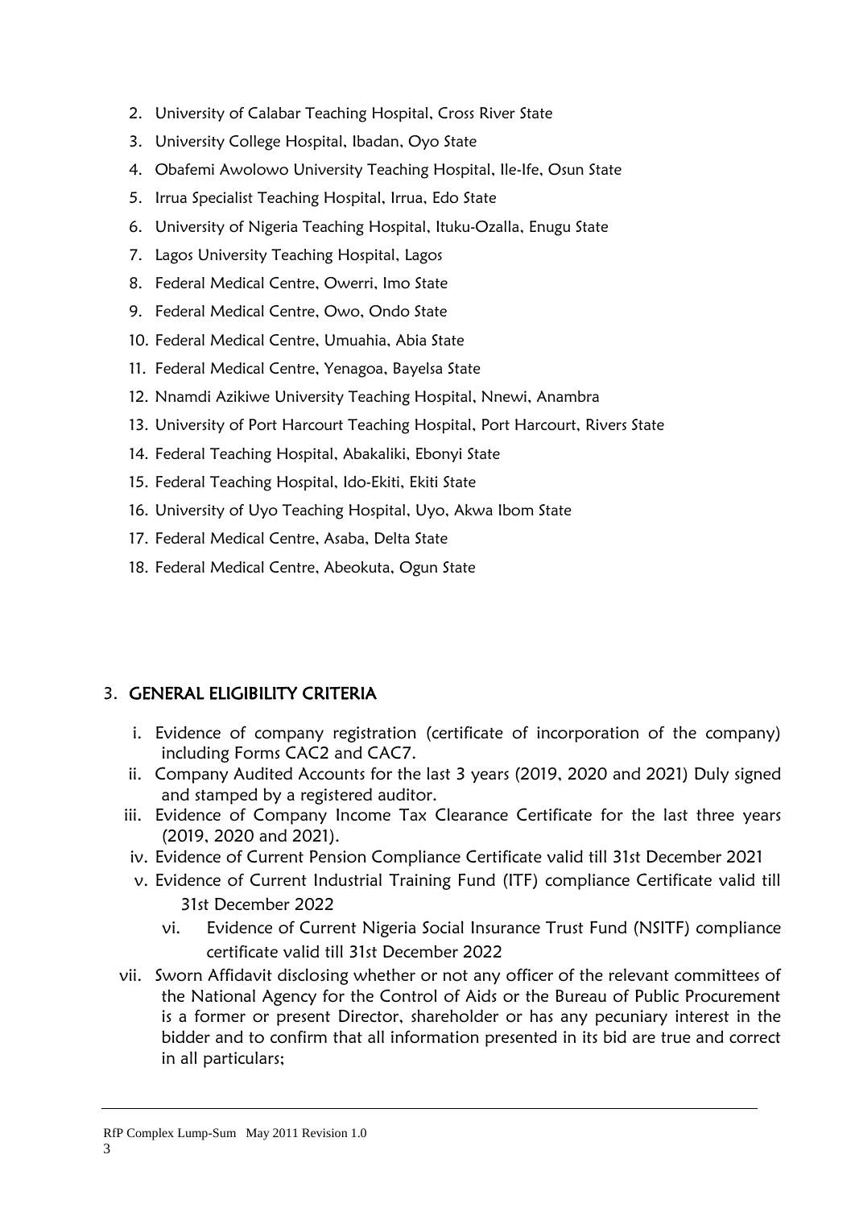2. University of Calabar Teaching Hospital, Cross River State
3. University College Hospital, Ibadan, Oyo State
4. Obafemi Awolowo University Teaching Hospital, Ile-Ife, Osun State
5. Irrua Specialist Teaching Hospital, Irrua, Edo State
6. University of Nigeria Teaching Hospital, Ituku-Ozalla, Enugu State
7. Lagos University Teaching Hospital, Lagos
8. Federal Medical Centre, Owerri, Imo State
9. Federal Medical Centre, Owo, Ondo State
10. Federal Medical Centre, Umuahia, Abia State
11. Federal Medical Centre, Yenagoa, Bayelsa State
12. Nnamdi Azikiwe University Teaching Hospital, Nnewi, Anambra
13. University of Port Harcourt Teaching Hospital, Port Harcourt, Rivers State
14. Federal Teaching Hospital, Abakaliki, Ebonyi State
15. Federal Teaching Hospital, Ido-Ekiti, Ekiti State
16. University of Uyo Teaching Hospital, Uyo, Akwa Ibom State
17. Federal Medical Centre, Asaba, Delta State
18. Federal Medical Centre, Abeokuta, Ogun State

## 3. GENERAL ELIGIBILITY CRITERIA

i. Evidence of company registration (certificate of incorporation of the company) including Forms CAC2 and CAC7.

ii. Company Audited Accounts for the last 3 years (2019, 2020 and 2021) Duly signed and stamped by a registered auditor.

iii. Evidence of Company Income Tax Clearance Certificate for the last three years (2019, 2020 and 2021).

iv. Evidence of Current Pension Compliance Certificate valid till 31st December 2021

v. Evidence of Current Industrial Training Fund (ITF) compliance Certificate valid till 31st December 2022

vi. Evidence of Current Nigeria Social Insurance Trust Fund (NSITF) compliance certificate valid till 31st December 2022

vii. Sworn Affidavit disclosing whether or not any officer of the relevant committees of the National Agency for the Control of Aids or the Bureau of Public Procurement is a former or present Director, shareholder or has any pecuniary interest in the bidder and to confirm that all information presented in its bid are true and correct in all particulars;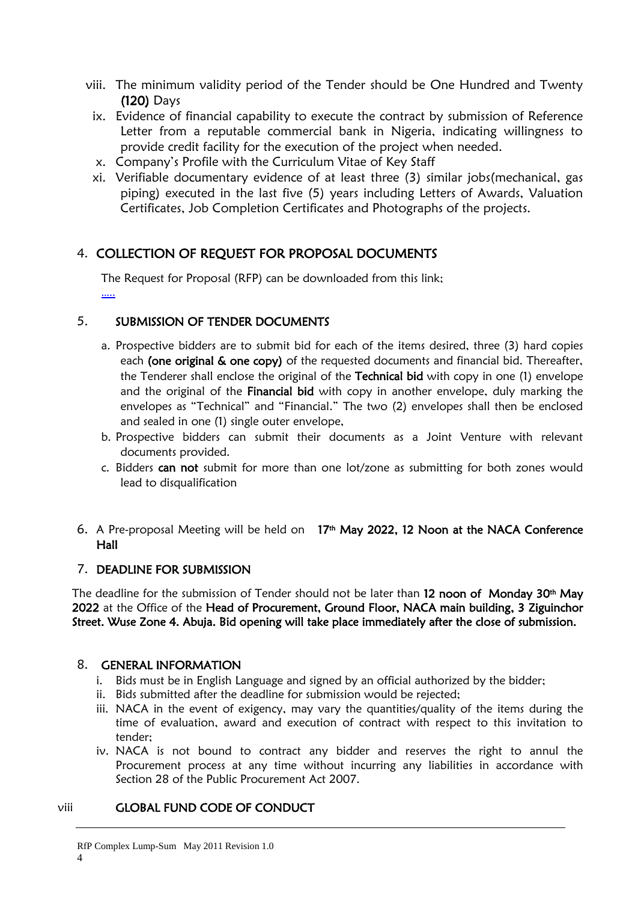viii. The minimum validity period of the Tender should be One Hundred and Twenty **(120)** Days

ix. Evidence of financial capability to execute the contract by submission of Reference Letter from a reputable commercial bank in Nigeria, indicating willingness to provide credit facility for the execution of the project when needed.

x. Company's Profile with the Curriculum Vitae of Key Staff

xi. Verifiable documentary evidence of at least three (3) similar jobs(mechanical, gas piping) executed in the last five (5) years including Letters of Awards, Valuation Certificates, Job Completion Certificates and Photographs of the projects.

## 4. COLLECTION OF REQUEST FOR PROPOSAL DOCUMENTS

The Request for Proposal (RFP) can be downloaded from this link; .....

## 5. SUBMISSION OF TENDER DOCUMENTS

a. Prospective bidders are to submit bid for each of the items desired, three (3) hard copies each **(one original & one copy)** of the requested documents and financial bid. Thereafter, the Tenderer shall enclose the original of the **Technical bid** with copy in one (1) envelope and the original of the **Financial bid** with copy in another envelope, duly marking the envelopes as "Technical" and "Financial." The two (2) envelopes shall then be enclosed and sealed in one (1) single outer envelope,

b. Prospective bidders can submit their documents as a Joint Venture with relevant documents provided.

c. Bidders **can not** submit for more than one lot/zone as submitting for both zones would lead to disqualification

6. A Pre-proposal Meeting will be held on **17th May 2022, 12 Noon at the NACA Conference Hall**

## 7. DEADLINE FOR SUBMISSION

The deadline for the submission of Tender should not be later than **12 noon of Monday 30th May 2022** at the Office of the **Head of Procurement, Ground Floor, NACA main building, 3 Ziguinchor Street. Wuse Zone 4. Abuja. Bid opening will take place immediately after the close of submission.**

## 8. GENERAL INFORMATION

i. Bids must be in English Language and signed by an official authorized by the bidder;

ii. Bids submitted after the deadline for submission would be rejected;

iii. NACA in the event of exigency, may vary the quantities/quality of the items during the time of evaluation, award and execution of contract with respect to this invitation to tender;

iv. NACA is not bound to contract any bidder and reserves the right to annul the Procurement process at any time without incurring any liabilities in accordance with Section 28 of the Public Procurement Act 2007.

## viii GLOBAL FUND CODE OF CONDUCT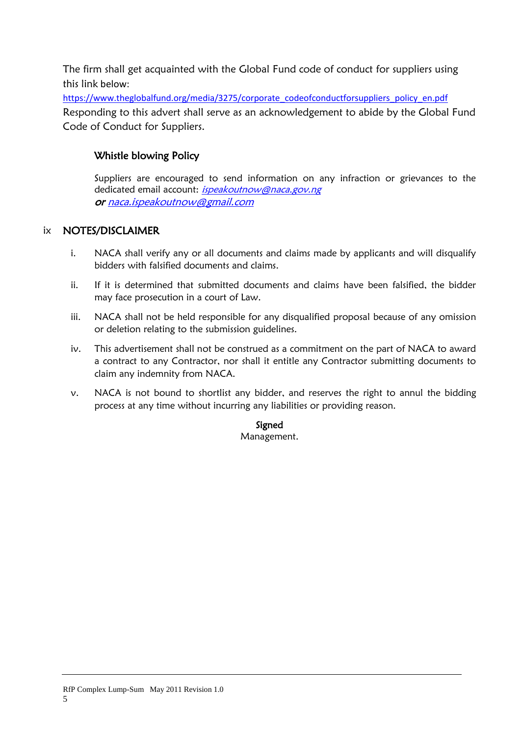The firm shall get acquainted with the Global Fund code of conduct for suppliers using this link below:

https://www.theglobalfund.org/media/3275/corporate_codeofconductforsuppliers_policy_en.pdf

Responding to this advert shall serve as an acknowledgement to abide by the Global Fund Code of Conduct for Suppliers.

### Whistle blowing Policy

Suppliers are encouraged to send information on any infraction or grievances to the dedicated email account: *ispeakoutnow@naca.gov.ng* ***or*** *naca.ispeakoutnow@gmail.com*

## ix NOTES/DISCLAIMER

i. NACA shall verify any or all documents and claims made by applicants and will disqualify bidders with falsified documents and claims.

ii. If it is determined that submitted documents and claims have been falsified, the bidder may face prosecution in a court of Law.

iii. NACA shall not be held responsible for any disqualified proposal because of any omission or deletion relating to the submission guidelines.

iv. This advertisement shall not be construed as a commitment on the part of NACA to award a contract to any Contractor, nor shall it entitle any Contractor submitting documents to claim any indemnity from NACA.

v. NACA is not bound to shortlist any bidder, and reserves the right to annul the bidding process at any time without incurring any liabilities or providing reason.

**Signed**
Management.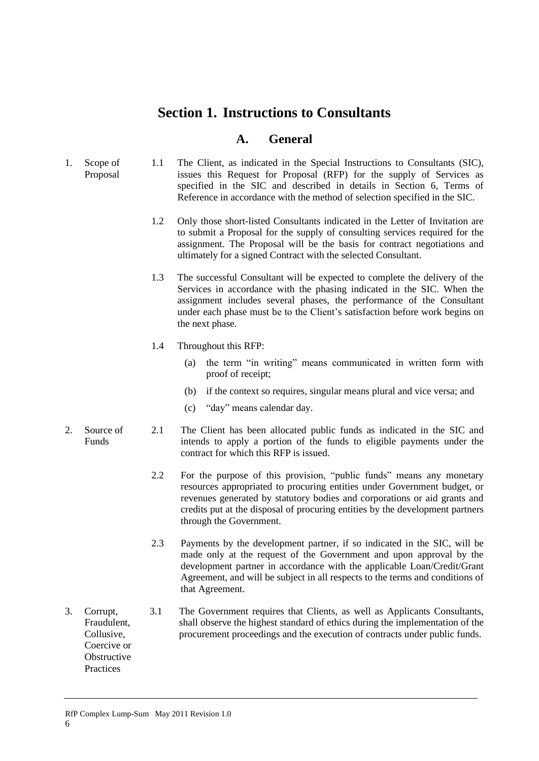# Section 1. Instructions to Consultants

## A. General

**1. Scope of Proposal**

1.1 The Client, as indicated in the Special Instructions to Consultants (SIC), issues this Request for Proposal (RFP) for the supply of Services as specified in the SIC and described in details in Section 6, Terms of Reference in accordance with the method of selection specified in the SIC.

1.2 Only those short-listed Consultants indicated in the Letter of Invitation are to submit a Proposal for the supply of consulting services required for the assignment. The Proposal will be the basis for contract negotiations and ultimately for a signed Contract with the selected Consultant.

1.3 The successful Consultant will be expected to complete the delivery of the Services in accordance with the phasing indicated in the SIC. When the assignment includes several phases, the performance of the Consultant under each phase must be to the Client's satisfaction before work begins on the next phase.

1.4 Throughout this RFP:

(a) the term "in writing" means communicated in written form with proof of receipt;

(b) if the context so requires, singular means plural and vice versa; and

(c) "day" means calendar day.

**2. Source of Funds**

2.1 The Client has been allocated public funds as indicated in the SIC and intends to apply a portion of the funds to eligible payments under the contract for which this RFP is issued.

2.2 For the purpose of this provision, "public funds" means any monetary resources appropriated to procuring entities under Government budget, or revenues generated by statutory bodies and corporations or aid grants and credits put at the disposal of procuring entities by the development partners through the Government.

2.3 Payments by the development partner, if so indicated in the SIC, will be made only at the request of the Government and upon approval by the development partner in accordance with the applicable Loan/Credit/Grant Agreement, and will be subject in all respects to the terms and conditions of that Agreement.

**3. Corrupt, Fraudulent, Collusive, Coercive or Obstructive Practices**

3.1 The Government requires that Clients, as well as Applicants Consultants, shall observe the highest standard of ethics during the implementation of the procurement proceedings and the execution of contracts under public funds.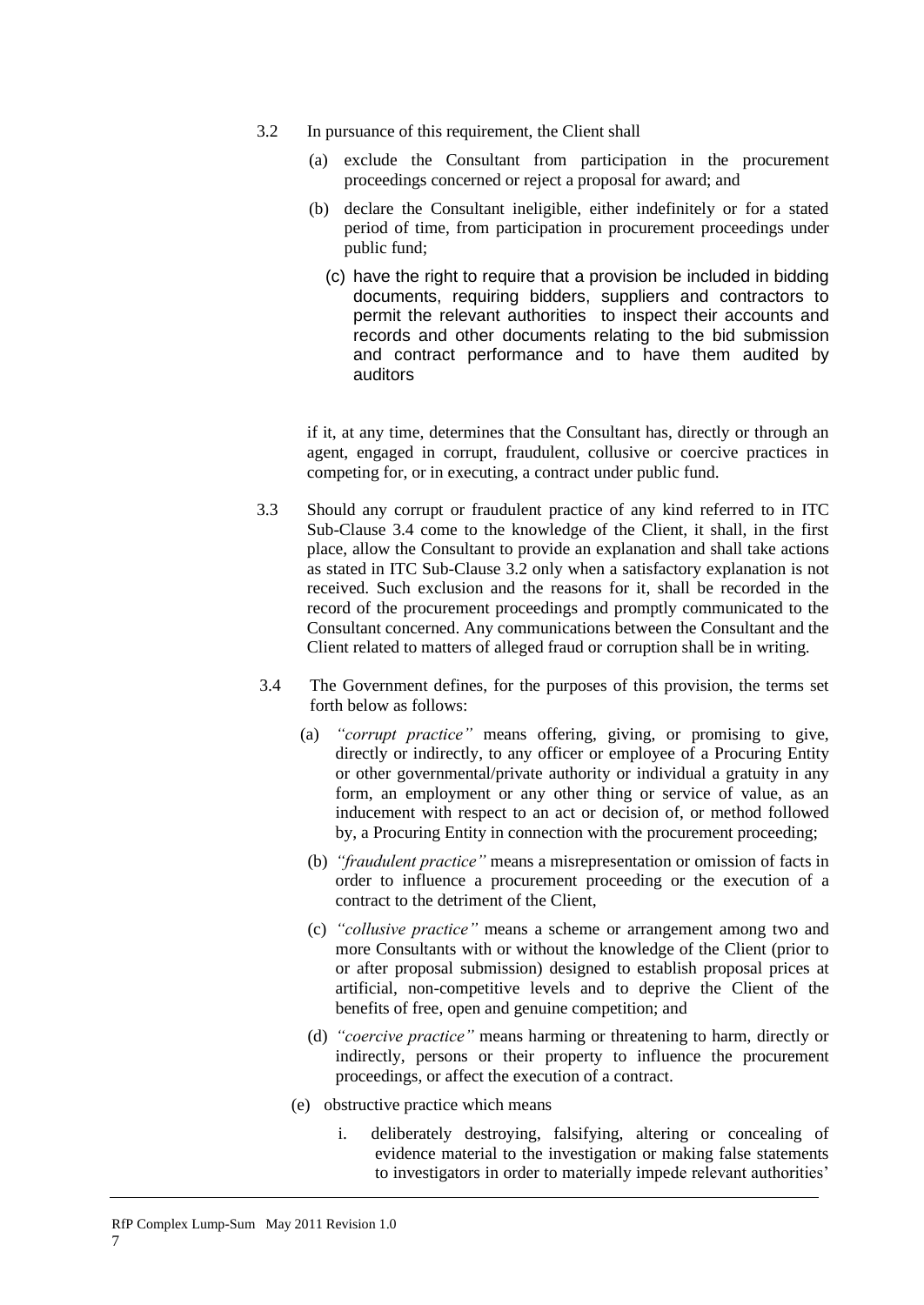3.2 In pursuance of this requirement, the Client shall

(a) exclude the Consultant from participation in the procurement proceedings concerned or reject a proposal for award; and

(b) declare the Consultant ineligible, either indefinitely or for a stated period of time, from participation in procurement proceedings under public fund;

(c) have the right to require that a provision be included in bidding documents, requiring bidders, suppliers and contractors to permit the relevant authorities to inspect their accounts and records and other documents relating to the bid submission and contract performance and to have them audited by auditors

if it, at any time, determines that the Consultant has, directly or through an agent, engaged in corrupt, fraudulent, collusive or coercive practices in competing for, or in executing, a contract under public fund.

3.3 Should any corrupt or fraudulent practice of any kind referred to in ITC Sub-Clause 3.4 come to the knowledge of the Client, it shall, in the first place, allow the Consultant to provide an explanation and shall take actions as stated in ITC Sub-Clause 3.2 only when a satisfactory explanation is not received. Such exclusion and the reasons for it, shall be recorded in the record of the procurement proceedings and promptly communicated to the Consultant concerned. Any communications between the Consultant and the Client related to matters of alleged fraud or corruption shall be in writing.

3.4 The Government defines, for the purposes of this provision, the terms set forth below as follows:

(a) *"corrupt practice"* means offering, giving, or promising to give, directly or indirectly, to any officer or employee of a Procuring Entity or other governmental/private authority or individual a gratuity in any form, an employment or any other thing or service of value, as an inducement with respect to an act or decision of, or method followed by, a Procuring Entity in connection with the procurement proceeding;

(b) *"fraudulent practice"* means a misrepresentation or omission of facts in order to influence a procurement proceeding or the execution of a contract to the detriment of the Client,

(c) *"collusive practice"* means a scheme or arrangement among two and more Consultants with or without the knowledge of the Client (prior to or after proposal submission) designed to establish proposal prices at artificial, non-competitive levels and to deprive the Client of the benefits of free, open and genuine competition; and

(d) *"coercive practice"* means harming or threatening to harm, directly or indirectly, persons or their property to influence the procurement proceedings, or affect the execution of a contract.

(e) obstructive practice which means

i. deliberately destroying, falsifying, altering or concealing of evidence material to the investigation or making false statements to investigators in order to materially impede relevant authorities'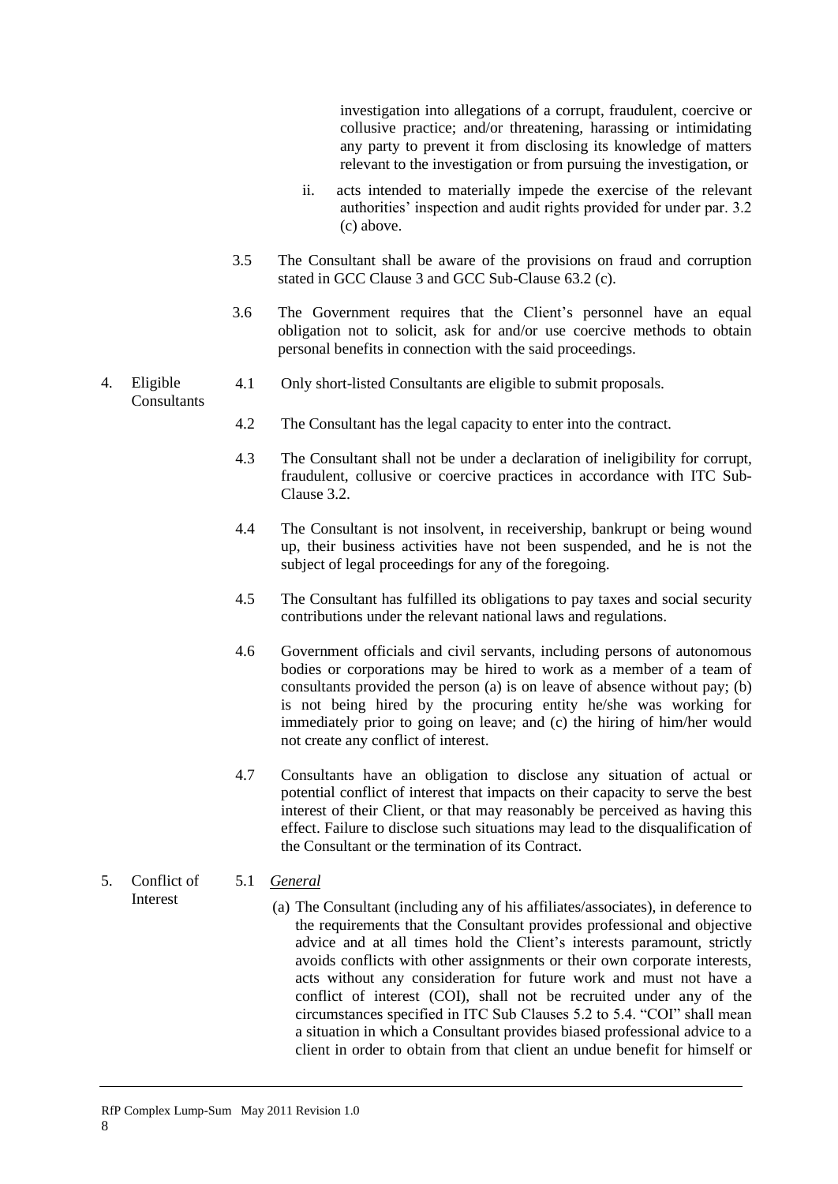investigation into allegations of a corrupt, fraudulent, coercive or collusive practice; and/or threatening, harassing or intimidating any party to prevent it from disclosing its knowledge of matters relevant to the investigation or from pursuing the investigation, or

ii. acts intended to materially impede the exercise of the relevant authorities' inspection and audit rights provided for under par. 3.2 (c) above.

3.5 The Consultant shall be aware of the provisions on fraud and corruption stated in GCC Clause 3 and GCC Sub-Clause 63.2 (c).

3.6 The Government requires that the Client's personnel have an equal obligation not to solicit, ask for and/or use coercive methods to obtain personal benefits in connection with the said proceedings.

**4. Eligible Consultants**

4.1 Only short-listed Consultants are eligible to submit proposals.

4.2 The Consultant has the legal capacity to enter into the contract.

4.3 The Consultant shall not be under a declaration of ineligibility for corrupt, fraudulent, collusive or coercive practices in accordance with ITC Sub-Clause 3.2.

4.4 The Consultant is not insolvent, in receivership, bankrupt or being wound up, their business activities have not been suspended, and he is not the subject of legal proceedings for any of the foregoing.

4.5 The Consultant has fulfilled its obligations to pay taxes and social security contributions under the relevant national laws and regulations.

4.6 Government officials and civil servants, including persons of autonomous bodies or corporations may be hired to work as a member of a team of consultants provided the person (a) is on leave of absence without pay; (b) is not being hired by the procuring entity he/she was working for immediately prior to going on leave; and (c) the hiring of him/her would not create any conflict of interest.

4.7 Consultants have an obligation to disclose any situation of actual or potential conflict of interest that impacts on their capacity to serve the best interest of their Client, or that may reasonably be perceived as having this effect. Failure to disclose such situations may lead to the disqualification of the Consultant or the termination of its Contract.

**5. Conflict of Interest**

5.1 *General*

(a) The Consultant (including any of his affiliates/associates), in deference to the requirements that the Consultant provides professional and objective advice and at all times hold the Client's interests paramount, strictly avoids conflicts with other assignments or their own corporate interests, acts without any consideration for future work and must not have a conflict of interest (COI), shall not be recruited under any of the circumstances specified in ITC Sub Clauses 5.2 to 5.4. "COI" shall mean a situation in which a Consultant provides biased professional advice to a client in order to obtain from that client an undue benefit for himself or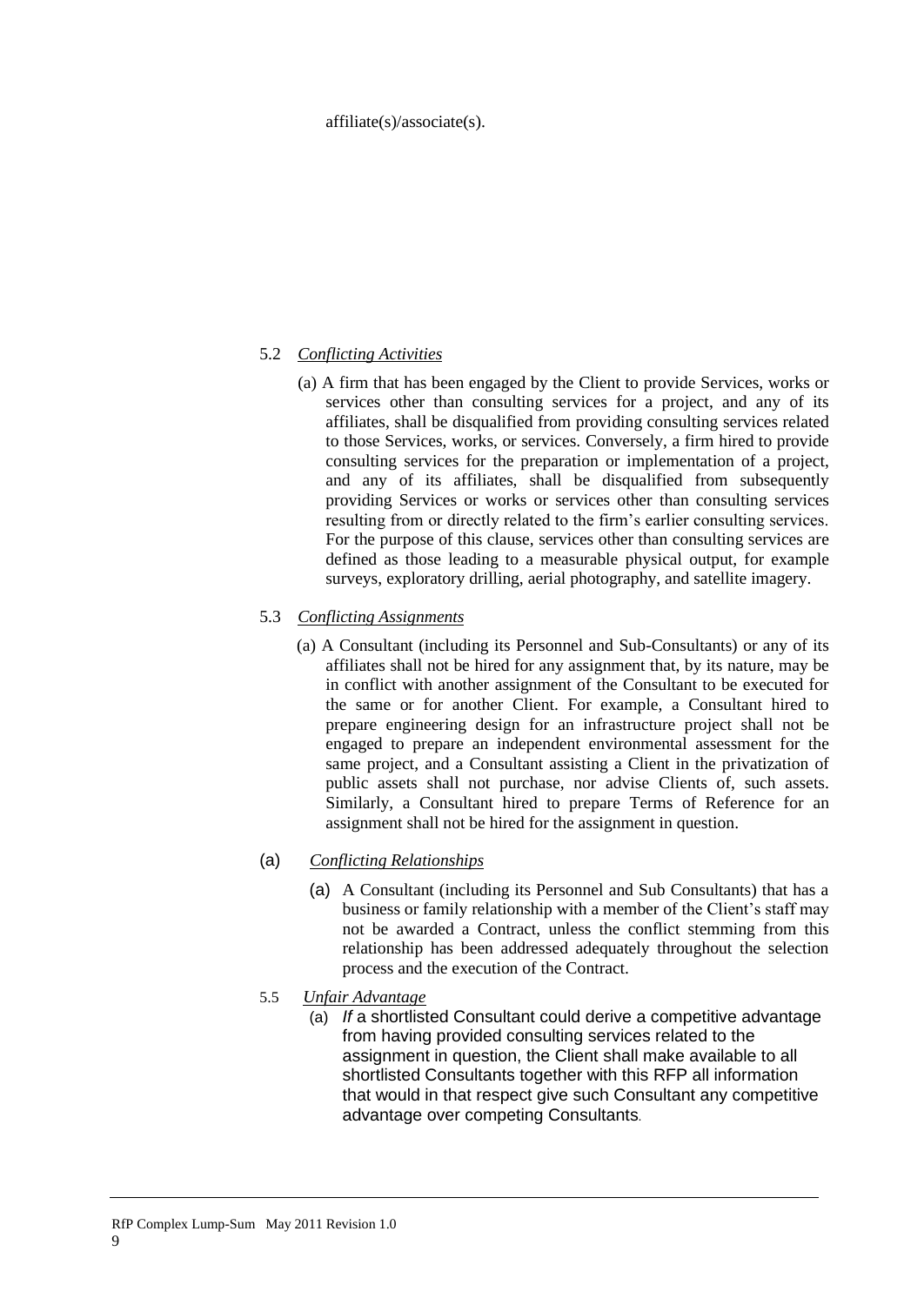affiliate(s)/associate(s).

5.2 *Conflicting Activities*

(a) A firm that has been engaged by the Client to provide Services, works or services other than consulting services for a project, and any of its affiliates, shall be disqualified from providing consulting services related to those Services, works, or services. Conversely, a firm hired to provide consulting services for the preparation or implementation of a project, and any of its affiliates, shall be disqualified from subsequently providing Services or works or services other than consulting services resulting from or directly related to the firm's earlier consulting services. For the purpose of this clause, services other than consulting services are defined as those leading to a measurable physical output, for example surveys, exploratory drilling, aerial photography, and satellite imagery.

5.3 *Conflicting Assignments*

(a) A Consultant (including its Personnel and Sub-Consultants) or any of its affiliates shall not be hired for any assignment that, by its nature, may be in conflict with another assignment of the Consultant to be executed for the same or for another Client. For example, a Consultant hired to prepare engineering design for an infrastructure project shall not be engaged to prepare an independent environmental assessment for the same project, and a Consultant assisting a Client in the privatization of public assets shall not purchase, nor advise Clients of, such assets. Similarly, a Consultant hired to prepare Terms of Reference for an assignment shall not be hired for the assignment in question.

(a) *Conflicting Relationships*

(a) A Consultant (including its Personnel and Sub Consultants) that has a business or family relationship with a member of the Client's staff may not be awarded a Contract, unless the conflict stemming from this relationship has been addressed adequately throughout the selection process and the execution of the Contract.

5.5 *Unfair Advantage*

(a) *If* a shortlisted Consultant could derive a competitive advantage from having provided consulting services related to the assignment in question, the Client shall make available to all shortlisted Consultants together with this RFP all information that would in that respect give such Consultant any competitive advantage over competing Consultants.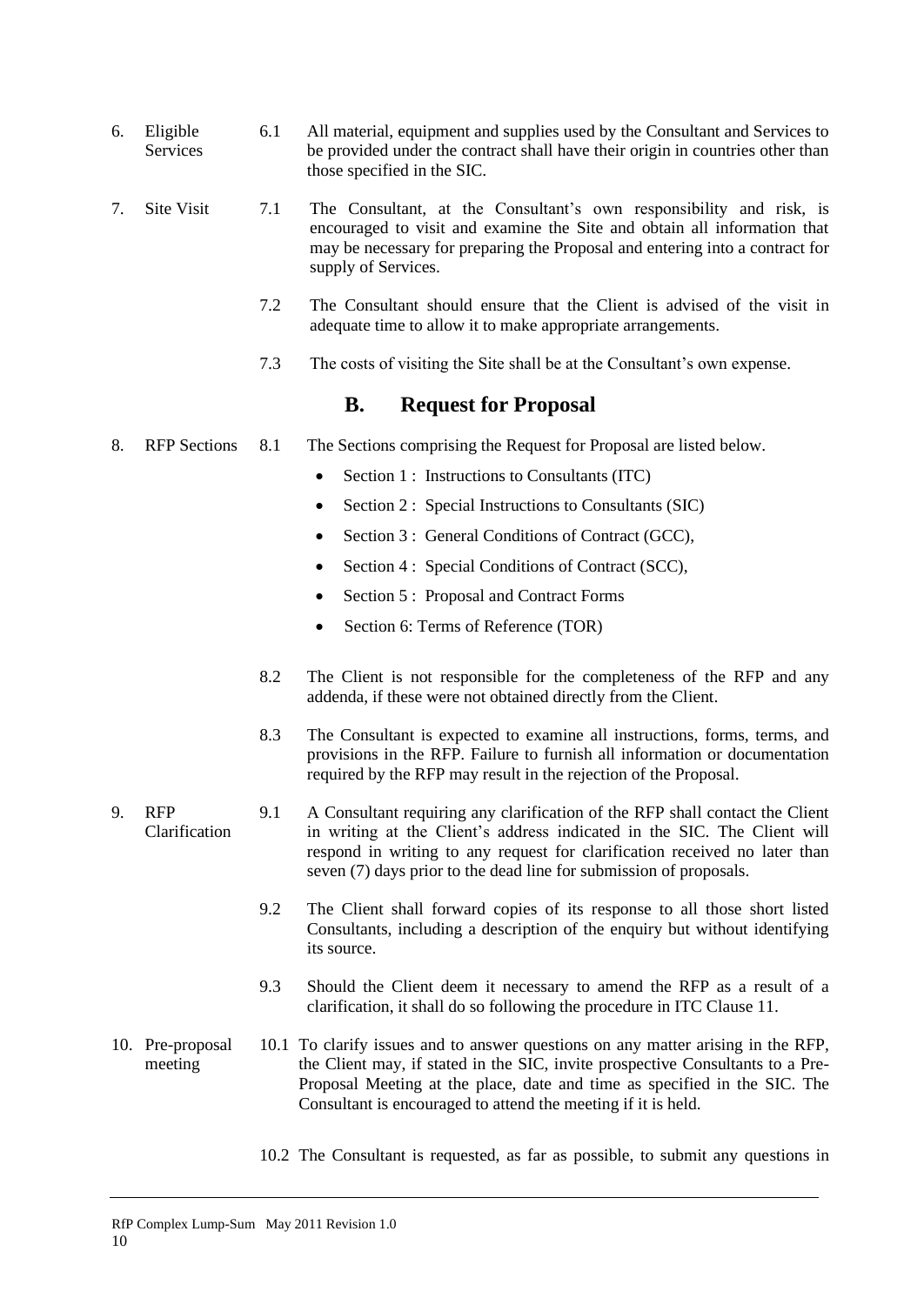6. Eligible Services

6.1 All material, equipment and supplies used by the Consultant and Services to be provided under the contract shall have their origin in countries other than those specified in the SIC.

7. Site Visit

7.1 The Consultant, at the Consultant's own responsibility and risk, is encouraged to visit and examine the Site and obtain all information that may be necessary for preparing the Proposal and entering into a contract for supply of Services.

7.2 The Consultant should ensure that the Client is advised of the visit in adequate time to allow it to make appropriate arrangements.

7.3 The costs of visiting the Site shall be at the Consultant's own expense.

## B. Request for Proposal

8. RFP Sections

8.1 The Sections comprising the Request for Proposal are listed below.

- Section 1 : Instructions to Consultants (ITC)
- Section 2 : Special Instructions to Consultants (SIC)
- Section 3 : General Conditions of Contract (GCC),
- Section 4 : Special Conditions of Contract (SCC),
- Section 5 : Proposal and Contract Forms
- Section 6: Terms of Reference (TOR)

8.2 The Client is not responsible for the completeness of the RFP and any addenda, if these were not obtained directly from the Client.

8.3 The Consultant is expected to examine all instructions, forms, terms, and provisions in the RFP. Failure to furnish all information or documentation required by the RFP may result in the rejection of the Proposal.

9. RFP Clarification

9.1 A Consultant requiring any clarification of the RFP shall contact the Client in writing at the Client's address indicated in the SIC. The Client will respond in writing to any request for clarification received no later than seven (7) days prior to the dead line for submission of proposals.

9.2 The Client shall forward copies of its response to all those short listed Consultants, including a description of the enquiry but without identifying its source.

9.3 Should the Client deem it necessary to amend the RFP as a result of a clarification, it shall do so following the procedure in ITC Clause 11.

10. Pre-proposal meeting

10.1 To clarify issues and to answer questions on any matter arising in the RFP, the Client may, if stated in the SIC, invite prospective Consultants to a Pre-Proposal Meeting at the place, date and time as specified in the SIC. The Consultant is encouraged to attend the meeting if it is held.

10.2 The Consultant is requested, as far as possible, to submit any questions in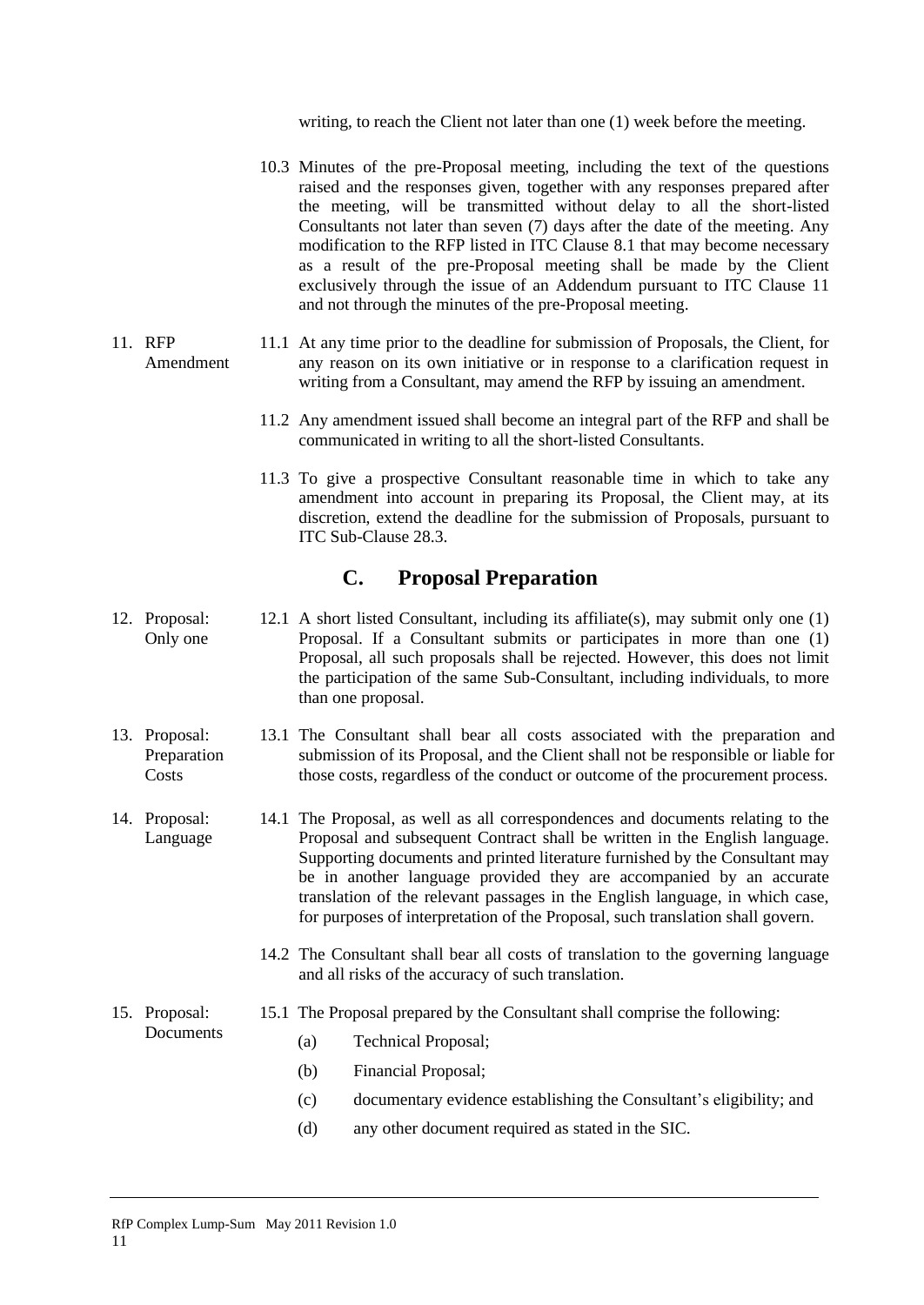writing, to reach the Client not later than one (1) week before the meeting.

10.3 Minutes of the pre-Proposal meeting, including the text of the questions raised and the responses given, together with any responses prepared after the meeting, will be transmitted without delay to all the short-listed Consultants not later than seven (7) days after the date of the meeting. Any modification to the RFP listed in ITC Clause 8.1 that may become necessary as a result of the pre-Proposal meeting shall be made by the Client exclusively through the issue of an Addendum pursuant to ITC Clause 11 and not through the minutes of the pre-Proposal meeting.

**11. RFP Amendment**

11.1 At any time prior to the deadline for submission of Proposals, the Client, for any reason on its own initiative or in response to a clarification request in writing from a Consultant, may amend the RFP by issuing an amendment.

11.2 Any amendment issued shall become an integral part of the RFP and shall be communicated in writing to all the short-listed Consultants.

11.3 To give a prospective Consultant reasonable time in which to take any amendment into account in preparing its Proposal, the Client may, at its discretion, extend the deadline for the submission of Proposals, pursuant to ITC Sub-Clause 28.3.

## C. Proposal Preparation

**12. Proposal: Only one**

12.1 A short listed Consultant, including its affiliate(s), may submit only one (1) Proposal. If a Consultant submits or participates in more than one (1) Proposal, all such proposals shall be rejected. However, this does not limit the participation of the same Sub-Consultant, including individuals, to more than one proposal.

**13. Proposal: Preparation Costs**

13.1 The Consultant shall bear all costs associated with the preparation and submission of its Proposal, and the Client shall not be responsible or liable for those costs, regardless of the conduct or outcome of the procurement process.

**14. Proposal: Language**

14.1 The Proposal, as well as all correspondences and documents relating to the Proposal and subsequent Contract shall be written in the English language. Supporting documents and printed literature furnished by the Consultant may be in another language provided they are accompanied by an accurate translation of the relevant passages in the English language, in which case, for purposes of interpretation of the Proposal, such translation shall govern.

14.2 The Consultant shall bear all costs of translation to the governing language and all risks of the accuracy of such translation.

**15. Proposal: Documents**

15.1 The Proposal prepared by the Consultant shall comprise the following:

(a) Technical Proposal;

(b) Financial Proposal;

(c) documentary evidence establishing the Consultant's eligibility; and

(d) any other document required as stated in the SIC.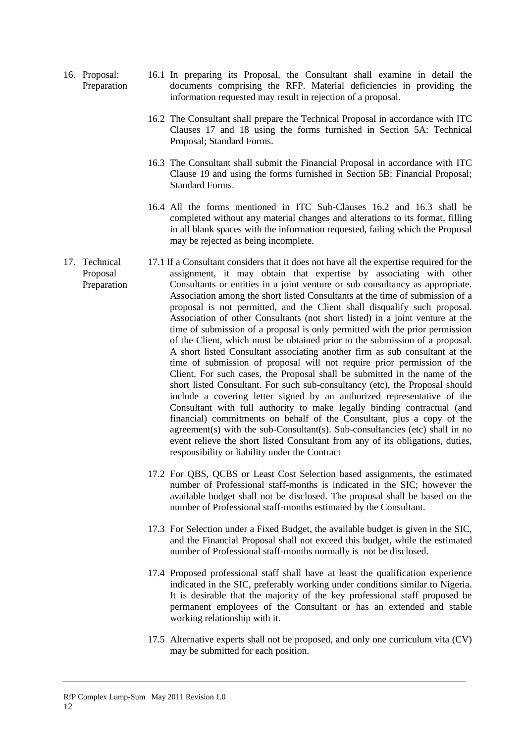16. Proposal: Preparation

16.1 In preparing its Proposal, the Consultant shall examine in detail the documents comprising the RFP. Material deficiencies in providing the information requested may result in rejection of a proposal.

16.2 The Consultant shall prepare the Technical Proposal in accordance with ITC Clauses 17 and 18 using the forms furnished in Section 5A: Technical Proposal; Standard Forms.

16.3 The Consultant shall submit the Financial Proposal in accordance with ITC Clause 19 and using the forms furnished in Section 5B: Financial Proposal; Standard Forms.

16.4 All the forms mentioned in ITC Sub-Clauses 16.2 and 16.3 shall be completed without any material changes and alterations to its format, filling in all blank spaces with the information requested, failing which the Proposal may be rejected as being incomplete.

17. Technical Proposal Preparation

17.1 If a Consultant considers that it does not have all the expertise required for the assignment, it may obtain that expertise by associating with other Consultants or entities in a joint venture or sub consultancy as appropriate. Association among the short listed Consultants at the time of submission of a proposal is not permitted, and the Client shall disqualify such proposal. Association of other Consultants (not short listed) in a joint venture at the time of submission of a proposal is only permitted with the prior permission of the Client, which must be obtained prior to the submission of a proposal. A short listed Consultant associating another firm as sub consultant at the time of submission of proposal will not require prior permission of the Client. For such cases, the Proposal shall be submitted in the name of the short listed Consultant. For such sub-consultancy (etc), the Proposal should include a covering letter signed by an authorized representative of the Consultant with full authority to make legally binding contractual (and financial) commitments on behalf of the Consultant, plus a copy of the agreement(s) with the sub-Consultant(s). Sub-consultancies (etc) shall in no event relieve the short listed Consultant from any of its obligations, duties, responsibility or liability under the Contract

17.2 For QBS, QCBS or Least Cost Selection based assignments, the estimated number of Professional staff-months is indicated in the SIC; however the available budget shall not be disclosed. The proposal shall be based on the number of Professional staff-months estimated by the Consultant.

17.3 For Selection under a Fixed Budget, the available budget is given in the SIC, and the Financial Proposal shall not exceed this budget, while the estimated number of Professional staff-months normally is not be disclosed.

17.4 Proposed professional staff shall have at least the qualification experience indicated in the SIC, preferably working under conditions similar to Nigeria. It is desirable that the majority of the key professional staff proposed be permanent employees of the Consultant or has an extended and stable working relationship with it.

17.5 Alternative experts shall not be proposed, and only one curriculum vita (CV) may be submitted for each position.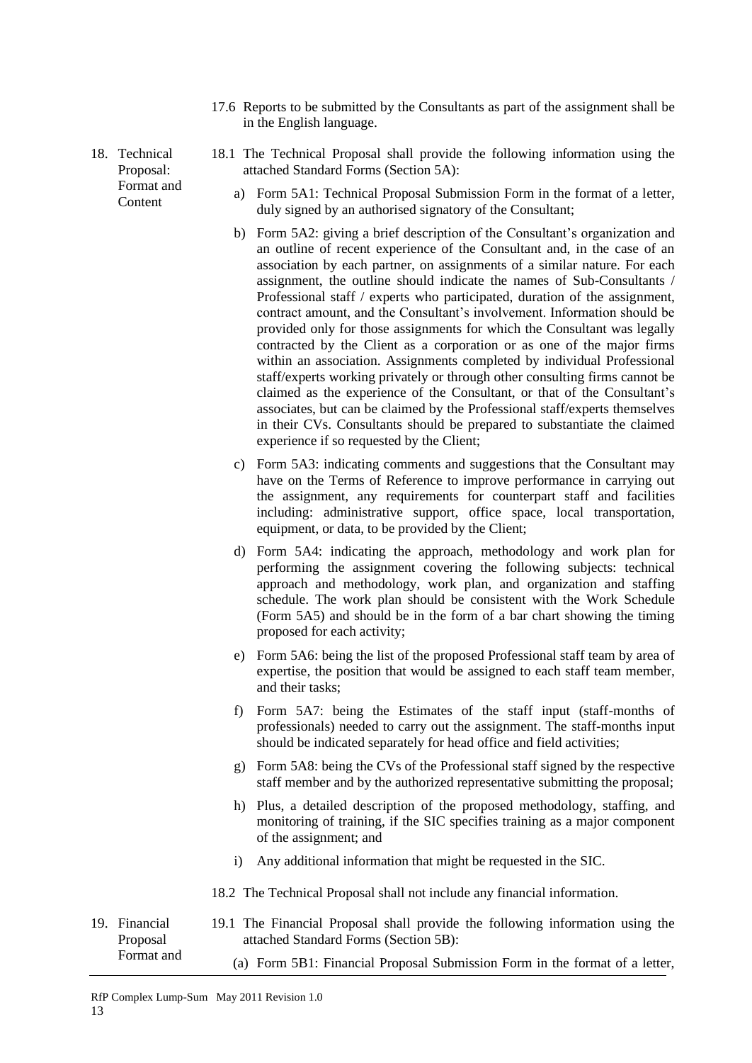17.6 Reports to be submitted by the Consultants as part of the assignment shall be in the English language.

**18. Technical Proposal: Format and Content**

18.1 The Technical Proposal shall provide the following information using the attached Standard Forms (Section 5A):

a) Form 5A1: Technical Proposal Submission Form in the format of a letter, duly signed by an authorised signatory of the Consultant;

b) Form 5A2: giving a brief description of the Consultant's organization and an outline of recent experience of the Consultant and, in the case of an association by each partner, on assignments of a similar nature. For each assignment, the outline should indicate the names of Sub-Consultants / Professional staff / experts who participated, duration of the assignment, contract amount, and the Consultant's involvement. Information should be provided only for those assignments for which the Consultant was legally contracted by the Client as a corporation or as one of the major firms within an association. Assignments completed by individual Professional staff/experts working privately or through other consulting firms cannot be claimed as the experience of the Consultant, or that of the Consultant's associates, but can be claimed by the Professional staff/experts themselves in their CVs. Consultants should be prepared to substantiate the claimed experience if so requested by the Client;

c) Form 5A3: indicating comments and suggestions that the Consultant may have on the Terms of Reference to improve performance in carrying out the assignment, any requirements for counterpart staff and facilities including: administrative support, office space, local transportation, equipment, or data, to be provided by the Client;

d) Form 5A4: indicating the approach, methodology and work plan for performing the assignment covering the following subjects: technical approach and methodology, work plan, and organization and staffing schedule. The work plan should be consistent with the Work Schedule (Form 5A5) and should be in the form of a bar chart showing the timing proposed for each activity;

e) Form 5A6: being the list of the proposed Professional staff team by area of expertise, the position that would be assigned to each staff team member, and their tasks;

f) Form 5A7: being the Estimates of the staff input (staff-months of professionals) needed to carry out the assignment. The staff-months input should be indicated separately for head office and field activities;

g) Form 5A8: being the CVs of the Professional staff signed by the respective staff member and by the authorized representative submitting the proposal;

h) Plus, a detailed description of the proposed methodology, staffing, and monitoring of training, if the SIC specifies training as a major component of the assignment; and

i) Any additional information that might be requested in the SIC.

18.2 The Technical Proposal shall not include any financial information.

**19. Financial Proposal Format and**

19.1 The Financial Proposal shall provide the following information using the attached Standard Forms (Section 5B):

(a) Form 5B1: Financial Proposal Submission Form in the format of a letter,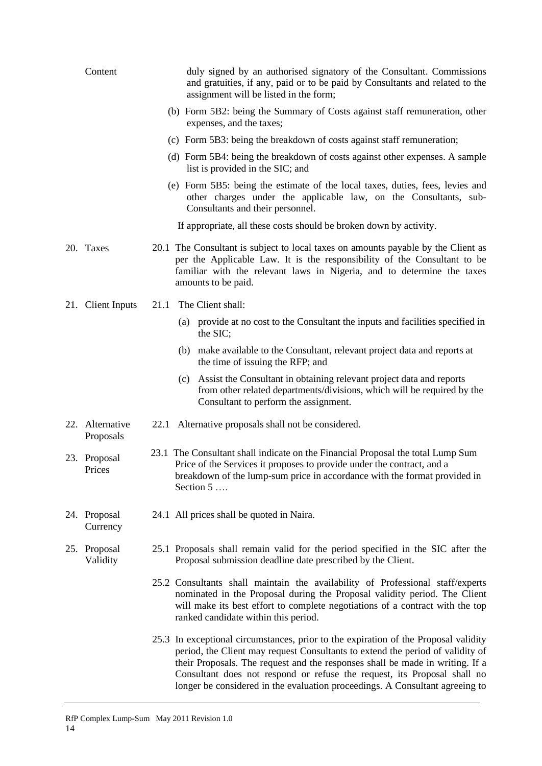| | |
|---|---|
| Content | duly signed by an authorised signatory of the Consultant. Commissions and gratuities, if any, paid or to be paid by Consultants and related to the assignment will be listed in the form;<br><br>(b) Form 5B2: being the Summary of Costs against staff remuneration, other expenses, and the taxes;<br><br>(c) Form 5B3: being the breakdown of costs against staff remuneration;<br><br>(d) Form 5B4: being the breakdown of costs against other expenses. A sample list is provided in the SIC; and<br><br>(e) Form 5B5: being the estimate of the local taxes, duties, fees, levies and other charges under the applicable law, on the Consultants, sub-Consultants and their personnel.<br><br>If appropriate, all these costs should be broken down by activity. |
| 20. Taxes | 20.1 The Consultant is subject to local taxes on amounts payable by the Client as per the Applicable Law. It is the responsibility of the Consultant to be familiar with the relevant laws in Nigeria, and to determine the taxes amounts to be paid. |
| 21. Client Inputs | 21.1 The Client shall:<br><br>(a) provide at no cost to the Consultant the inputs and facilities specified in the SIC;<br><br>(b) make available to the Consultant, relevant project data and reports at the time of issuing the RFP; and<br><br>(c) Assist the Consultant in obtaining relevant project data and reports from other related departments/divisions, which will be required by the Consultant to perform the assignment. |
| 22. Alternative Proposals | 22.1 Alternative proposals shall not be considered. |
| 23. Proposal Prices | 23.1 The Consultant shall indicate on the Financial Proposal the total Lump Sum Price of the Services it proposes to provide under the contract, and a breakdown of the lump-sum price in accordance with the format provided in Section 5 …. |
| 24. Proposal Currency | 24.1 All prices shall be quoted in Naira. |
| 25. Proposal Validity | 25.1 Proposals shall remain valid for the period specified in the SIC after the Proposal submission deadline date prescribed by the Client.<br><br>25.2 Consultants shall maintain the availability of Professional staff/experts nominated in the Proposal during the Proposal validity period. The Client will make its best effort to complete negotiations of a contract with the top ranked candidate within this period.<br><br>25.3 In exceptional circumstances, prior to the expiration of the Proposal validity period, the Client may request Consultants to extend the period of validity of their Proposals. The request and the responses shall be made in writing. If a Consultant does not respond or refuse the request, its Proposal shall no longer be considered in the evaluation proceedings. A Consultant agreeing to |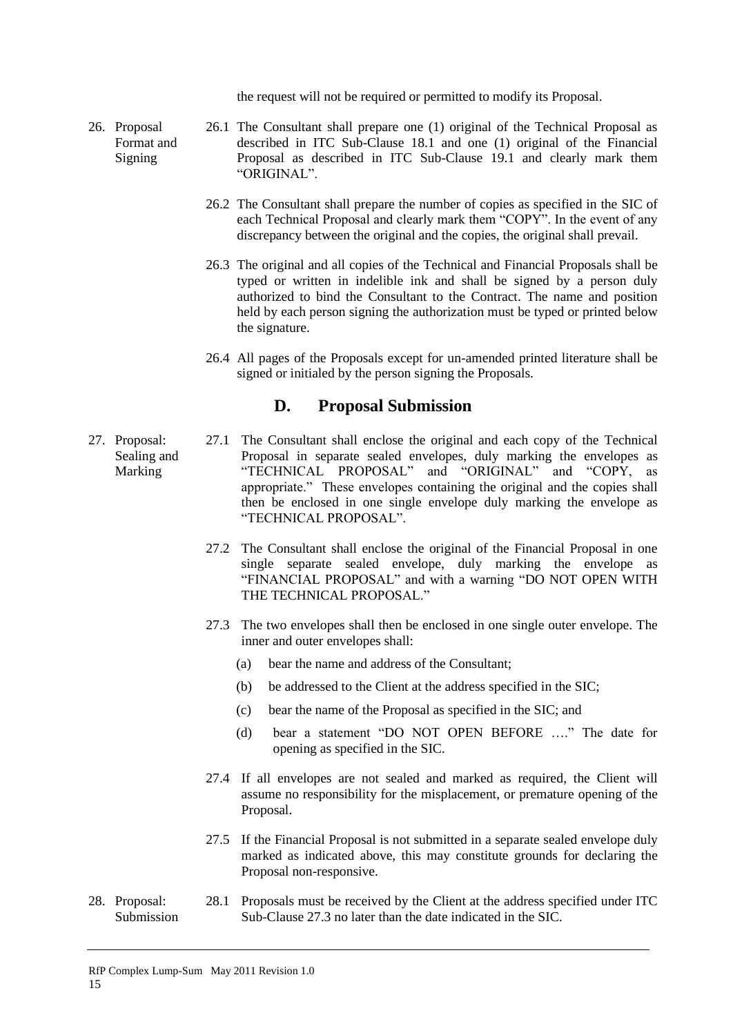the request will not be required or permitted to modify its Proposal.

**26. Proposal Format and Signing**

26.1 The Consultant shall prepare one (1) original of the Technical Proposal as described in ITC Sub-Clause 18.1 and one (1) original of the Financial Proposal as described in ITC Sub-Clause 19.1 and clearly mark them "ORIGINAL".

26.2 The Consultant shall prepare the number of copies as specified in the SIC of each Technical Proposal and clearly mark them "COPY". In the event of any discrepancy between the original and the copies, the original shall prevail.

26.3 The original and all copies of the Technical and Financial Proposals shall be typed or written in indelible ink and shall be signed by a person duly authorized to bind the Consultant to the Contract. The name and position held by each person signing the authorization must be typed or printed below the signature.

26.4 All pages of the Proposals except for un-amended printed literature shall be signed or initialed by the person signing the Proposals.

## D. Proposal Submission

**27. Proposal: Sealing and Marking**

27.1 The Consultant shall enclose the original and each copy of the Technical Proposal in separate sealed envelopes, duly marking the envelopes as "TECHNICAL PROPOSAL" and "ORIGINAL" and "COPY, as appropriate." These envelopes containing the original and the copies shall then be enclosed in one single envelope duly marking the envelope as "TECHNICAL PROPOSAL".

27.2 The Consultant shall enclose the original of the Financial Proposal in one single separate sealed envelope, duly marking the envelope as "FINANCIAL PROPOSAL" and with a warning "DO NOT OPEN WITH THE TECHNICAL PROPOSAL."

27.3 The two envelopes shall then be enclosed in one single outer envelope. The inner and outer envelopes shall:

(a) bear the name and address of the Consultant;

(b) be addressed to the Client at the address specified in the SIC;

(c) bear the name of the Proposal as specified in the SIC; and

(d) bear a statement "DO NOT OPEN BEFORE …." The date for opening as specified in the SIC.

27.4 If all envelopes are not sealed and marked as required, the Client will assume no responsibility for the misplacement, or premature opening of the Proposal.

27.5 If the Financial Proposal is not submitted in a separate sealed envelope duly marked as indicated above, this may constitute grounds for declaring the Proposal non-responsive.

**28. Proposal: Submission**

28.1 Proposals must be received by the Client at the address specified under ITC Sub-Clause 27.3 no later than the date indicated in the SIC.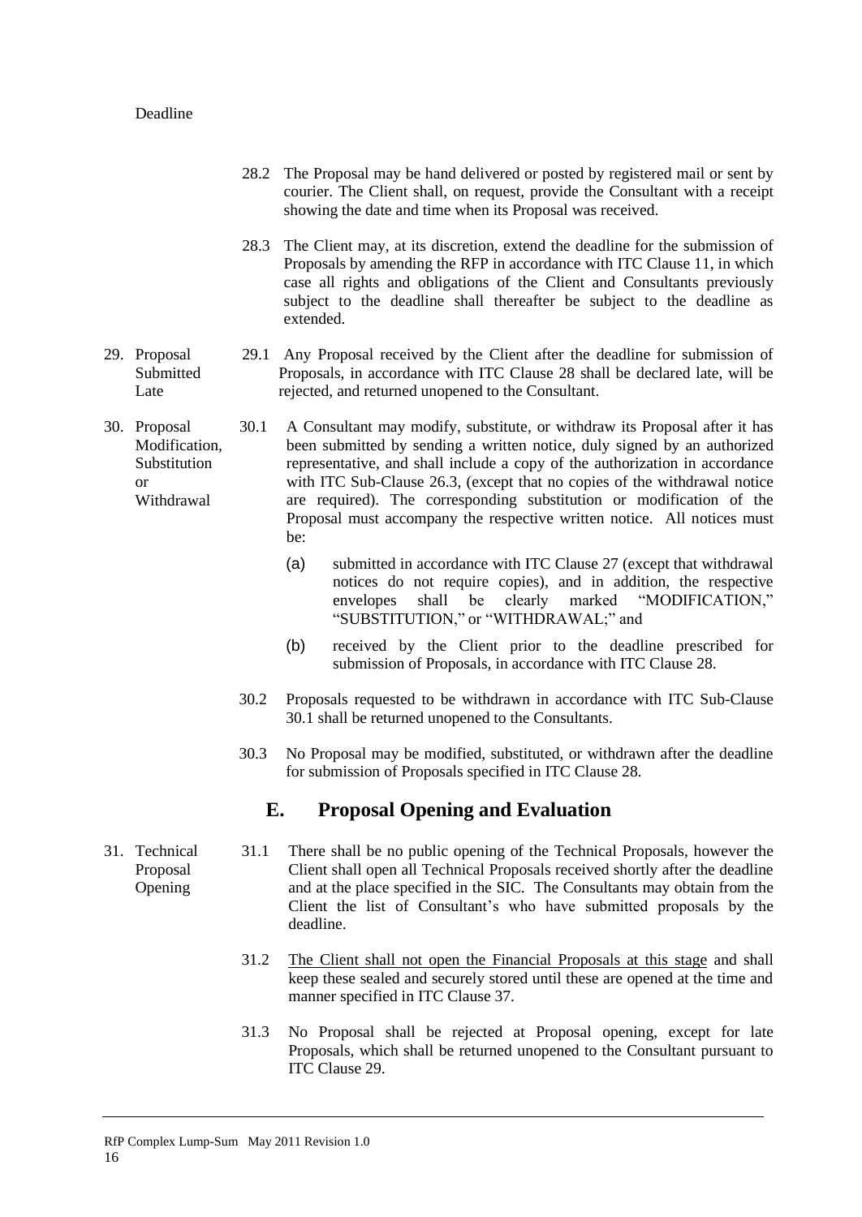Deadline

28.2 The Proposal may be hand delivered or posted by registered mail or sent by courier. The Client shall, on request, provide the Consultant with a receipt showing the date and time when its Proposal was received.

28.3 The Client may, at its discretion, extend the deadline for the submission of Proposals by amending the RFP in accordance with ITC Clause 11, in which case all rights and obligations of the Client and Consultants previously subject to the deadline shall thereafter be subject to the deadline as extended.

29. Proposal Submitted Late

29.1 Any Proposal received by the Client after the deadline for submission of Proposals, in accordance with ITC Clause 28 shall be declared late, will be rejected, and returned unopened to the Consultant.

30. Proposal Modification, Substitution or Withdrawal

30.1 A Consultant may modify, substitute, or withdraw its Proposal after it has been submitted by sending a written notice, duly signed by an authorized representative, and shall include a copy of the authorization in accordance with ITC Sub-Clause 26.3, (except that no copies of the withdrawal notice are required). The corresponding substitution or modification of the Proposal must accompany the respective written notice. All notices must be:

(a) submitted in accordance with ITC Clause 27 (except that withdrawal notices do not require copies), and in addition, the respective envelopes shall be clearly marked "MODIFICATION," "SUBSTITUTION," or "WITHDRAWAL;" and

(b) received by the Client prior to the deadline prescribed for submission of Proposals, in accordance with ITC Clause 28.

30.2 Proposals requested to be withdrawn in accordance with ITC Sub-Clause 30.1 shall be returned unopened to the Consultants.

30.3 No Proposal may be modified, substituted, or withdrawn after the deadline for submission of Proposals specified in ITC Clause 28.

## E. Proposal Opening and Evaluation

31. Technical Proposal Opening

31.1 There shall be no public opening of the Technical Proposals, however the Client shall open all Technical Proposals received shortly after the deadline and at the place specified in the SIC. The Consultants may obtain from the Client the list of Consultant's who have submitted proposals by the deadline.

31.2 <u>The Client shall not open the Financial Proposals at this stage</u> and shall keep these sealed and securely stored until these are opened at the time and manner specified in ITC Clause 37.

31.3 No Proposal shall be rejected at Proposal opening, except for late Proposals, which shall be returned unopened to the Consultant pursuant to ITC Clause 29.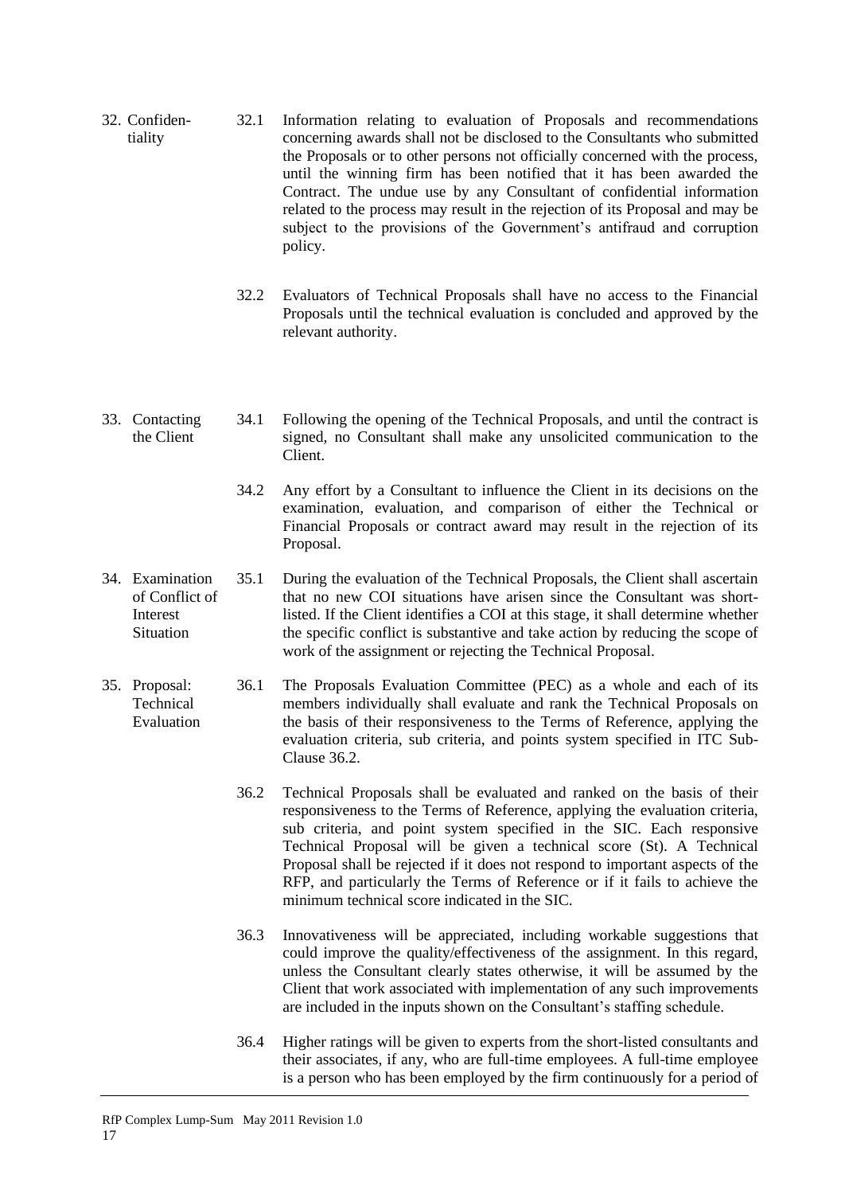**32. Confidentiality**

32.1 Information relating to evaluation of Proposals and recommendations concerning awards shall not be disclosed to the Consultants who submitted the Proposals or to other persons not officially concerned with the process, until the winning firm has been notified that it has been awarded the Contract. The undue use by any Consultant of confidential information related to the process may result in the rejection of its Proposal and may be subject to the provisions of the Government's antifraud and corruption policy.

32.2 Evaluators of Technical Proposals shall have no access to the Financial Proposals until the technical evaluation is concluded and approved by the relevant authority.

**33. Contacting the Client**

34.1 Following the opening of the Technical Proposals, and until the contract is signed, no Consultant shall make any unsolicited communication to the Client.

34.2 Any effort by a Consultant to influence the Client in its decisions on the examination, evaluation, and comparison of either the Technical or Financial Proposals or contract award may result in the rejection of its Proposal.

**34. Examination of Conflict of Interest Situation**

35.1 During the evaluation of the Technical Proposals, the Client shall ascertain that no new COI situations have arisen since the Consultant was short-listed. If the Client identifies a COI at this stage, it shall determine whether the specific conflict is substantive and take action by reducing the scope of work of the assignment or rejecting the Technical Proposal.

**35. Proposal: Technical Evaluation**

36.1 The Proposals Evaluation Committee (PEC) as a whole and each of its members individually shall evaluate and rank the Technical Proposals on the basis of their responsiveness to the Terms of Reference, applying the evaluation criteria, sub criteria, and points system specified in ITC Sub-Clause 36.2.

36.2 Technical Proposals shall be evaluated and ranked on the basis of their responsiveness to the Terms of Reference, applying the evaluation criteria, sub criteria, and point system specified in the SIC. Each responsive Technical Proposal will be given a technical score (St). A Technical Proposal shall be rejected if it does not respond to important aspects of the RFP, and particularly the Terms of Reference or if it fails to achieve the minimum technical score indicated in the SIC.

36.3 Innovativeness will be appreciated, including workable suggestions that could improve the quality/effectiveness of the assignment. In this regard, unless the Consultant clearly states otherwise, it will be assumed by the Client that work associated with implementation of any such improvements are included in the inputs shown on the Consultant's staffing schedule.

36.4 Higher ratings will be given to experts from the short-listed consultants and their associates, if any, who are full-time employees. A full-time employee is a person who has been employed by the firm continuously for a period of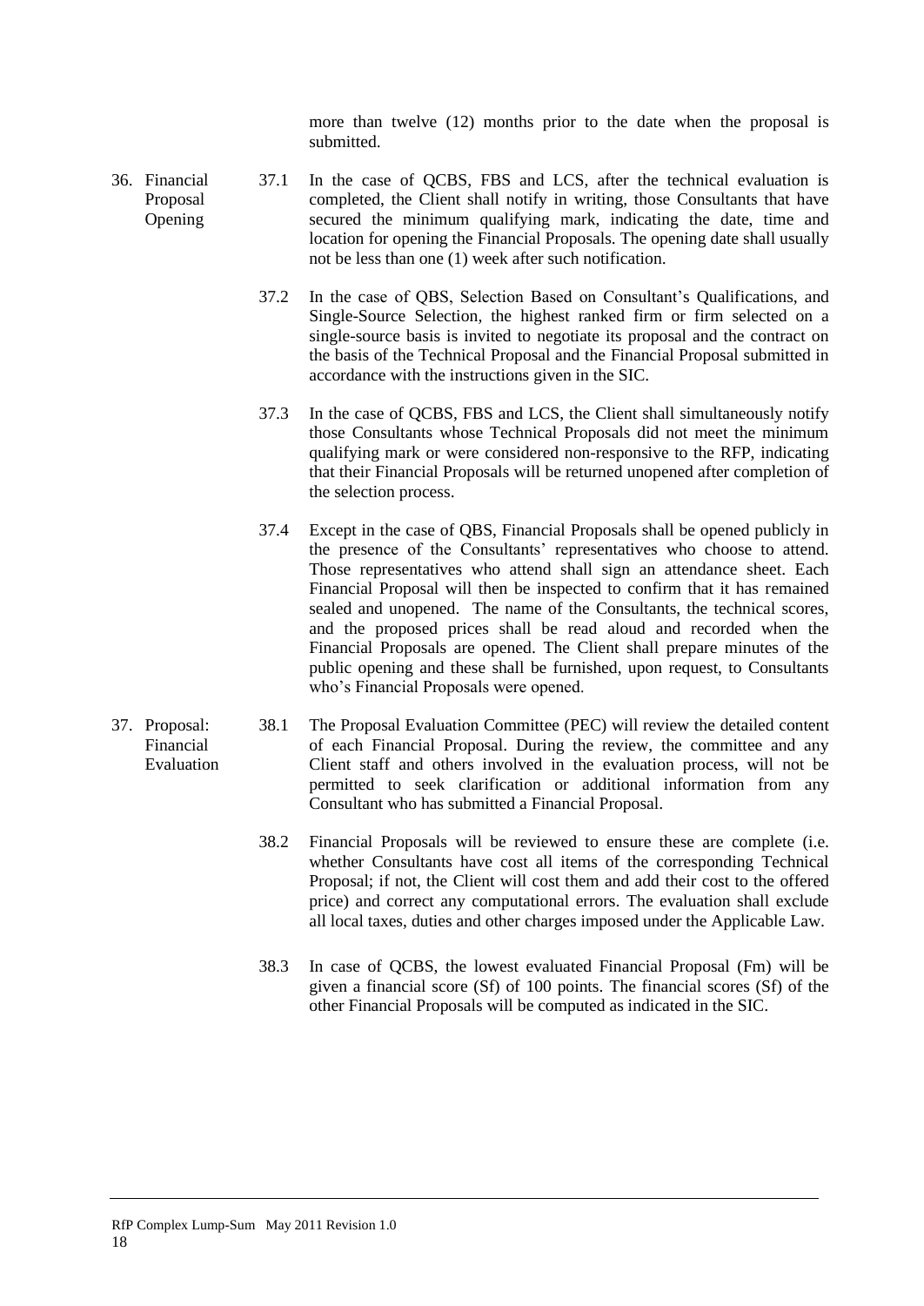more than twelve (12) months prior to the date when the proposal is submitted.

**36. Financial Proposal Opening**

37.1 In the case of QCBS, FBS and LCS, after the technical evaluation is completed, the Client shall notify in writing, those Consultants that have secured the minimum qualifying mark, indicating the date, time and location for opening the Financial Proposals. The opening date shall usually not be less than one (1) week after such notification.

37.2 In the case of QBS, Selection Based on Consultant's Qualifications, and Single-Source Selection, the highest ranked firm or firm selected on a single-source basis is invited to negotiate its proposal and the contract on the basis of the Technical Proposal and the Financial Proposal submitted in accordance with the instructions given in the SIC.

37.3 In the case of QCBS, FBS and LCS, the Client shall simultaneously notify those Consultants whose Technical Proposals did not meet the minimum qualifying mark or were considered non-responsive to the RFP, indicating that their Financial Proposals will be returned unopened after completion of the selection process.

37.4 Except in the case of QBS, Financial Proposals shall be opened publicly in the presence of the Consultants' representatives who choose to attend. Those representatives who attend shall sign an attendance sheet. Each Financial Proposal will then be inspected to confirm that it has remained sealed and unopened. The name of the Consultants, the technical scores, and the proposed prices shall be read aloud and recorded when the Financial Proposals are opened. The Client shall prepare minutes of the public opening and these shall be furnished, upon request, to Consultants who's Financial Proposals were opened.

**37. Proposal: Financial Evaluation**

38.1 The Proposal Evaluation Committee (PEC) will review the detailed content of each Financial Proposal. During the review, the committee and any Client staff and others involved in the evaluation process, will not be permitted to seek clarification or additional information from any Consultant who has submitted a Financial Proposal.

38.2 Financial Proposals will be reviewed to ensure these are complete (i.e. whether Consultants have cost all items of the corresponding Technical Proposal; if not, the Client will cost them and add their cost to the offered price) and correct any computational errors. The evaluation shall exclude all local taxes, duties and other charges imposed under the Applicable Law.

38.3 In case of QCBS, the lowest evaluated Financial Proposal (Fm) will be given a financial score (Sf) of 100 points. The financial scores (Sf) of the other Financial Proposals will be computed as indicated in the SIC.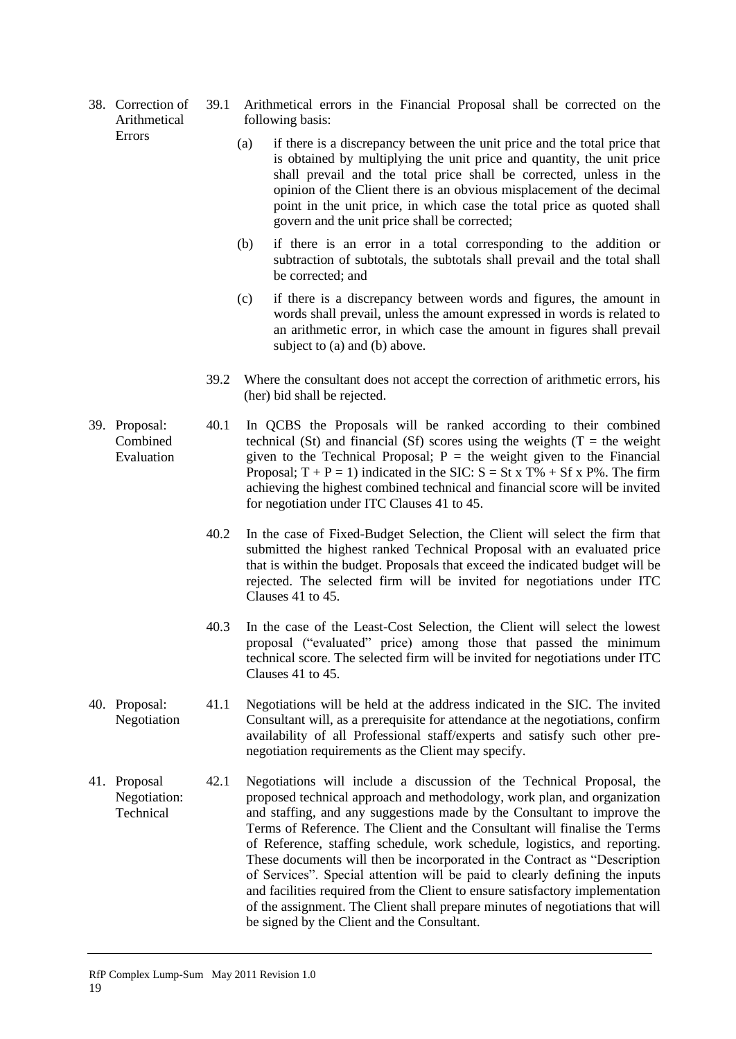**38. Correction of Arithmetical Errors**

39.1 Arithmetical errors in the Financial Proposal shall be corrected on the following basis:

(a) if there is a discrepancy between the unit price and the total price that is obtained by multiplying the unit price and quantity, the unit price shall prevail and the total price shall be corrected, unless in the opinion of the Client there is an obvious misplacement of the decimal point in the unit price, in which case the total price as quoted shall govern and the unit price shall be corrected;

(b) if there is an error in a total corresponding to the addition or subtraction of subtotals, the subtotals shall prevail and the total shall be corrected; and

(c) if there is a discrepancy between words and figures, the amount in words shall prevail, unless the amount expressed in words is related to an arithmetic error, in which case the amount in figures shall prevail subject to (a) and (b) above.

39.2 Where the consultant does not accept the correction of arithmetic errors, his (her) bid shall be rejected.

**39. Proposal: Combined Evaluation**

40.1 In QCBS the Proposals will be ranked according to their combined technical (St) and financial (Sf) scores using the weights (T = the weight given to the Technical Proposal; P = the weight given to the Financial Proposal; $T + P = 1$) indicated in the SIC: $S = St \times T\% + Sf \times P\%$. The firm achieving the highest combined technical and financial score will be invited for negotiation under ITC Clauses 41 to 45.

40.2 In the case of Fixed-Budget Selection, the Client will select the firm that submitted the highest ranked Technical Proposal with an evaluated price that is within the budget. Proposals that exceed the indicated budget will be rejected. The selected firm will be invited for negotiations under ITC Clauses 41 to 45.

40.3 In the case of the Least-Cost Selection, the Client will select the lowest proposal ("evaluated" price) among those that passed the minimum technical score. The selected firm will be invited for negotiations under ITC Clauses 41 to 45.

**40. Proposal: Negotiation**

41.1 Negotiations will be held at the address indicated in the SIC. The invited Consultant will, as a prerequisite for attendance at the negotiations, confirm availability of all Professional staff/experts and satisfy such other pre-negotiation requirements as the Client may specify.

**41. Proposal Negotiation: Technical**

42.1 Negotiations will include a discussion of the Technical Proposal, the proposed technical approach and methodology, work plan, and organization and staffing, and any suggestions made by the Consultant to improve the Terms of Reference. The Client and the Consultant will finalise the Terms of Reference, staffing schedule, work schedule, logistics, and reporting. These documents will then be incorporated in the Contract as "Description of Services". Special attention will be paid to clearly defining the inputs and facilities required from the Client to ensure satisfactory implementation of the assignment. The Client shall prepare minutes of negotiations that will be signed by the Client and the Consultant.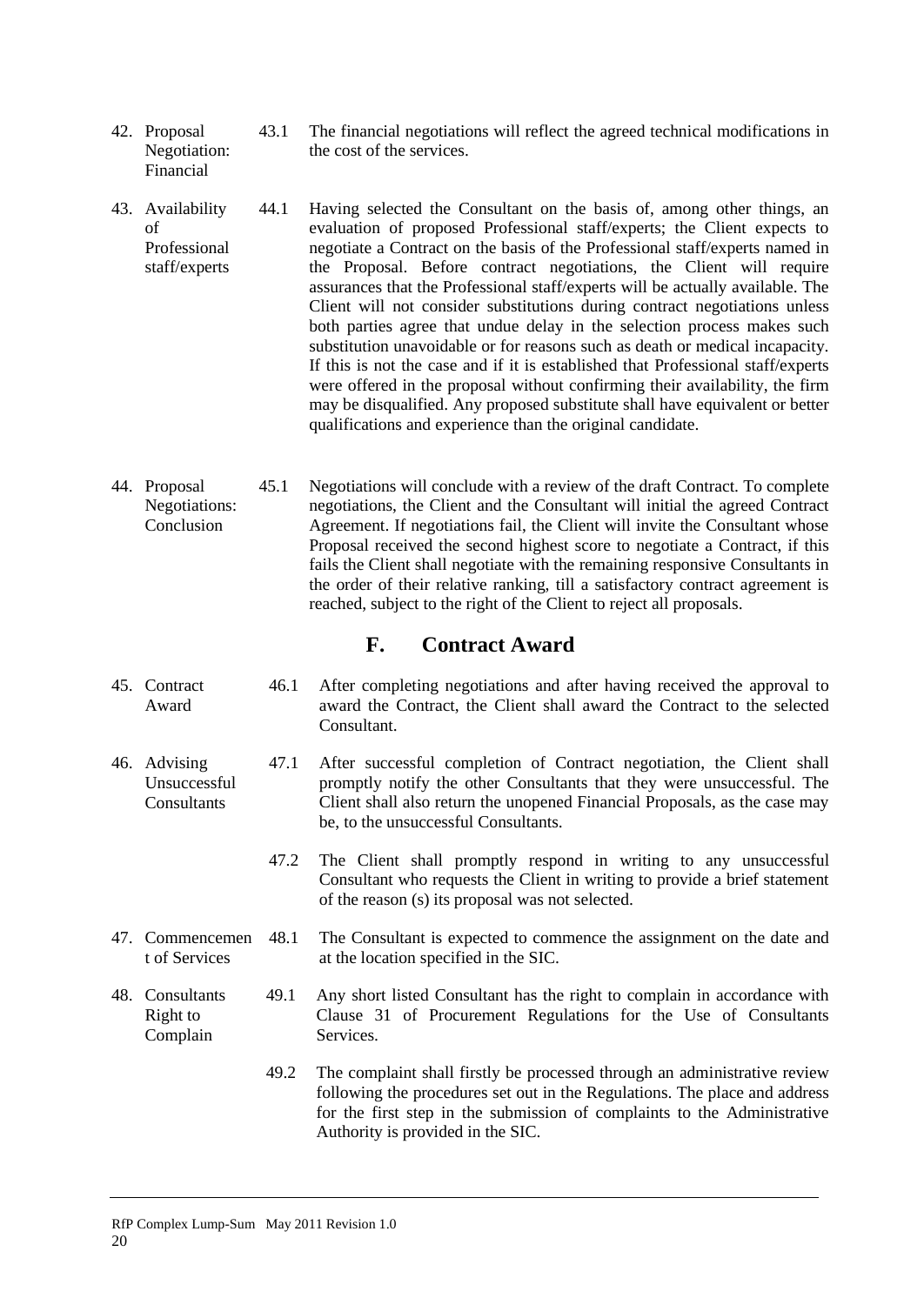42. Proposal Negotiation: Financial

43.1 The financial negotiations will reflect the agreed technical modifications in the cost of the services.

43. Availability of Professional staff/experts

44.1 Having selected the Consultant on the basis of, among other things, an evaluation of proposed Professional staff/experts; the Client expects to negotiate a Contract on the basis of the Professional staff/experts named in the Proposal. Before contract negotiations, the Client will require assurances that the Professional staff/experts will be actually available. The Client will not consider substitutions during contract negotiations unless both parties agree that undue delay in the selection process makes such substitution unavoidable or for reasons such as death or medical incapacity. If this is not the case and if it is established that Professional staff/experts were offered in the proposal without confirming their availability, the firm may be disqualified. Any proposed substitute shall have equivalent or better qualifications and experience than the original candidate.

44. Proposal Negotiations: Conclusion

45.1 Negotiations will conclude with a review of the draft Contract. To complete negotiations, the Client and the Consultant will initial the agreed Contract Agreement. If negotiations fail, the Client will invite the Consultant whose Proposal received the second highest score to negotiate a Contract, if this fails the Client shall negotiate with the remaining responsive Consultants in the order of their relative ranking, till a satisfactory contract agreement is reached, subject to the right of the Client to reject all proposals.

## F. Contract Award

45. Contract Award

46.1 After completing negotiations and after having received the approval to award the Contract, the Client shall award the Contract to the selected Consultant.

46. Advising Unsuccessful Consultants

47.1 After successful completion of Contract negotiation, the Client shall promptly notify the other Consultants that they were unsuccessful. The Client shall also return the unopened Financial Proposals, as the case may be, to the unsuccessful Consultants.

47.2 The Client shall promptly respond in writing to any unsuccessful Consultant who requests the Client in writing to provide a brief statement of the reason (s) its proposal was not selected.

47. Commencement of Services

48.1 The Consultant is expected to commence the assignment on the date and at the location specified in the SIC.

48. Consultants Right to Complain

49.1 Any short listed Consultant has the right to complain in accordance with Clause 31 of Procurement Regulations for the Use of Consultants Services.

49.2 The complaint shall firstly be processed through an administrative review following the procedures set out in the Regulations. The place and address for the first step in the submission of complaints to the Administrative Authority is provided in the SIC.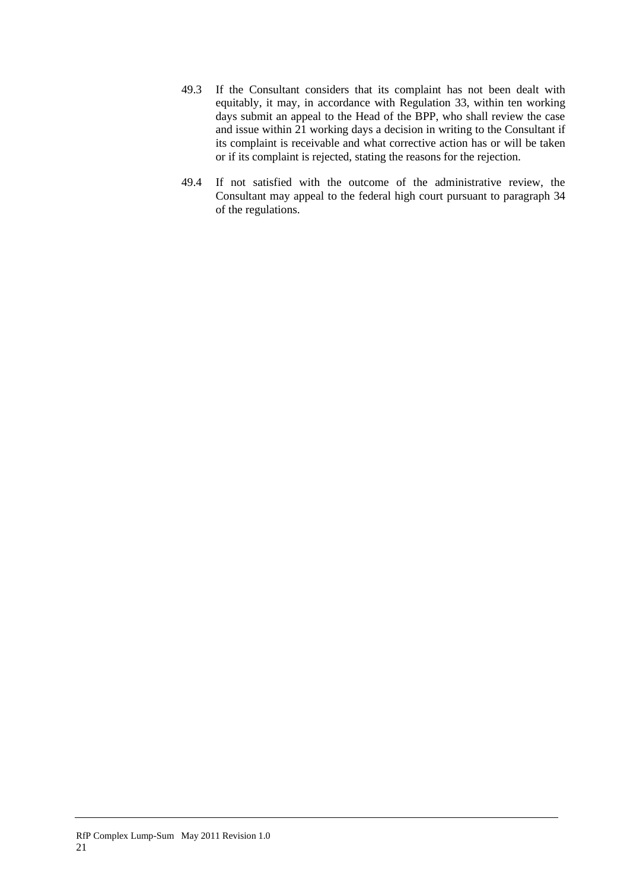49.3 If the Consultant considers that its complaint has not been dealt with equitably, it may, in accordance with Regulation 33, within ten working days submit an appeal to the Head of the BPP, who shall review the case and issue within 21 working days a decision in writing to the Consultant if its complaint is receivable and what corrective action has or will be taken or if its complaint is rejected, stating the reasons for the rejection.

49.4 If not satisfied with the outcome of the administrative review, the Consultant may appeal to the federal high court pursuant to paragraph 34 of the regulations.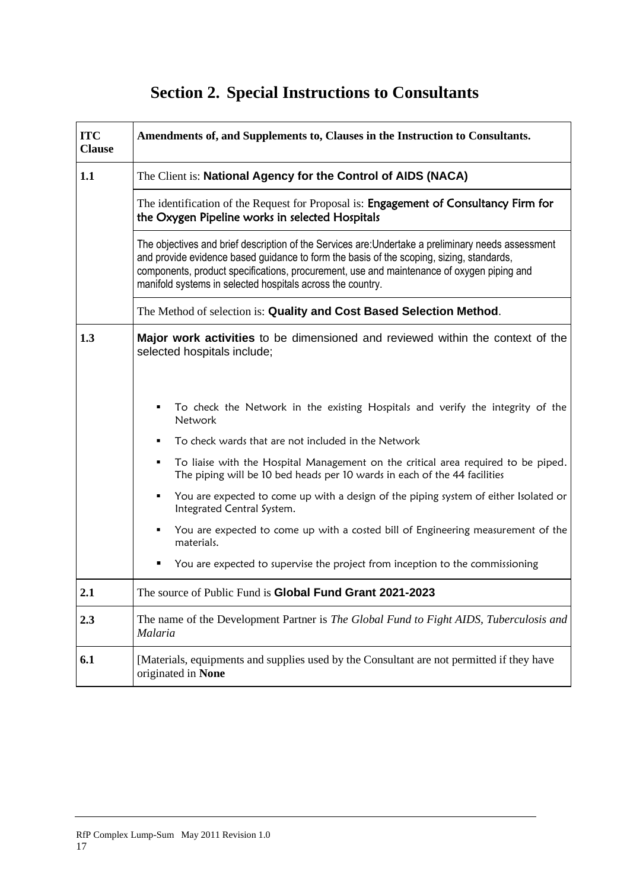# Section 2. Special Instructions to Consultants

| ITC Clause | Amendments of, and Supplements to, Clauses in the Instruction to Consultants. |
|---|---|
| 1.1 | The Client is: **National Agency for the Control of AIDS (NACA)** |
| | The identification of the Request for Proposal is: **Engagement of Consultancy Firm for the Oxygen Pipeline works in selected Hospitals** |
| | The objectives and brief description of the Services are:Undertake a preliminary needs assessment and provide evidence based guidance to form the basis of the scoping, sizing, standards, components, product specifications, procurement, use and maintenance of oxygen piping and manifold systems in selected hospitals across the country. |
| | The Method of selection is: **Quality and Cost Based Selection Method**. |
| 1.3 | **Major work activities** to be dimensioned and reviewed within the context of the selected hospitals include;<br><br>▪ To check the Network in the existing Hospitals and verify the integrity of the Network<br>▪ To check wards that are not included in the Network<br>▪ To liaise with the Hospital Management on the critical area required to be piped. The piping will be 10 bed heads per 10 wards in each of the 44 facilities<br>▪ You are expected to come up with a design of the piping system of either Isolated or Integrated Central System.<br>▪ You are expected to come up with a costed bill of Engineering measurement of the materials.<br>▪ You are expected to supervise the project from inception to the commissioning |
| 2.1 | The source of Public Fund is **Global Fund Grant 2021-2023** |
| 2.3 | The name of the Development Partner is *The Global Fund to Fight AIDS, Tuberculosis and Malaria* |
| 6.1 | [Materials, equipments and supplies used by the Consultant are not permitted if they have originated in **None** |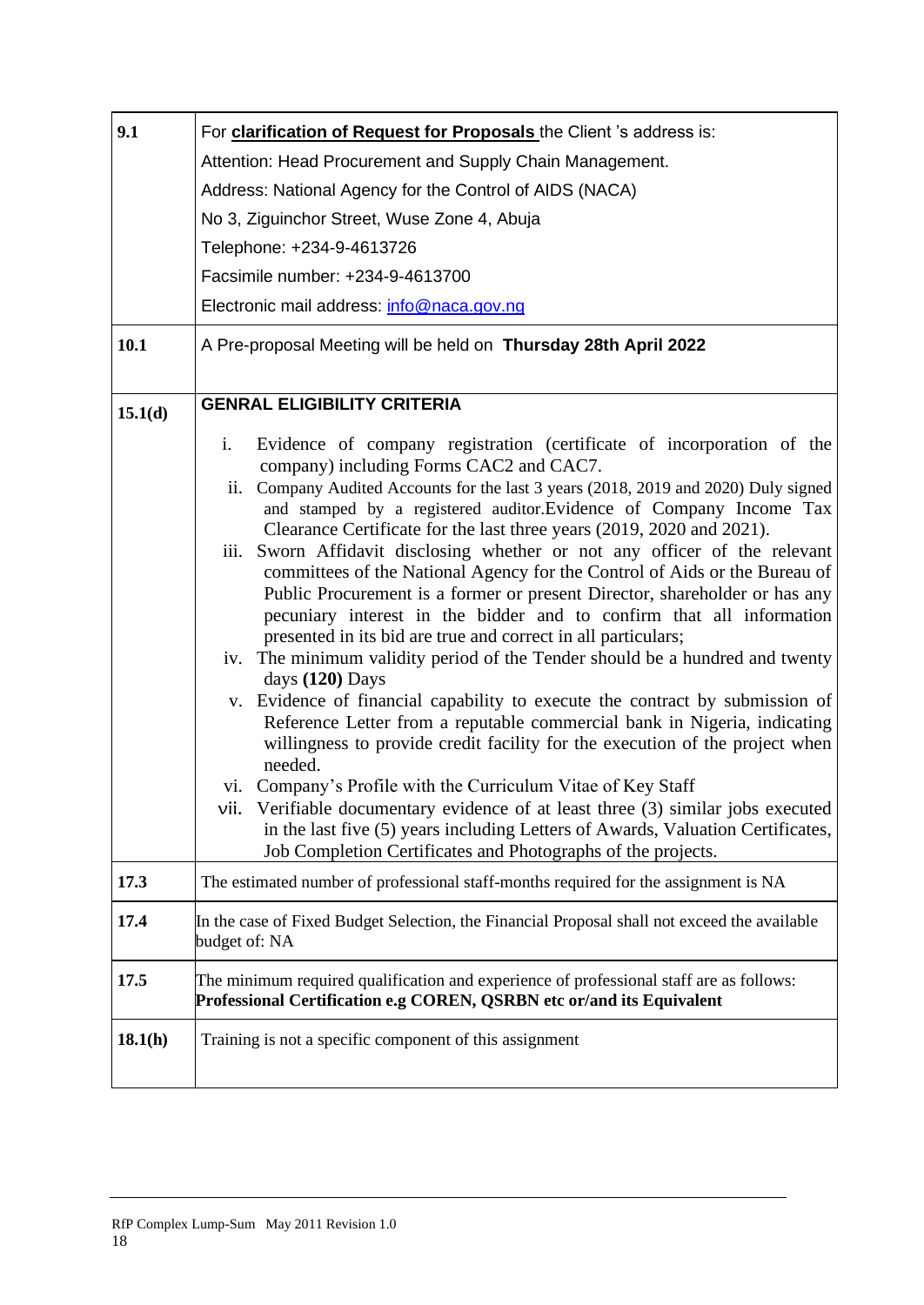| | |
|---|---|
| **9.1** | For **clarification of Request for Proposals** the Client 's address is:<br>Attention: Head Procurement and Supply Chain Management.<br>Address: National Agency for the Control of AIDS (NACA)<br>No 3, Ziguinchor Street, Wuse Zone 4, Abuja<br>Telephone: +234-9-4613726<br>Facsimile number: +234-9-4613700<br>Electronic mail address: info@naca.gov.ng |
| **10.1** | A Pre-proposal Meeting will be held on **Thursday 28th April 2022** |
| **15.1(d)** | **GENRAL ELIGIBILITY CRITERIA**<br>i. Evidence of company registration (certificate of incorporation of the company) including Forms CAC2 and CAC7.<br>ii. Company Audited Accounts for the last 3 years (2018, 2019 and 2020) Duly signed and stamped by a registered auditor.Evidence of Company Income Tax Clearance Certificate for the last three years (2019, 2020 and 2021).<br>iii. Sworn Affidavit disclosing whether or not any officer of the relevant committees of the National Agency for the Control of Aids or the Bureau of Public Procurement is a former or present Director, shareholder or has any pecuniary interest in the bidder and to confirm that all information presented in its bid are true and correct in all particulars;<br>iv. The minimum validity period of the Tender should be a hundred and twenty days **(120)** Days<br>v. Evidence of financial capability to execute the contract by submission of Reference Letter from a reputable commercial bank in Nigeria, indicating willingness to provide credit facility for the execution of the project when needed.<br>vi. Company's Profile with the Curriculum Vitae of Key Staff<br>vii. Verifiable documentary evidence of at least three (3) similar jobs executed in the last five (5) years including Letters of Awards, Valuation Certificates, Job Completion Certificates and Photographs of the projects. |
| **17.3** | The estimated number of professional staff-months required for the assignment is NA |
| **17.4** | In the case of Fixed Budget Selection, the Financial Proposal shall not exceed the available budget of: NA |
| **17.5** | The minimum required qualification and experience of professional staff are as follows:<br>**Professional Certification e.g COREN, QSRBN etc or/and its Equivalent** |
| **18.1(h)** | Training is not a specific component of this assignment |

RfP Complex Lump-Sum May 2011 Revision 1.0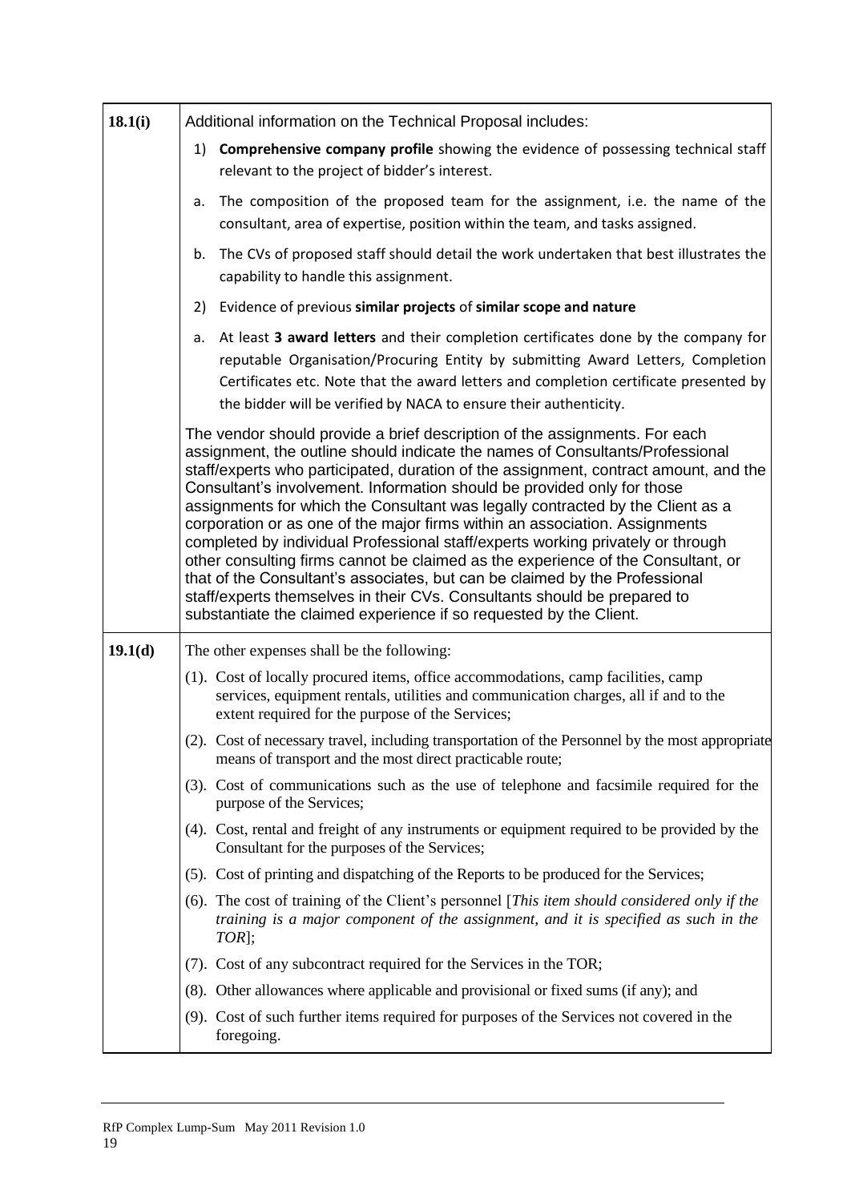| | |
|---|---|
| **18.1(i)** | Additional information on the Technical Proposal includes:<br><br>1) **Comprehensive company profile** showing the evidence of possessing technical staff relevant to the project of bidder's interest.<br><br>a. The composition of the proposed team for the assignment, i.e. the name of the consultant, area of expertise, position within the team, and tasks assigned.<br><br>b. The CVs of proposed staff should detail the work undertaken that best illustrates the capability to handle this assignment.<br><br>2) Evidence of previous **similar projects** of **similar scope and nature**<br><br>a. At least **3 award letters** and their completion certificates done by the company for reputable Organisation/Procuring Entity by submitting Award Letters, Completion Certificates etc. Note that the award letters and completion certificate presented by the bidder will be verified by NACA to ensure their authenticity.<br><br>The vendor should provide a brief description of the assignments. For each assignment, the outline should indicate the names of Consultants/Professional staff/experts who participated, duration of the assignment, contract amount, and the Consultant's involvement. Information should be provided only for those assignments for which the Consultant was legally contracted by the Client as a corporation or as one of the major firms within an association. Assignments completed by individual Professional staff/experts working privately or through other consulting firms cannot be claimed as the experience of the Consultant, or that of the Consultant's associates, but can be claimed by the Professional staff/experts themselves in their CVs. Consultants should be prepared to substantiate the claimed experience if so requested by the Client. |
| **19.1(d)** | The other expenses shall be the following:<br><br>(1). Cost of locally procured items, office accommodations, camp facilities, camp services, equipment rentals, utilities and communication charges, all if and to the extent required for the purpose of the Services;<br><br>(2). Cost of necessary travel, including transportation of the Personnel by the most appropriate means of transport and the most direct practicable route;<br><br>(3). Cost of communications such as the use of telephone and facsimile required for the purpose of the Services;<br><br>(4). Cost, rental and freight of any instruments or equipment required to be provided by the Consultant for the purposes of the Services;<br><br>(5). Cost of printing and dispatching of the Reports to be produced for the Services;<br><br>(6). The cost of training of the Client's personnel [*This item should considered only if the training is a major component of the assignment, and it is specified as such in the TOR*];<br><br>(7). Cost of any subcontract required for the Services in the TOR;<br><br>(8). Other allowances where applicable and provisional or fixed sums (if any); and<br><br>(9). Cost of such further items required for purposes of the Services not covered in the foregoing. |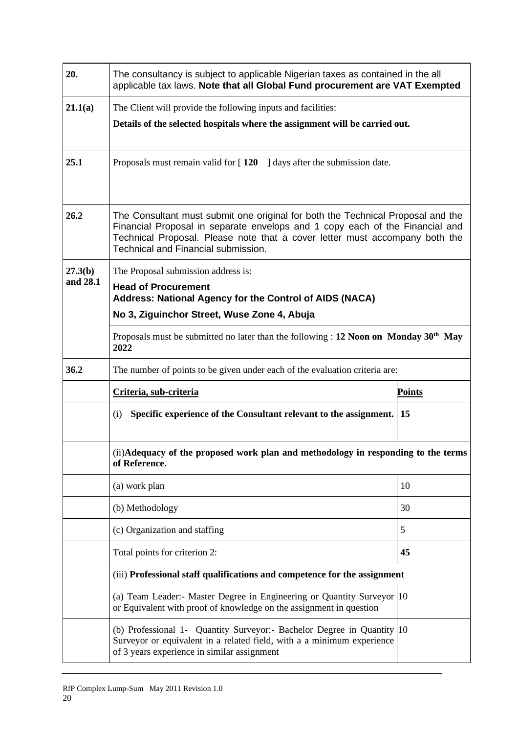| | | |
|---|---|---|
| **20.** | The consultancy is subject to applicable Nigerian taxes as contained in the all applicable tax laws. **Note that all Global Fund procurement are VAT Exempted** | |
| **21.1(a)** | The Client will provide the following inputs and facilities:<br>**Details of the selected hospitals where the assignment will be carried out.** | |
| **25.1** | Proposals must remain valid for [ **120** ] days after the submission date. | |
| **26.2** | The Consultant must submit one original for both the Technical Proposal and the Financial Proposal in separate envelops and 1 copy each of the Financial and Technical Proposal. Please note that a cover letter must accompany both the Technical and Financial submission. | |
| **27.3(b) and 28.1** | The Proposal submission address is:<br>**Head of Procurement**<br>**Address: National Agency for the Control of AIDS (NACA)**<br>**No 3, Ziguinchor Street, Wuse Zone 4, Abuja** | |
| | Proposals must be submitted no later than the following : **12 Noon on Monday 30th May 2022** | |
| **36.2** | The number of points to be given under each of the evaluation criteria are: | |
| | **Criteria, sub-criteria** | **Points** |
| | (i) **Specific experience of the Consultant relevant to the assignment.** | **15** |
| | (ii)**Adequacy of the proposed work plan and methodology in responding to the terms of Reference.** | |
| | (a) work plan | 10 |
| | (b) Methodology | 30 |
| | (c) Organization and staffing | 5 |
| | Total points for criterion 2: | **45** |
| | (iii) **Professional staff qualifications and competence for the assignment** | |
| | (a) Team Leader:- Master Degree in Engineering or Quantity Surveyor or Equivalent with proof of knowledge on the assignment in question | 10 |
| | (b) Professional 1- Quantity Surveyor:- Bachelor Degree in Quantity Surveyor or equivalent in a related field, with a a minimum experience of 3 years experience in similar assignment | 10 |

RfP Complex Lump-Sum May 2011 Revision 1.0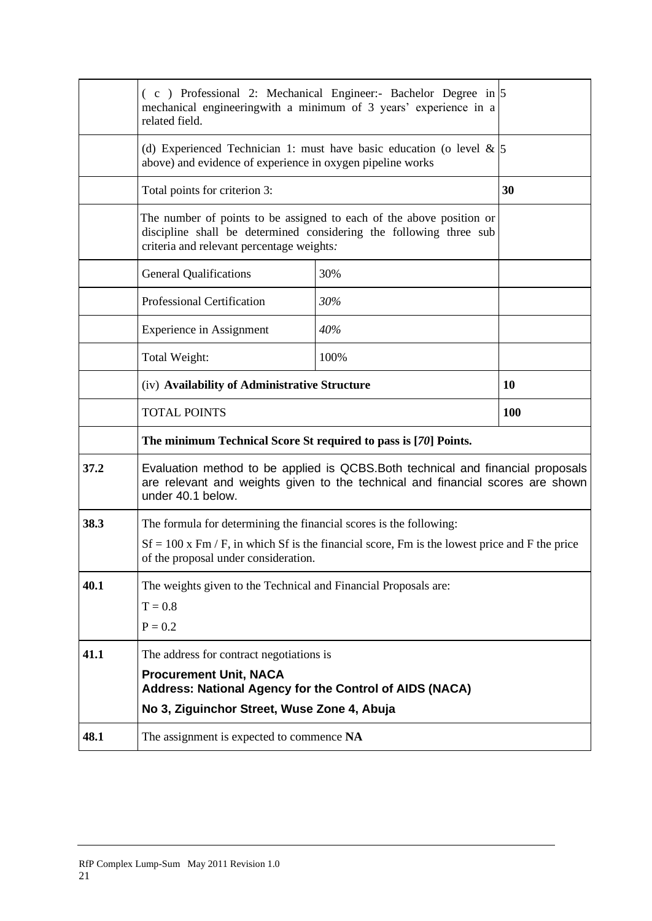|  |  |  |  |
|---|---|---|---|
|  | ( c ) Professional 2: Mechanical Engineer:- Bachelor Degree in mechanical engineeringwith a minimum of 3 years' experience in a related field. |  | 5 |
|  | (d) Experienced Technician 1: must have basic education (o level & above) and evidence of experience in oxygen pipeline works |  | 5 |
|  | Total points for criterion 3: |  | **30** |
|  | The number of points to be assigned to each of the above position or discipline shall be determined considering the following three sub criteria and relevant percentage weights*:* |  |  |
|  | General Qualifications | 30% |  |
|  | Professional Certification | *30%* |  |
|  | Experience in Assignment | *40%* |  |
|  | Total Weight: | 100% |  |
|  | (iv) **Availability of Administrative Structure** |  | **10** |
|  | TOTAL POINTS |  | **100** |
|  | **The minimum Technical Score St required to pass is [*70*] Points.** |  |  |
| **37.2** | Evaluation method to be applied is QCBS.Both technical and financial proposals are relevant and weights given to the technical and financial scores are shown under 40.1 below. |  |  |
| **38.3** | The formula for determining the financial scores is the following:<br><br>Sf = 100 x Fm / F, in which Sf is the financial score, Fm is the lowest price and F the price of the proposal under consideration. |  |  |
| **40.1** | The weights given to the Technical and Financial Proposals are:<br><br>T = 0.8<br><br>P = 0.2 |  |  |
| **41.1** | The address for contract negotiations is<br><br>**Procurement Unit, NACA**<br>**Address: National Agency for the Control of AIDS (NACA)**<br><br>**No 3, Ziguinchor Street, Wuse Zone 4, Abuja** |  |  |
| **48.1** | The assignment is expected to commence **NA** |  |  |

RfP Complex Lump-Sum May 2011 Revision 1.0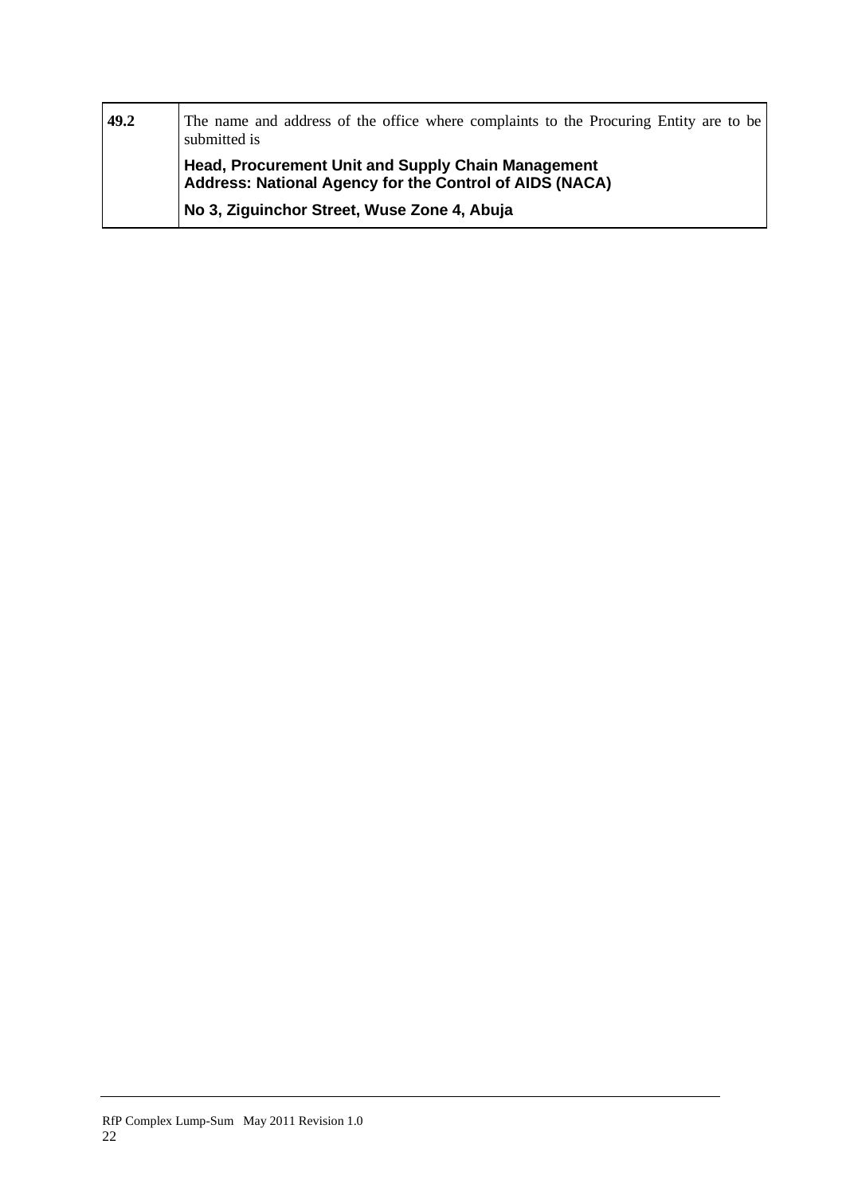| 49.2 | The name and address of the office where complaints to the Procuring Entity are to be submitted is<br>**Head, Procurement Unit and Supply Chain Management**<br>**Address: National Agency for the Control of AIDS (NACA)**<br>**No 3, Ziguinchor Street, Wuse Zone 4, Abuja** |
|---|---|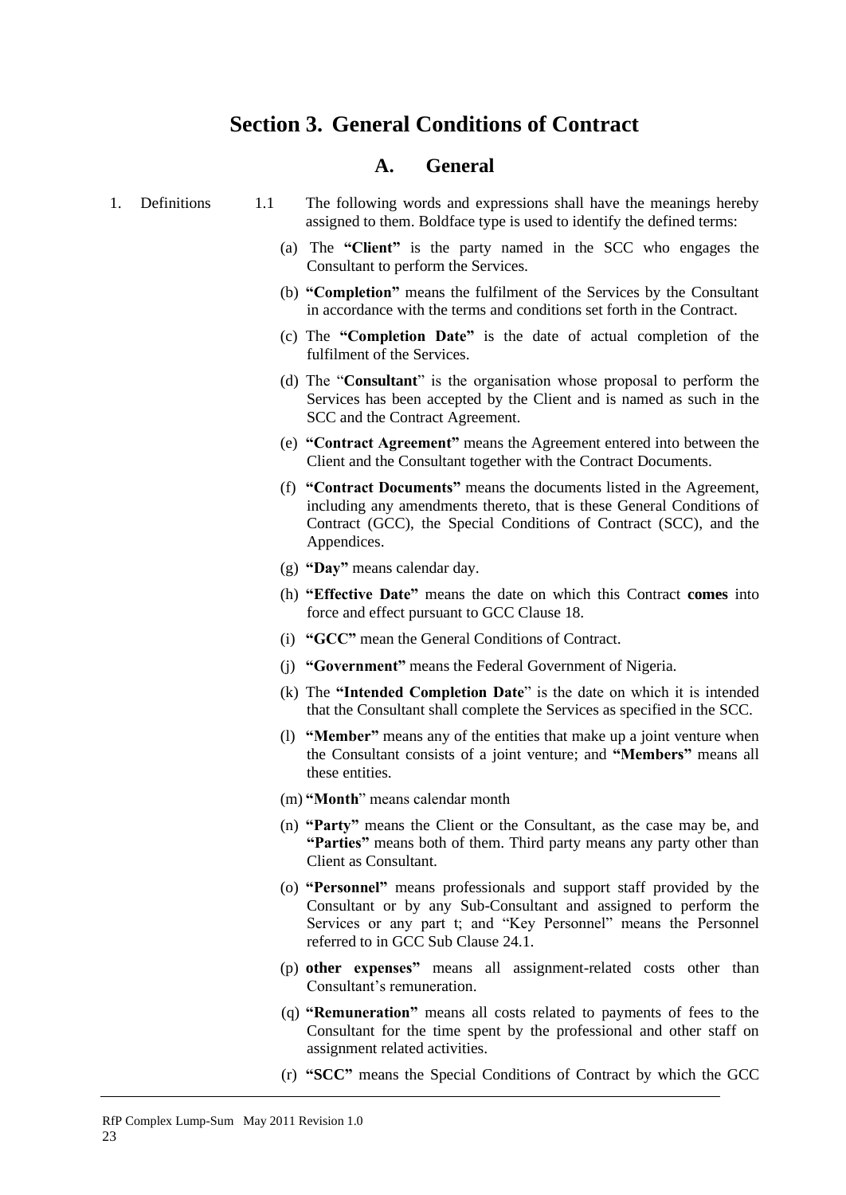# Section 3. General Conditions of Contract

## A. General

1. Definitions

1.1 The following words and expressions shall have the meanings hereby assigned to them. Boldface type is used to identify the defined terms:

(a) The **"Client"** is the party named in the SCC who engages the Consultant to perform the Services.

(b) **"Completion"** means the fulfilment of the Services by the Consultant in accordance with the terms and conditions set forth in the Contract.

(c) The **"Completion Date"** is the date of actual completion of the fulfilment of the Services.

(d) The "**Consultant**" is the organisation whose proposal to perform the Services has been accepted by the Client and is named as such in the SCC and the Contract Agreement.

(e) **"Contract Agreement"** means the Agreement entered into between the Client and the Consultant together with the Contract Documents.

(f) **"Contract Documents"** means the documents listed in the Agreement, including any amendments thereto, that is these General Conditions of Contract (GCC), the Special Conditions of Contract (SCC), and the Appendices.

(g) **"Day"** means calendar day.

(h) **"Effective Date"** means the date on which this Contract **comes** into force and effect pursuant to GCC Clause 18.

(i) **"GCC"** mean the General Conditions of Contract.

(j) **"Government"** means the Federal Government of Nigeria.

(k) The **"Intended Completion Date**" is the date on which it is intended that the Consultant shall complete the Services as specified in the SCC.

(l) **"Member"** means any of the entities that make up a joint venture when the Consultant consists of a joint venture; and **"Members"** means all these entities.

(m) **"Month**" means calendar month

(n) **"Party"** means the Client or the Consultant, as the case may be, and **"Parties"** means both of them. Third party means any party other than Client as Consultant.

(o) **"Personnel"** means professionals and support staff provided by the Consultant or by any Sub-Consultant and assigned to perform the Services or any part t; and "Key Personnel" means the Personnel referred to in GCC Sub Clause 24.1.

(p) **other expenses"** means all assignment-related costs other than Consultant's remuneration.

(q) **"Remuneration"** means all costs related to payments of fees to the Consultant for the time spent by the professional and other staff on assignment related activities.

(r) **"SCC"** means the Special Conditions of Contract by which the GCC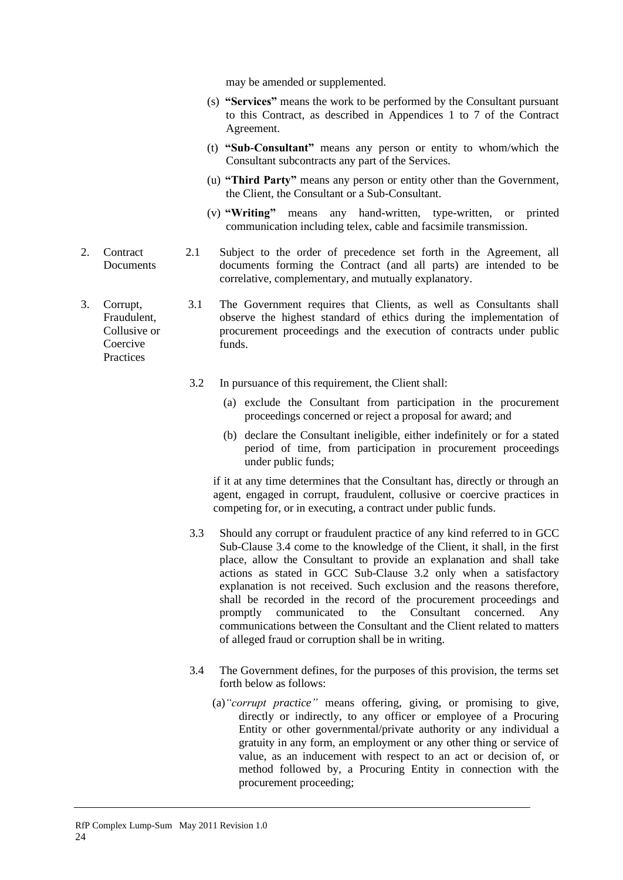may be amended or supplemented.

(s) **"Services"** means the work to be performed by the Consultant pursuant to this Contract, as described in Appendices 1 to 7 of the Contract Agreement.

(t) **"Sub-Consultant"** means any person or entity to whom/which the Consultant subcontracts any part of the Services.

(u) **"Third Party"** means any person or entity other than the Government, the Client, the Consultant or a Sub-Consultant.

(v) **"Writing"** means any hand-written, type-written, or printed communication including telex, cable and facsimile transmission.

**2. Contract Documents**

2.1 Subject to the order of precedence set forth in the Agreement, all documents forming the Contract (and all parts) are intended to be correlative, complementary, and mutually explanatory.

**3. Corrupt, Fraudulent, Collusive or Coercive Practices**

3.1 The Government requires that Clients, as well as Consultants shall observe the highest standard of ethics during the implementation of procurement proceedings and the execution of contracts under public funds.

3.2 In pursuance of this requirement, the Client shall:

(a) exclude the Consultant from participation in the procurement proceedings concerned or reject a proposal for award; and

(b) declare the Consultant ineligible, either indefinitely or for a stated period of time, from participation in procurement proceedings under public funds;

if it at any time determines that the Consultant has, directly or through an agent, engaged in corrupt, fraudulent, collusive or coercive practices in competing for, or in executing, a contract under public funds.

3.3 Should any corrupt or fraudulent practice of any kind referred to in GCC Sub-Clause 3.4 come to the knowledge of the Client, it shall, in the first place, allow the Consultant to provide an explanation and shall take actions as stated in GCC Sub-Clause 3.2 only when a satisfactory explanation is not received. Such exclusion and the reasons therefore, shall be recorded in the record of the procurement proceedings and promptly communicated to the Consultant concerned. Any communications between the Consultant and the Client related to matters of alleged fraud or corruption shall be in writing.

3.4 The Government defines, for the purposes of this provision, the terms set forth below as follows:

(a) *"corrupt practice"* means offering, giving, or promising to give, directly or indirectly, to any officer or employee of a Procuring Entity or other governmental/private authority or any individual a gratuity in any form, an employment or any other thing or service of value, as an inducement with respect to an act or decision of, or method followed by, a Procuring Entity in connection with the procurement proceeding;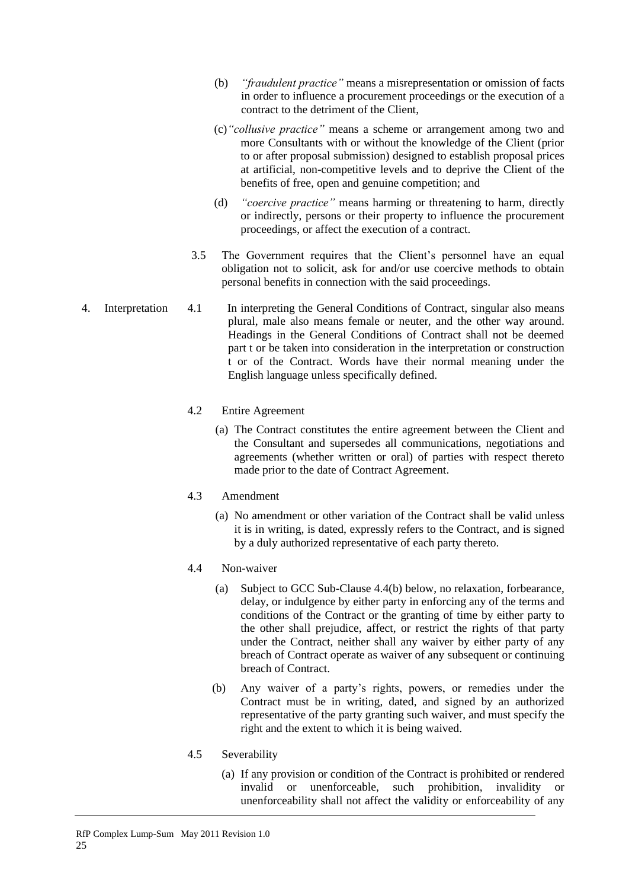(b) *"fraudulent practice"* means a misrepresentation or omission of facts in order to influence a procurement proceedings or the execution of a contract to the detriment of the Client,

(c) *"collusive practice"* means a scheme or arrangement among two and more Consultants with or without the knowledge of the Client (prior to or after proposal submission) designed to establish proposal prices at artificial, non-competitive levels and to deprive the Client of the benefits of free, open and genuine competition; and

(d) *"coercive practice"* means harming or threatening to harm, directly or indirectly, persons or their property to influence the procurement proceedings, or affect the execution of a contract.

3.5 The Government requires that the Client's personnel have an equal obligation not to solicit, ask for and/or use coercive methods to obtain personal benefits in connection with the said proceedings.

4. Interpretation

4.1 In interpreting the General Conditions of Contract, singular also means plural, male also means female or neuter, and the other way around. Headings in the General Conditions of Contract shall not be deemed part t or be taken into consideration in the interpretation or construction t or of the Contract. Words have their normal meaning under the English language unless specifically defined.

4.2 Entire Agreement

(a) The Contract constitutes the entire agreement between the Client and the Consultant and supersedes all communications, negotiations and agreements (whether written or oral) of parties with respect thereto made prior to the date of Contract Agreement.

4.3 Amendment

(a) No amendment or other variation of the Contract shall be valid unless it is in writing, is dated, expressly refers to the Contract, and is signed by a duly authorized representative of each party thereto.

4.4 Non-waiver

(a) Subject to GCC Sub-Clause 4.4(b) below, no relaxation, forbearance, delay, or indulgence by either party in enforcing any of the terms and conditions of the Contract or the granting of time by either party to the other shall prejudice, affect, or restrict the rights of that party under the Contract, neither shall any waiver by either party of any breach of Contract operate as waiver of any subsequent or continuing breach of Contract.

(b) Any waiver of a party's rights, powers, or remedies under the Contract must be in writing, dated, and signed by an authorized representative of the party granting such waiver, and must specify the right and the extent to which it is being waived.

4.5 Severability

(a) If any provision or condition of the Contract is prohibited or rendered invalid or unenforceable, such prohibition, invalidity or unenforceability shall not affect the validity or enforceability of any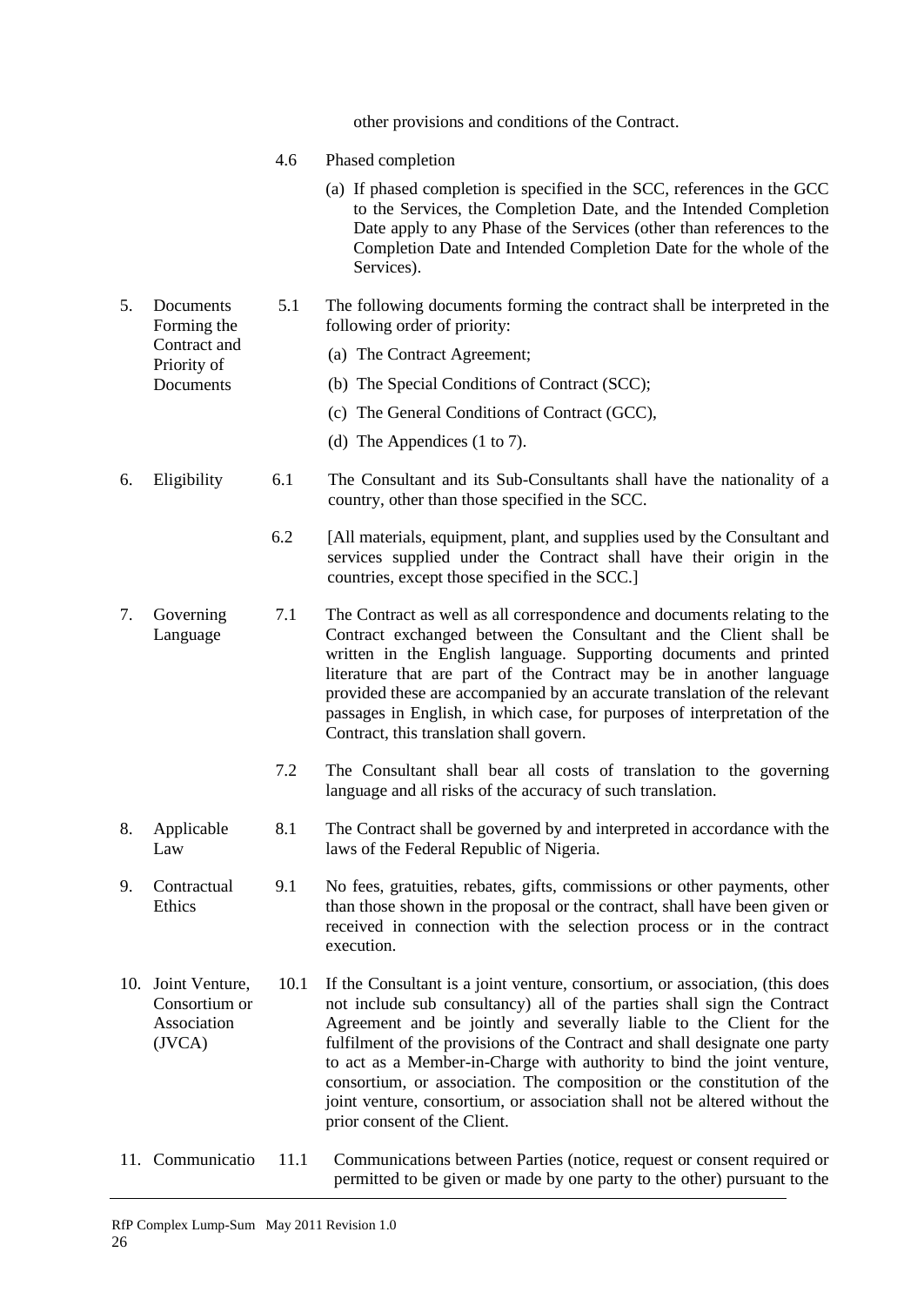other provisions and conditions of the Contract.

4.6 Phased completion

(a) If phased completion is specified in the SCC, references in the GCC to the Services, the Completion Date, and the Intended Completion Date apply to any Phase of the Services (other than references to the Completion Date and Intended Completion Date for the whole of the Services).

5. Documents Forming the Contract and Priority of Documents

5.1 The following documents forming the contract shall be interpreted in the following order of priority:

(a) The Contract Agreement;

(b) The Special Conditions of Contract (SCC);

(c) The General Conditions of Contract (GCC),

(d) The Appendices (1 to 7).

6. Eligibility

6.1 The Consultant and its Sub-Consultants shall have the nationality of a country, other than those specified in the SCC.

6.2 [All materials, equipment, plant, and supplies used by the Consultant and services supplied under the Contract shall have their origin in the countries, except those specified in the SCC.]

7. Governing Language

7.1 The Contract as well as all correspondence and documents relating to the Contract exchanged between the Consultant and the Client shall be written in the English language. Supporting documents and printed literature that are part of the Contract may be in another language provided these are accompanied by an accurate translation of the relevant passages in English, in which case, for purposes of interpretation of the Contract, this translation shall govern.

7.2 The Consultant shall bear all costs of translation to the governing language and all risks of the accuracy of such translation.

8. Applicable Law

8.1 The Contract shall be governed by and interpreted in accordance with the laws of the Federal Republic of Nigeria.

9. Contractual Ethics

9.1 No fees, gratuities, rebates, gifts, commissions or other payments, other than those shown in the proposal or the contract, shall have been given or received in connection with the selection process or in the contract execution.

10. Joint Venture, Consortium or Association (JVCA)

10.1 If the Consultant is a joint venture, consortium, or association, (this does not include sub consultancy) all of the parties shall sign the Contract Agreement and be jointly and severally liable to the Client for the fulfilment of the provisions of the Contract and shall designate one party to act as a Member-in-Charge with authority to bind the joint venture, consortium, or association. The composition or the constitution of the joint venture, consortium, or association shall not be altered without the prior consent of the Client.

11. Communicatio

11.1 Communications between Parties (notice, request or consent required or permitted to be given or made by one party to the other) pursuant to the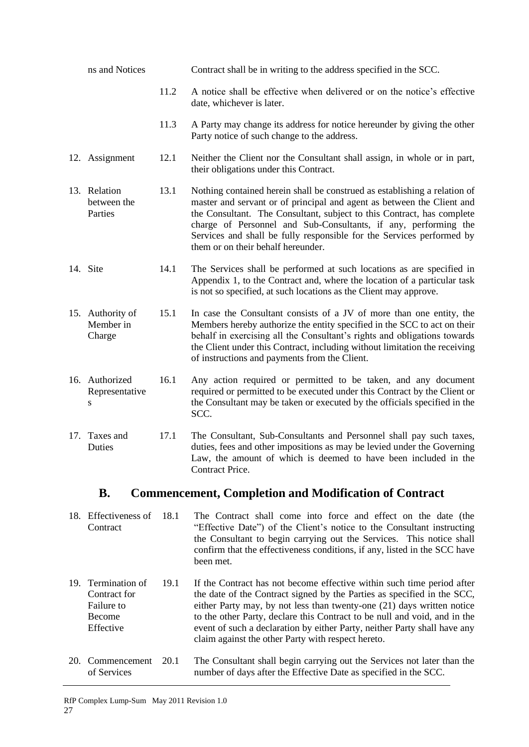ns and Notices — Contract shall be in writing to the address specified in the SCC.

11.2 A notice shall be effective when delivered or on the notice's effective date, whichever is later.

11.3 A Party may change its address for notice hereunder by giving the other Party notice of such change to the address.

**12. Assignment**

12.1 Neither the Client nor the Consultant shall assign, in whole or in part, their obligations under this Contract.

**13. Relation between the Parties**

13.1 Nothing contained herein shall be construed as establishing a relation of master and servant or of principal and agent as between the Client and the Consultant. The Consultant, subject to this Contract, has complete charge of Personnel and Sub-Consultants, if any, performing the Services and shall be fully responsible for the Services performed by them or on their behalf hereunder.

**14. Site**

14.1 The Services shall be performed at such locations as are specified in Appendix 1, to the Contract and, where the location of a particular task is not so specified, at such locations as the Client may approve.

**15. Authority of Member in Charge**

15.1 In case the Consultant consists of a JV of more than one entity, the Members hereby authorize the entity specified in the SCC to act on their behalf in exercising all the Consultant's rights and obligations towards the Client under this Contract, including without limitation the receiving of instructions and payments from the Client.

**16. Authorized Representatives**

16.1 Any action required or permitted to be taken, and any document required or permitted to be executed under this Contract by the Client or the Consultant may be taken or executed by the officials specified in the SCC.

**17. Taxes and Duties**

17.1 The Consultant, Sub-Consultants and Personnel shall pay such taxes, duties, fees and other impositions as may be levied under the Governing Law, the amount of which is deemed to have been included in the Contract Price.

## B. Commencement, Completion and Modification of Contract

**18. Effectiveness of Contract**

18.1 The Contract shall come into force and effect on the date (the "Effective Date") of the Client's notice to the Consultant instructing the Consultant to begin carrying out the Services. This notice shall confirm that the effectiveness conditions, if any, listed in the SCC have been met.

**19. Termination of Contract for Failure to Become Effective**

19.1 If the Contract has not become effective within such time period after the date of the Contract signed by the Parties as specified in the SCC, either Party may, by not less than twenty-one (21) days written notice to the other Party, declare this Contract to be null and void, and in the event of such a declaration by either Party, neither Party shall have any claim against the other Party with respect hereto.

**20. Commencement of Services**

20.1 The Consultant shall begin carrying out the Services not later than the number of days after the Effective Date as specified in the SCC.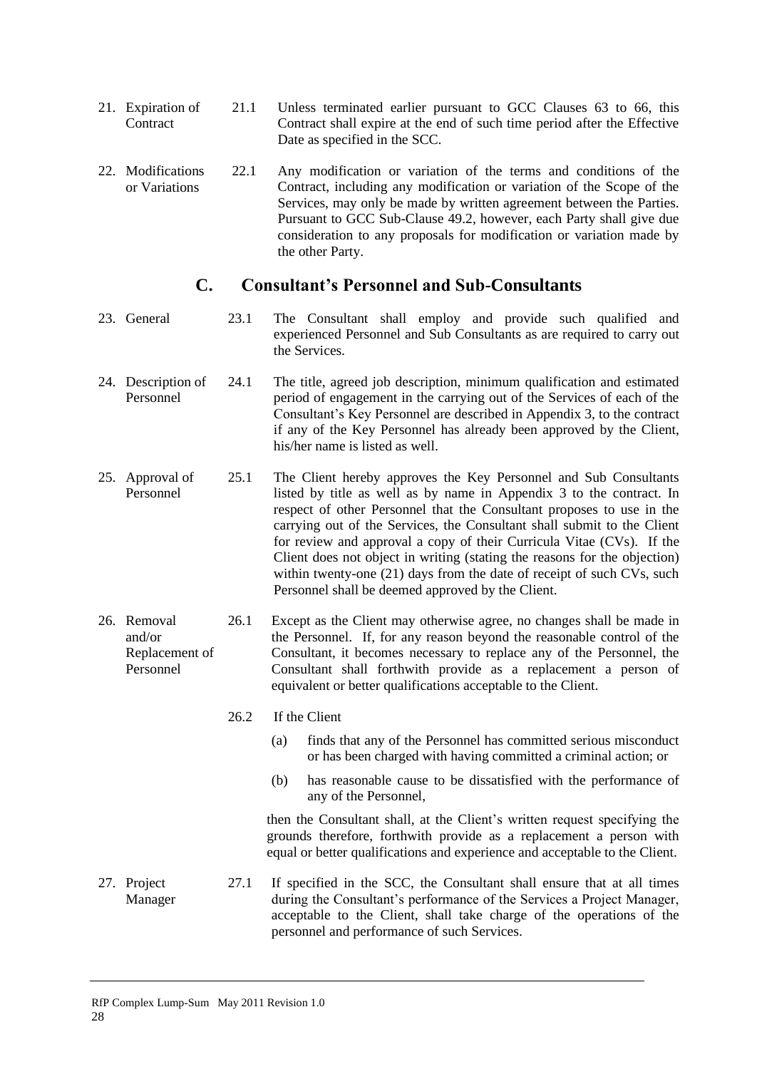21. Expiration of Contract

21.1 Unless terminated earlier pursuant to GCC Clauses 63 to 66, this Contract shall expire at the end of such time period after the Effective Date as specified in the SCC.

22. Modifications or Variations

22.1 Any modification or variation of the terms and conditions of the Contract, including any modification or variation of the Scope of the Services, may only be made by written agreement between the Parties. Pursuant to GCC Sub-Clause 49.2, however, each Party shall give due consideration to any proposals for modification or variation made by the other Party.

## C. Consultant's Personnel and Sub-Consultants

23. General

23.1 The Consultant shall employ and provide such qualified and experienced Personnel and Sub Consultants as are required to carry out the Services.

24. Description of Personnel

24.1 The title, agreed job description, minimum qualification and estimated period of engagement in the carrying out of the Services of each of the Consultant's Key Personnel are described in Appendix 3, to the contract if any of the Key Personnel has already been approved by the Client, his/her name is listed as well.

25. Approval of Personnel

25.1 The Client hereby approves the Key Personnel and Sub Consultants listed by title as well as by name in Appendix 3 to the contract. In respect of other Personnel that the Consultant proposes to use in the carrying out of the Services, the Consultant shall submit to the Client for review and approval a copy of their Curricula Vitae (CVs). If the Client does not object in writing (stating the reasons for the objection) within twenty-one (21) days from the date of receipt of such CVs, such Personnel shall be deemed approved by the Client.

26. Removal and/or Replacement of Personnel

26.1 Except as the Client may otherwise agree, no changes shall be made in the Personnel. If, for any reason beyond the reasonable control of the Consultant, it becomes necessary to replace any of the Personnel, the Consultant shall forthwith provide as a replacement a person of equivalent or better qualifications acceptable to the Client.

26.2 If the Client

(a) finds that any of the Personnel has committed serious misconduct or has been charged with having committed a criminal action; or

(b) has reasonable cause to be dissatisfied with the performance of any of the Personnel,

then the Consultant shall, at the Client's written request specifying the grounds therefore, forthwith provide as a replacement a person with equal or better qualifications and experience and acceptable to the Client.

27. Project Manager

27.1 If specified in the SCC, the Consultant shall ensure that at all times during the Consultant's performance of the Services a Project Manager, acceptable to the Client, shall take charge of the operations of the personnel and performance of such Services.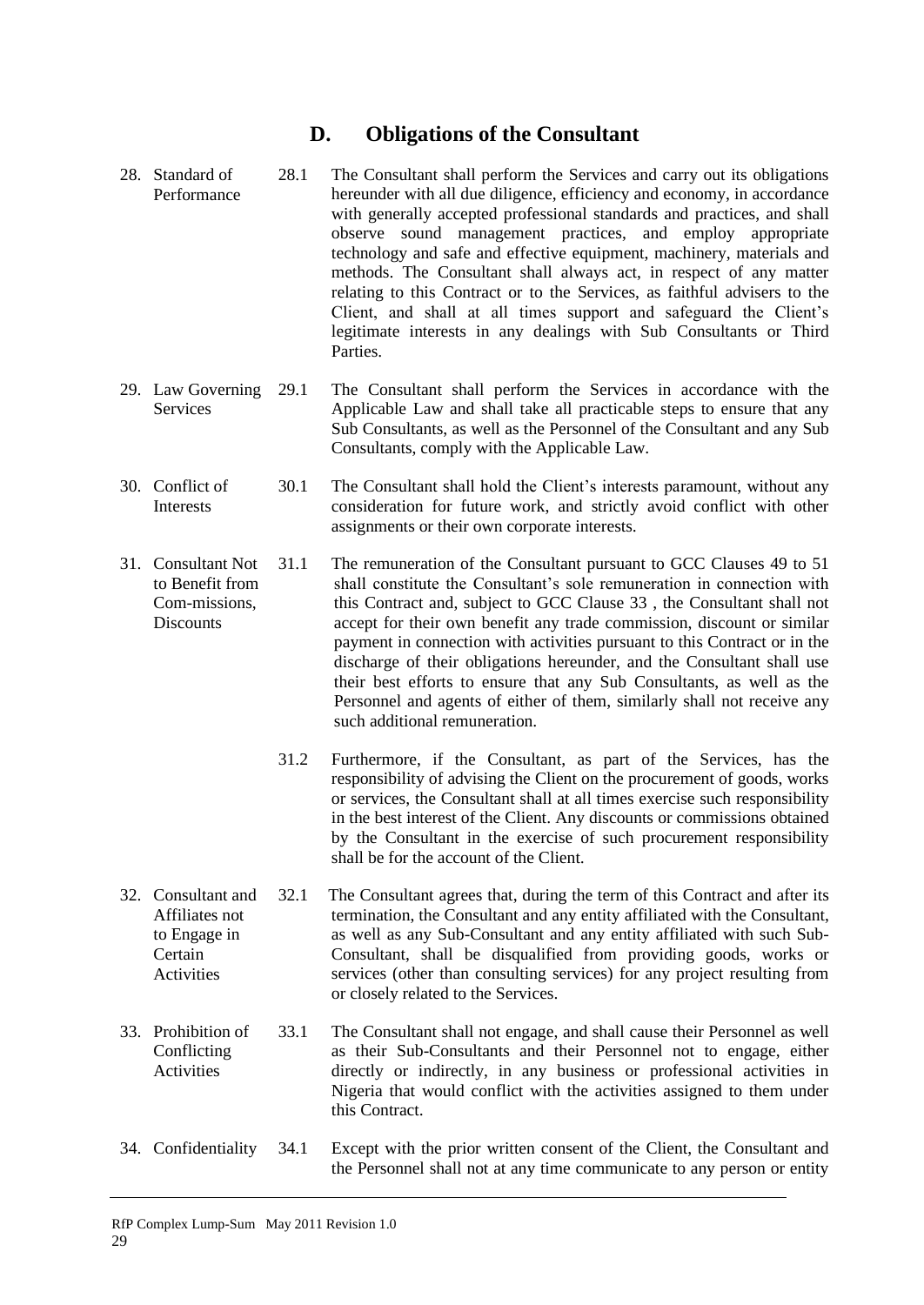## D. Obligations of the Consultant

**28. Standard of Performance**

28.1 The Consultant shall perform the Services and carry out its obligations hereunder with all due diligence, efficiency and economy, in accordance with generally accepted professional standards and practices, and shall observe sound management practices, and employ appropriate technology and safe and effective equipment, machinery, materials and methods. The Consultant shall always act, in respect of any matter relating to this Contract or to the Services, as faithful advisers to the Client, and shall at all times support and safeguard the Client's legitimate interests in any dealings with Sub Consultants or Third Parties.

**29. Law Governing Services**

29.1 The Consultant shall perform the Services in accordance with the Applicable Law and shall take all practicable steps to ensure that any Sub Consultants, as well as the Personnel of the Consultant and any Sub Consultants, comply with the Applicable Law.

**30. Conflict of Interests**

30.1 The Consultant shall hold the Client's interests paramount, without any consideration for future work, and strictly avoid conflict with other assignments or their own corporate interests.

**31. Consultant Not to Benefit from Com-missions, Discounts**

31.1 The remuneration of the Consultant pursuant to GCC Clauses 49 to 51 shall constitute the Consultant's sole remuneration in connection with this Contract and, subject to GCC Clause 33 , the Consultant shall not accept for their own benefit any trade commission, discount or similar payment in connection with activities pursuant to this Contract or in the discharge of their obligations hereunder, and the Consultant shall use their best efforts to ensure that any Sub Consultants, as well as the Personnel and agents of either of them, similarly shall not receive any such additional remuneration.

31.2 Furthermore, if the Consultant, as part of the Services, has the responsibility of advising the Client on the procurement of goods, works or services, the Consultant shall at all times exercise such responsibility in the best interest of the Client. Any discounts or commissions obtained by the Consultant in the exercise of such procurement responsibility shall be for the account of the Client.

**32. Consultant and Affiliates not to Engage in Certain Activities**

32.1 The Consultant agrees that, during the term of this Contract and after its termination, the Consultant and any entity affiliated with the Consultant, as well as any Sub-Consultant and any entity affiliated with such Sub-Consultant, shall be disqualified from providing goods, works or services (other than consulting services) for any project resulting from or closely related to the Services.

**33. Prohibition of Conflicting Activities**

33.1 The Consultant shall not engage, and shall cause their Personnel as well as their Sub-Consultants and their Personnel not to engage, either directly or indirectly, in any business or professional activities in Nigeria that would conflict with the activities assigned to them under this Contract.

**34. Confidentiality**

34.1 Except with the prior written consent of the Client, the Consultant and the Personnel shall not at any time communicate to any person or entity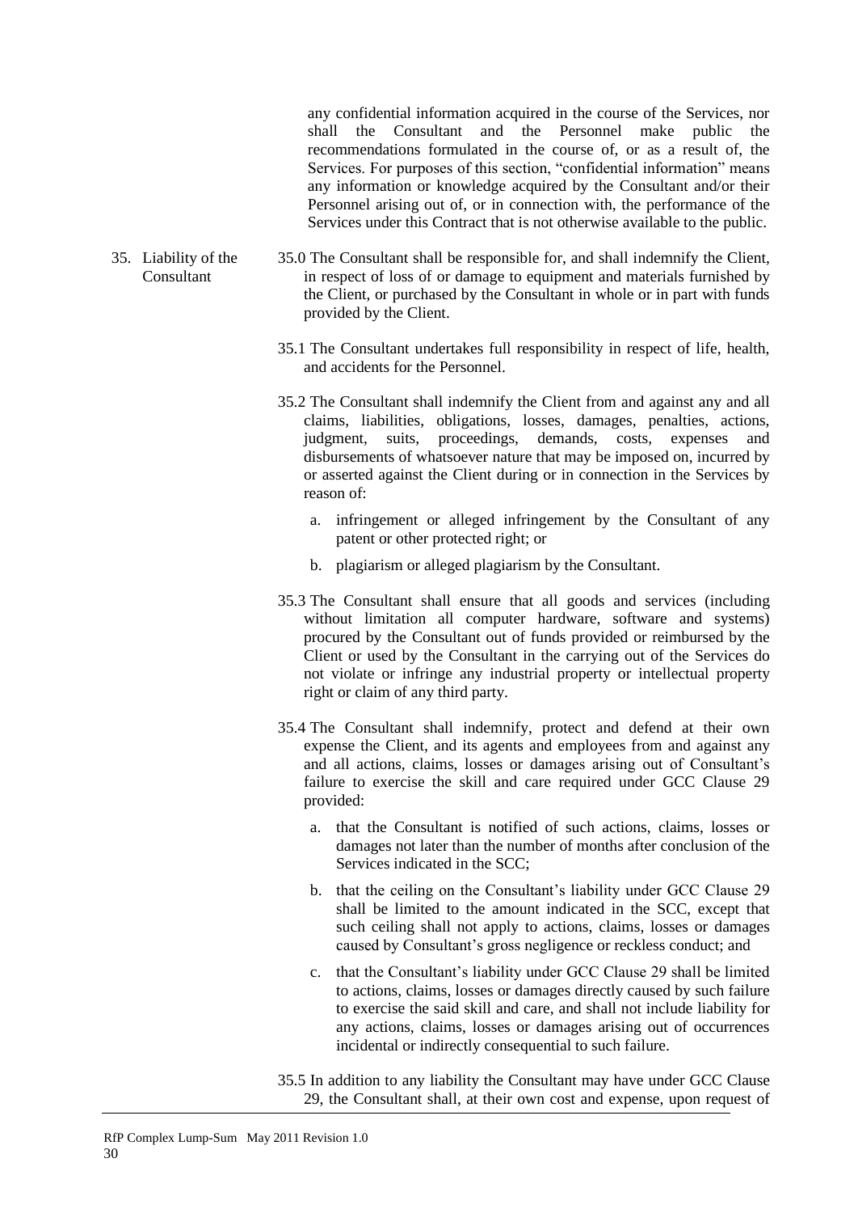any confidential information acquired in the course of the Services, nor shall the Consultant and the Personnel make public the recommendations formulated in the course of, or as a result of, the Services. For purposes of this section, "confidential information" means any information or knowledge acquired by the Consultant and/or their Personnel arising out of, or in connection with, the performance of the Services under this Contract that is not otherwise available to the public.

**35. Liability of the Consultant**

35.0 The Consultant shall be responsible for, and shall indemnify the Client, in respect of loss of or damage to equipment and materials furnished by the Client, or purchased by the Consultant in whole or in part with funds provided by the Client.

35.1 The Consultant undertakes full responsibility in respect of life, health, and accidents for the Personnel.

35.2 The Consultant shall indemnify the Client from and against any and all claims, liabilities, obligations, losses, damages, penalties, actions, judgment, suits, proceedings, demands, costs, expenses and disbursements of whatsoever nature that may be imposed on, incurred by or asserted against the Client during or in connection in the Services by reason of:

a. infringement or alleged infringement by the Consultant of any patent or other protected right; or

b. plagiarism or alleged plagiarism by the Consultant.

35.3 The Consultant shall ensure that all goods and services (including without limitation all computer hardware, software and systems) procured by the Consultant out of funds provided or reimbursed by the Client or used by the Consultant in the carrying out of the Services do not violate or infringe any industrial property or intellectual property right or claim of any third party.

35.4 The Consultant shall indemnify, protect and defend at their own expense the Client, and its agents and employees from and against any and all actions, claims, losses or damages arising out of Consultant's failure to exercise the skill and care required under GCC Clause 29 provided:

a. that the Consultant is notified of such actions, claims, losses or damages not later than the number of months after conclusion of the Services indicated in the SCC;

b. that the ceiling on the Consultant's liability under GCC Clause 29 shall be limited to the amount indicated in the SCC, except that such ceiling shall not apply to actions, claims, losses or damages caused by Consultant's gross negligence or reckless conduct; and

c. that the Consultant's liability under GCC Clause 29 shall be limited to actions, claims, losses or damages directly caused by such failure to exercise the said skill and care, and shall not include liability for any actions, claims, losses or damages arising out of occurrences incidental or indirectly consequential to such failure.

35.5 In addition to any liability the Consultant may have under GCC Clause 29, the Consultant shall, at their own cost and expense, upon request of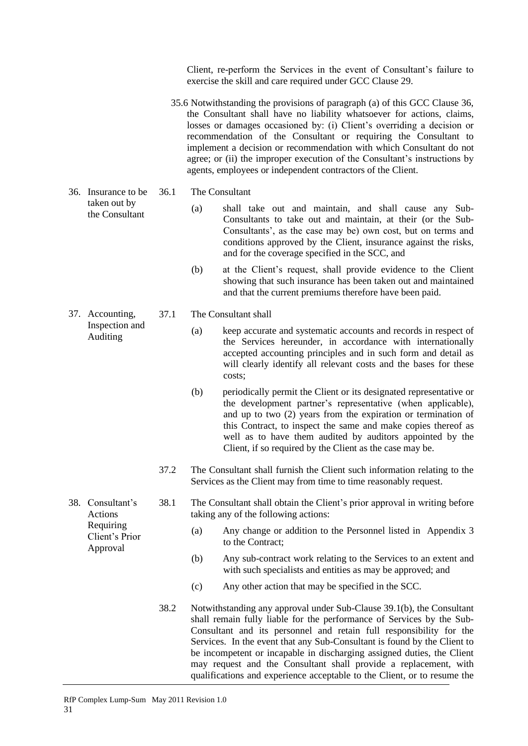Client, re-perform the Services in the event of Consultant's failure to exercise the skill and care required under GCC Clause 29.

35.6 Notwithstanding the provisions of paragraph (a) of this GCC Clause 36, the Consultant shall have no liability whatsoever for actions, claims, losses or damages occasioned by: (i) Client's overriding a decision or recommendation of the Consultant or requiring the Consultant to implement a decision or recommendation with which Consultant do not agree; or (ii) the improper execution of the Consultant's instructions by agents, employees or independent contractors of the Client.

**36. Insurance to be taken out by the Consultant**

36.1 The Consultant

(a) shall take out and maintain, and shall cause any Sub-Consultants to take out and maintain, at their (or the Sub-Consultants', as the case may be) own cost, but on terms and conditions approved by the Client, insurance against the risks, and for the coverage specified in the SCC, and

(b) at the Client's request, shall provide evidence to the Client showing that such insurance has been taken out and maintained and that the current premiums therefore have been paid.

**37. Accounting, Inspection and Auditing**

37.1 The Consultant shall

(a) keep accurate and systematic accounts and records in respect of the Services hereunder, in accordance with internationally accepted accounting principles and in such form and detail as will clearly identify all relevant costs and the bases for these costs;

(b) periodically permit the Client or its designated representative or the development partner's representative (when applicable), and up to two (2) years from the expiration or termination of this Contract, to inspect the same and make copies thereof as well as to have them audited by auditors appointed by the Client, if so required by the Client as the case may be.

37.2 The Consultant shall furnish the Client such information relating to the Services as the Client may from time to time reasonably request.

**38. Consultant's Actions Requiring Client's Prior Approval**

38.1 The Consultant shall obtain the Client's prior approval in writing before taking any of the following actions:

(a) Any change or addition to the Personnel listed in Appendix 3 to the Contract;

(b) Any sub-contract work relating to the Services to an extent and with such specialists and entities as may be approved; and

(c) Any other action that may be specified in the SCC.

38.2 Notwithstanding any approval under Sub-Clause 39.1(b), the Consultant shall remain fully liable for the performance of Services by the Sub-Consultant and its personnel and retain full responsibility for the Services. In the event that any Sub-Consultant is found by the Client to be incompetent or incapable in discharging assigned duties, the Client may request and the Consultant shall provide a replacement, with qualifications and experience acceptable to the Client, or to resume the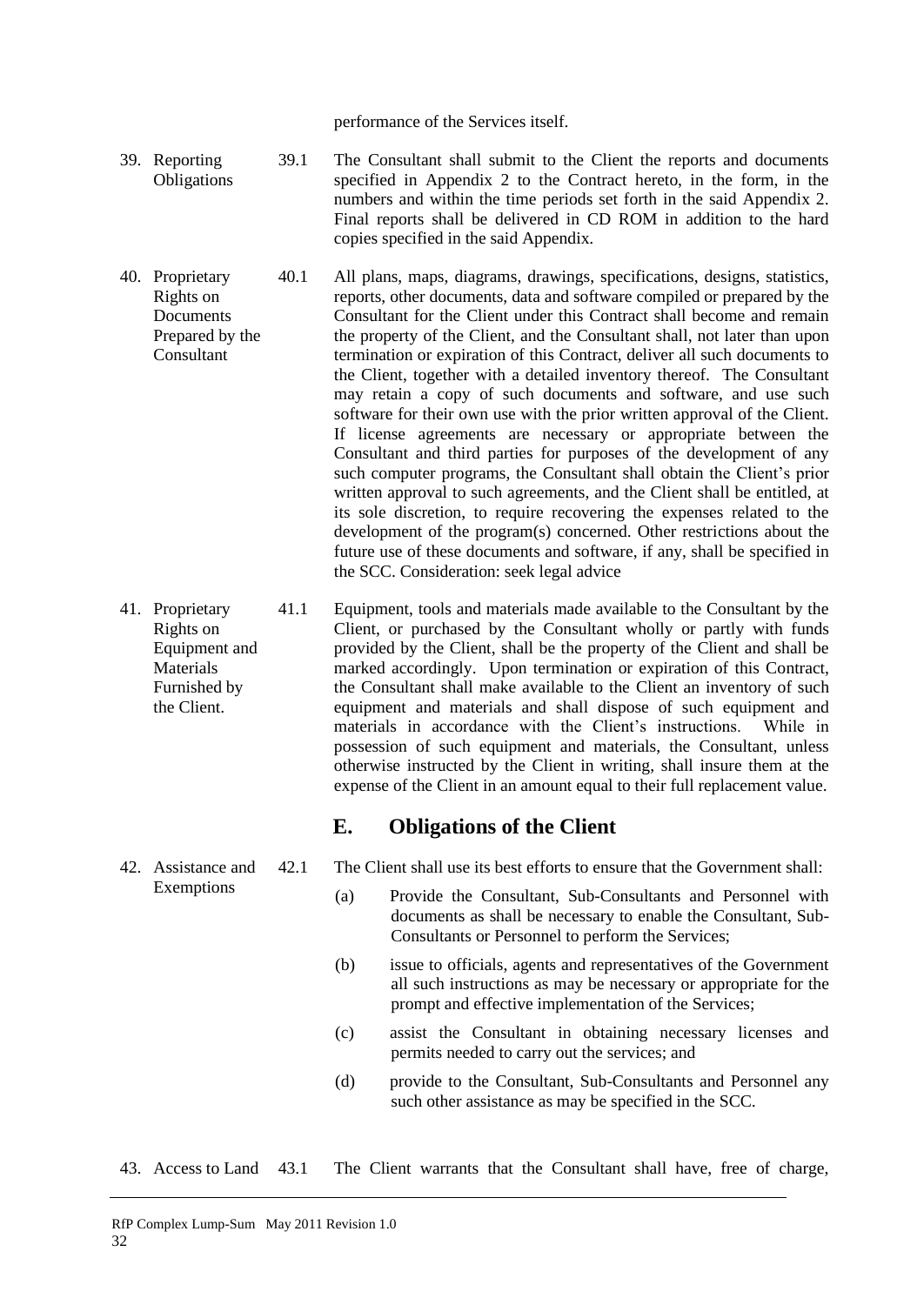performance of the Services itself.

**39. Reporting Obligations**

39.1 The Consultant shall submit to the Client the reports and documents specified in Appendix 2 to the Contract hereto, in the form, in the numbers and within the time periods set forth in the said Appendix 2. Final reports shall be delivered in CD ROM in addition to the hard copies specified in the said Appendix.

**40. Proprietary Rights on Documents Prepared by the Consultant**

40.1 All plans, maps, diagrams, drawings, specifications, designs, statistics, reports, other documents, data and software compiled or prepared by the Consultant for the Client under this Contract shall become and remain the property of the Client, and the Consultant shall, not later than upon termination or expiration of this Contract, deliver all such documents to the Client, together with a detailed inventory thereof. The Consultant may retain a copy of such documents and software, and use such software for their own use with the prior written approval of the Client. If license agreements are necessary or appropriate between the Consultant and third parties for purposes of the development of any such computer programs, the Consultant shall obtain the Client's prior written approval to such agreements, and the Client shall be entitled, at its sole discretion, to require recovering the expenses related to the development of the program(s) concerned. Other restrictions about the future use of these documents and software, if any, shall be specified in the SCC. Consideration: seek legal advice

**41. Proprietary Rights on Equipment and Materials Furnished by the Client.**

41.1 Equipment, tools and materials made available to the Consultant by the Client, or purchased by the Consultant wholly or partly with funds provided by the Client, shall be the property of the Client and shall be marked accordingly. Upon termination or expiration of this Contract, the Consultant shall make available to the Client an inventory of such equipment and materials and shall dispose of such equipment and materials in accordance with the Client's instructions. While in possession of such equipment and materials, the Consultant, unless otherwise instructed by the Client in writing, shall insure them at the expense of the Client in an amount equal to their full replacement value.

## E. Obligations of the Client

**42. Assistance and Exemptions**

42.1 The Client shall use its best efforts to ensure that the Government shall:

(a) Provide the Consultant, Sub-Consultants and Personnel with documents as shall be necessary to enable the Consultant, Sub-Consultants or Personnel to perform the Services;

(b) issue to officials, agents and representatives of the Government all such instructions as may be necessary or appropriate for the prompt and effective implementation of the Services;

(c) assist the Consultant in obtaining necessary licenses and permits needed to carry out the services; and

(d) provide to the Consultant, Sub-Consultants and Personnel any such other assistance as may be specified in the SCC.

**43. Access to Land**

43.1 The Client warrants that the Consultant shall have, free of charge,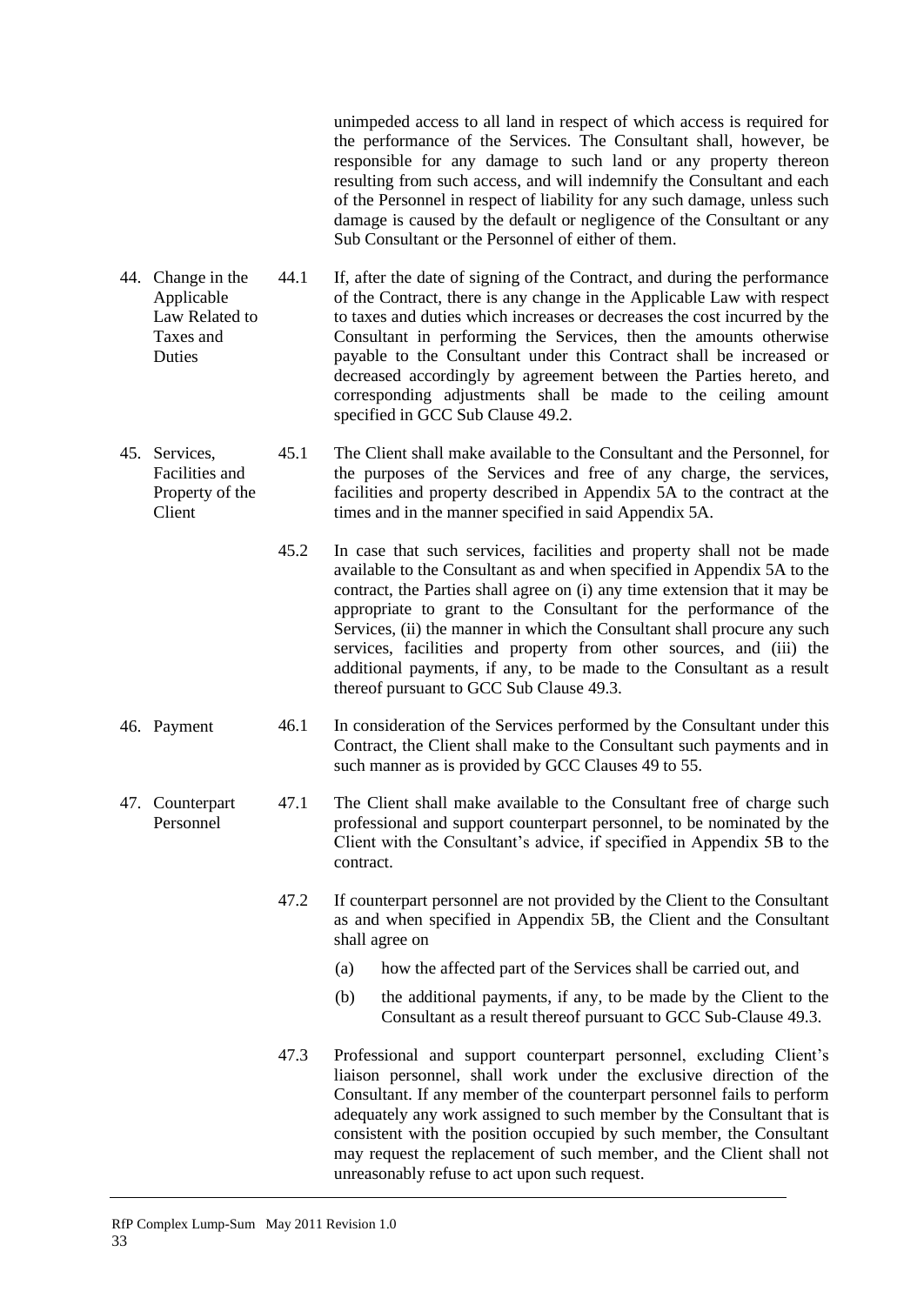unimpeded access to all land in respect of which access is required for the performance of the Services. The Consultant shall, however, be responsible for any damage to such land or any property thereon resulting from such access, and will indemnify the Consultant and each of the Personnel in respect of liability for any such damage, unless such damage is caused by the default or negligence of the Consultant or any Sub Consultant or the Personnel of either of them.

**44. Change in the Applicable Law Related to Taxes and Duties**

44.1 If, after the date of signing of the Contract, and during the performance of the Contract, there is any change in the Applicable Law with respect to taxes and duties which increases or decreases the cost incurred by the Consultant in performing the Services, then the amounts otherwise payable to the Consultant under this Contract shall be increased or decreased accordingly by agreement between the Parties hereto, and corresponding adjustments shall be made to the ceiling amount specified in GCC Sub Clause 49.2.

**45. Services, Facilities and Property of the Client**

45.1 The Client shall make available to the Consultant and the Personnel, for the purposes of the Services and free of any charge, the services, facilities and property described in Appendix 5A to the contract at the times and in the manner specified in said Appendix 5A.

45.2 In case that such services, facilities and property shall not be made available to the Consultant as and when specified in Appendix 5A to the contract, the Parties shall agree on (i) any time extension that it may be appropriate to grant to the Consultant for the performance of the Services, (ii) the manner in which the Consultant shall procure any such services, facilities and property from other sources, and (iii) the additional payments, if any, to be made to the Consultant as a result thereof pursuant to GCC Sub Clause 49.3.

**46. Payment**

46.1 In consideration of the Services performed by the Consultant under this Contract, the Client shall make to the Consultant such payments and in such manner as is provided by GCC Clauses 49 to 55.

**47. Counterpart Personnel**

47.1 The Client shall make available to the Consultant free of charge such professional and support counterpart personnel, to be nominated by the Client with the Consultant's advice, if specified in Appendix 5B to the contract.

47.2 If counterpart personnel are not provided by the Client to the Consultant as and when specified in Appendix 5B, the Client and the Consultant shall agree on

(a) how the affected part of the Services shall be carried out, and

(b) the additional payments, if any, to be made by the Client to the Consultant as a result thereof pursuant to GCC Sub-Clause 49.3.

47.3 Professional and support counterpart personnel, excluding Client's liaison personnel, shall work under the exclusive direction of the Consultant. If any member of the counterpart personnel fails to perform adequately any work assigned to such member by the Consultant that is consistent with the position occupied by such member, the Consultant may request the replacement of such member, and the Client shall not unreasonably refuse to act upon such request.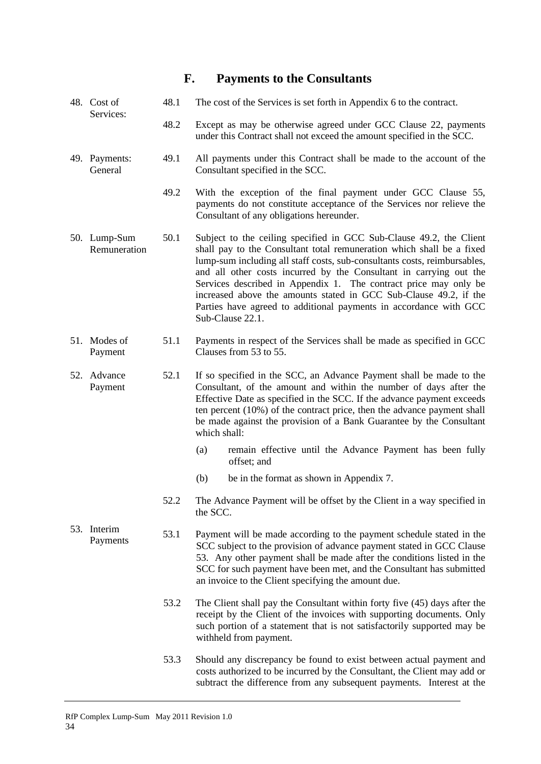## F. Payments to the Consultants

**48. Cost of Services:**

48.1 The cost of the Services is set forth in Appendix 6 to the contract.

48.2 Except as may be otherwise agreed under GCC Clause 22, payments under this Contract shall not exceed the amount specified in the SCC.

**49. Payments: General**

49.1 All payments under this Contract shall be made to the account of the Consultant specified in the SCC.

49.2 With the exception of the final payment under GCC Clause 55, payments do not constitute acceptance of the Services nor relieve the Consultant of any obligations hereunder.

**50. Lump-Sum Remuneration**

50.1 Subject to the ceiling specified in GCC Sub-Clause 49.2, the Client shall pay to the Consultant total remuneration which shall be a fixed lump-sum including all staff costs, sub-consultants costs, reimbursables, and all other costs incurred by the Consultant in carrying out the Services described in Appendix 1. The contract price may only be increased above the amounts stated in GCC Sub-Clause 49.2, if the Parties have agreed to additional payments in accordance with GCC Sub-Clause 22.1.

**51. Modes of Payment**

51.1 Payments in respect of the Services shall be made as specified in GCC Clauses from 53 to 55.

**52. Advance Payment**

52.1 If so specified in the SCC, an Advance Payment shall be made to the Consultant, of the amount and within the number of days after the Effective Date as specified in the SCC. If the advance payment exceeds ten percent (10%) of the contract price, then the advance payment shall be made against the provision of a Bank Guarantee by the Consultant which shall:

(a) remain effective until the Advance Payment has been fully offset; and

(b) be in the format as shown in Appendix 7.

52.2 The Advance Payment will be offset by the Client in a way specified in the SCC.

**53. Interim Payments**

53.1 Payment will be made according to the payment schedule stated in the SCC subject to the provision of advance payment stated in GCC Clause 53. Any other payment shall be made after the conditions listed in the SCC for such payment have been met, and the Consultant has submitted an invoice to the Client specifying the amount due.

53.2 The Client shall pay the Consultant within forty five (45) days after the receipt by the Client of the invoices with supporting documents. Only such portion of a statement that is not satisfactorily supported may be withheld from payment.

53.3 Should any discrepancy be found to exist between actual payment and costs authorized to be incurred by the Consultant, the Client may add or subtract the difference from any subsequent payments. Interest at the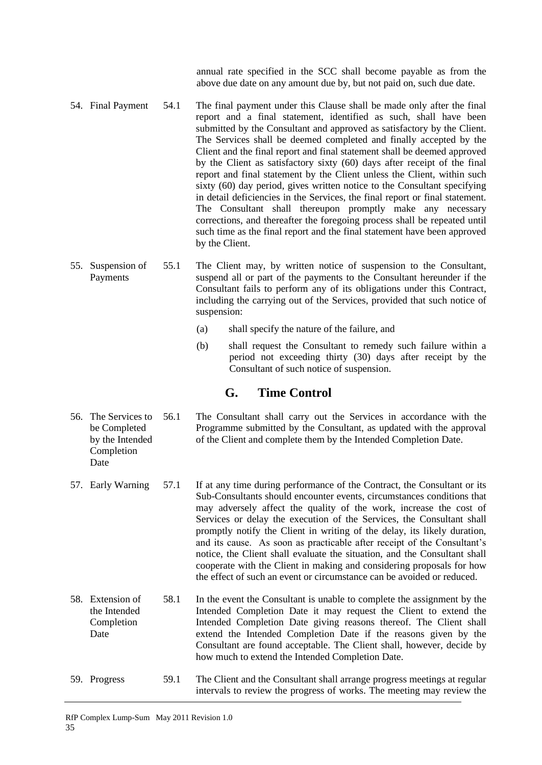annual rate specified in the SCC shall become payable as from the above due date on any amount due by, but not paid on, such due date.

54. Final Payment

54.1 The final payment under this Clause shall be made only after the final report and a final statement, identified as such, shall have been submitted by the Consultant and approved as satisfactory by the Client. The Services shall be deemed completed and finally accepted by the Client and the final report and final statement shall be deemed approved by the Client as satisfactory sixty (60) days after receipt of the final report and final statement by the Client unless the Client, within such sixty (60) day period, gives written notice to the Consultant specifying in detail deficiencies in the Services, the final report or final statement. The Consultant shall thereupon promptly make any necessary corrections, and thereafter the foregoing process shall be repeated until such time as the final report and the final statement have been approved by the Client.

55. Suspension of Payments

55.1 The Client may, by written notice of suspension to the Consultant, suspend all or part of the payments to the Consultant hereunder if the Consultant fails to perform any of its obligations under this Contract, including the carrying out of the Services, provided that such notice of suspension:

(a) shall specify the nature of the failure, and

(b) shall request the Consultant to remedy such failure within a period not exceeding thirty (30) days after receipt by the Consultant of such notice of suspension.

## G. Time Control

56. The Services to be Completed by the Intended Completion Date

56.1 The Consultant shall carry out the Services in accordance with the Programme submitted by the Consultant, as updated with the approval of the Client and complete them by the Intended Completion Date.

57. Early Warning

57.1 If at any time during performance of the Contract, the Consultant or its Sub-Consultants should encounter events, circumstances conditions that may adversely affect the quality of the work, increase the cost of Services or delay the execution of the Services, the Consultant shall promptly notify the Client in writing of the delay, its likely duration, and its cause. As soon as practicable after receipt of the Consultant's notice, the Client shall evaluate the situation, and the Consultant shall cooperate with the Client in making and considering proposals for how the effect of such an event or circumstance can be avoided or reduced.

58. Extension of the Intended Completion Date

58.1 In the event the Consultant is unable to complete the assignment by the Intended Completion Date it may request the Client to extend the Intended Completion Date giving reasons thereof. The Client shall extend the Intended Completion Date if the reasons given by the Consultant are found acceptable. The Client shall, however, decide by how much to extend the Intended Completion Date.

59. Progress

59.1 The Client and the Consultant shall arrange progress meetings at regular intervals to review the progress of works. The meeting may review the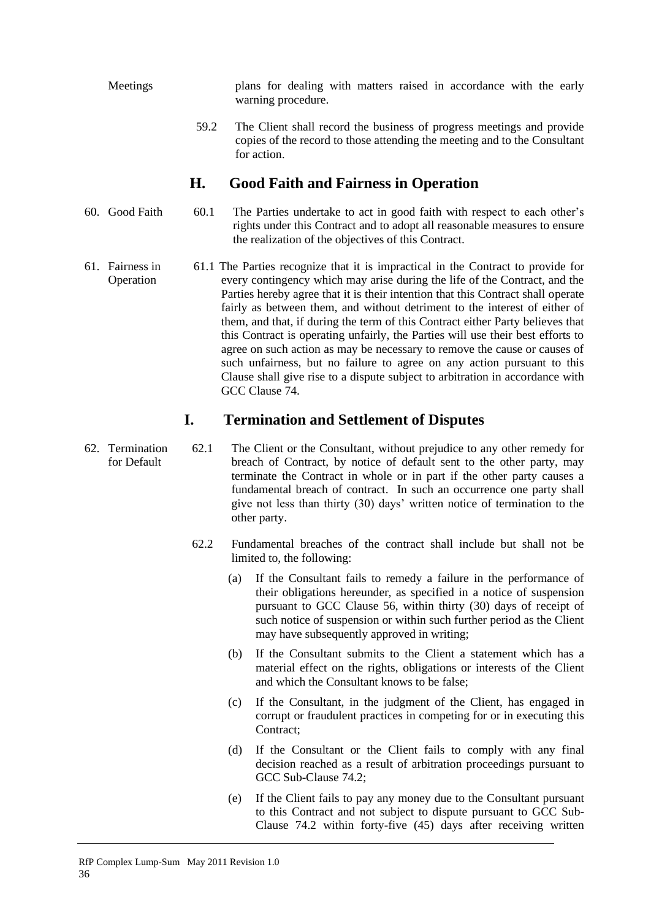Meetings

plans for dealing with matters raised in accordance with the early warning procedure.

59.2 The Client shall record the business of progress meetings and provide copies of the record to those attending the meeting and to the Consultant for action.

## H. Good Faith and Fairness in Operation

60. Good Faith

60.1 The Parties undertake to act in good faith with respect to each other's rights under this Contract and to adopt all reasonable measures to ensure the realization of the objectives of this Contract.

61. Fairness in Operation

61.1 The Parties recognize that it is impractical in the Contract to provide for every contingency which may arise during the life of the Contract, and the Parties hereby agree that it is their intention that this Contract shall operate fairly as between them, and without detriment to the interest of either of them, and that, if during the term of this Contract either Party believes that this Contract is operating unfairly, the Parties will use their best efforts to agree on such action as may be necessary to remove the cause or causes of such unfairness, but no failure to agree on any action pursuant to this Clause shall give rise to a dispute subject to arbitration in accordance with GCC Clause 74.

## I. Termination and Settlement of Disputes

62. Termination for Default

62.1 The Client or the Consultant, without prejudice to any other remedy for breach of Contract, by notice of default sent to the other party, may terminate the Contract in whole or in part if the other party causes a fundamental breach of contract. In such an occurrence one party shall give not less than thirty (30) days' written notice of termination to the other party.

62.2 Fundamental breaches of the contract shall include but shall not be limited to, the following:

(a) If the Consultant fails to remedy a failure in the performance of their obligations hereunder, as specified in a notice of suspension pursuant to GCC Clause 56, within thirty (30) days of receipt of such notice of suspension or within such further period as the Client may have subsequently approved in writing;

(b) If the Consultant submits to the Client a statement which has a material effect on the rights, obligations or interests of the Client and which the Consultant knows to be false;

(c) If the Consultant, in the judgment of the Client, has engaged in corrupt or fraudulent practices in competing for or in executing this Contract;

(d) If the Consultant or the Client fails to comply with any final decision reached as a result of arbitration proceedings pursuant to GCC Sub-Clause 74.2;

(e) If the Client fails to pay any money due to the Consultant pursuant to this Contract and not subject to dispute pursuant to GCC Sub-Clause 74.2 within forty-five (45) days after receiving written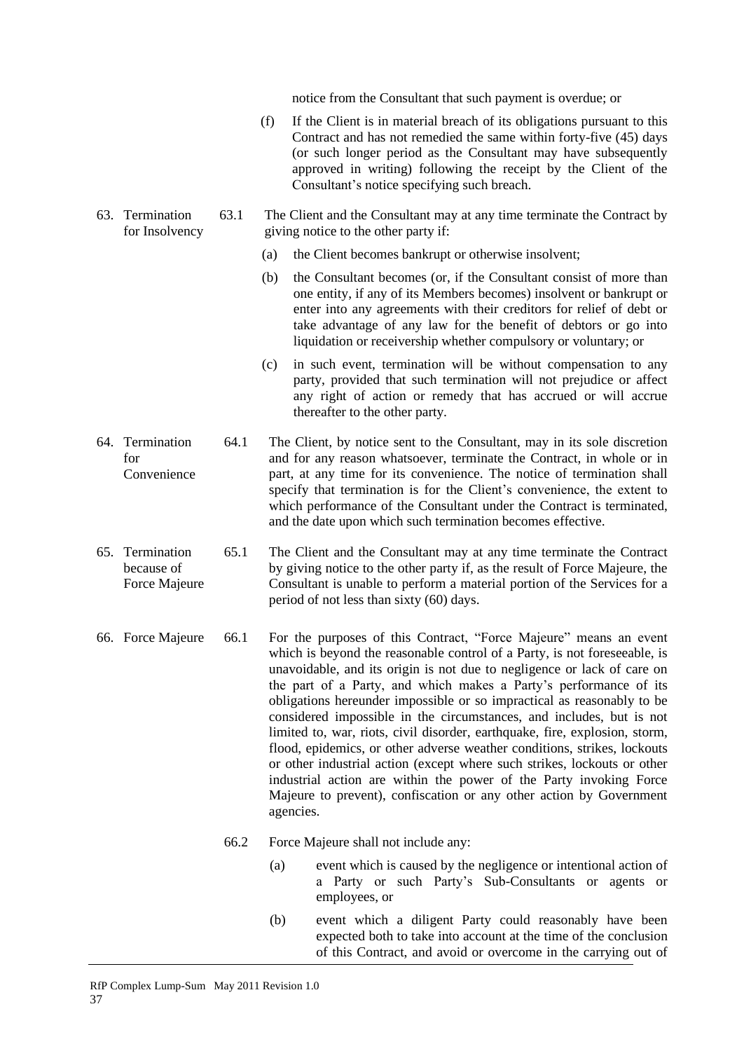notice from the Consultant that such payment is overdue; or

(f) If the Client is in material breach of its obligations pursuant to this Contract and has not remedied the same within forty-five (45) days (or such longer period as the Consultant may have subsequently approved in writing) following the receipt by the Client of the Consultant's notice specifying such breach.

**63. Termination for Insolvency**

63.1 The Client and the Consultant may at any time terminate the Contract by giving notice to the other party if:

(a) the Client becomes bankrupt or otherwise insolvent;

(b) the Consultant becomes (or, if the Consultant consist of more than one entity, if any of its Members becomes) insolvent or bankrupt or enter into any agreements with their creditors for relief of debt or take advantage of any law for the benefit of debtors or go into liquidation or receivership whether compulsory or voluntary; or

(c) in such event, termination will be without compensation to any party, provided that such termination will not prejudice or affect any right of action or remedy that has accrued or will accrue thereafter to the other party.

**64. Termination for Convenience**

64.1 The Client, by notice sent to the Consultant, may in its sole discretion and for any reason whatsoever, terminate the Contract, in whole or in part, at any time for its convenience. The notice of termination shall specify that termination is for the Client's convenience, the extent to which performance of the Consultant under the Contract is terminated, and the date upon which such termination becomes effective.

**65. Termination because of Force Majeure**

65.1 The Client and the Consultant may at any time terminate the Contract by giving notice to the other party if, as the result of Force Majeure, the Consultant is unable to perform a material portion of the Services for a period of not less than sixty (60) days.

**66. Force Majeure**

66.1 For the purposes of this Contract, "Force Majeure" means an event which is beyond the reasonable control of a Party, is not foreseeable, is unavoidable, and its origin is not due to negligence or lack of care on the part of a Party, and which makes a Party's performance of its obligations hereunder impossible or so impractical as reasonably to be considered impossible in the circumstances, and includes, but is not limited to, war, riots, civil disorder, earthquake, fire, explosion, storm, flood, epidemics, or other adverse weather conditions, strikes, lockouts or other industrial action (except where such strikes, lockouts or other industrial action are within the power of the Party invoking Force Majeure to prevent), confiscation or any other action by Government agencies.

66.2 Force Majeure shall not include any:

(a) event which is caused by the negligence or intentional action of a Party or such Party's Sub-Consultants or agents or employees, or

(b) event which a diligent Party could reasonably have been expected both to take into account at the time of the conclusion of this Contract, and avoid or overcome in the carrying out of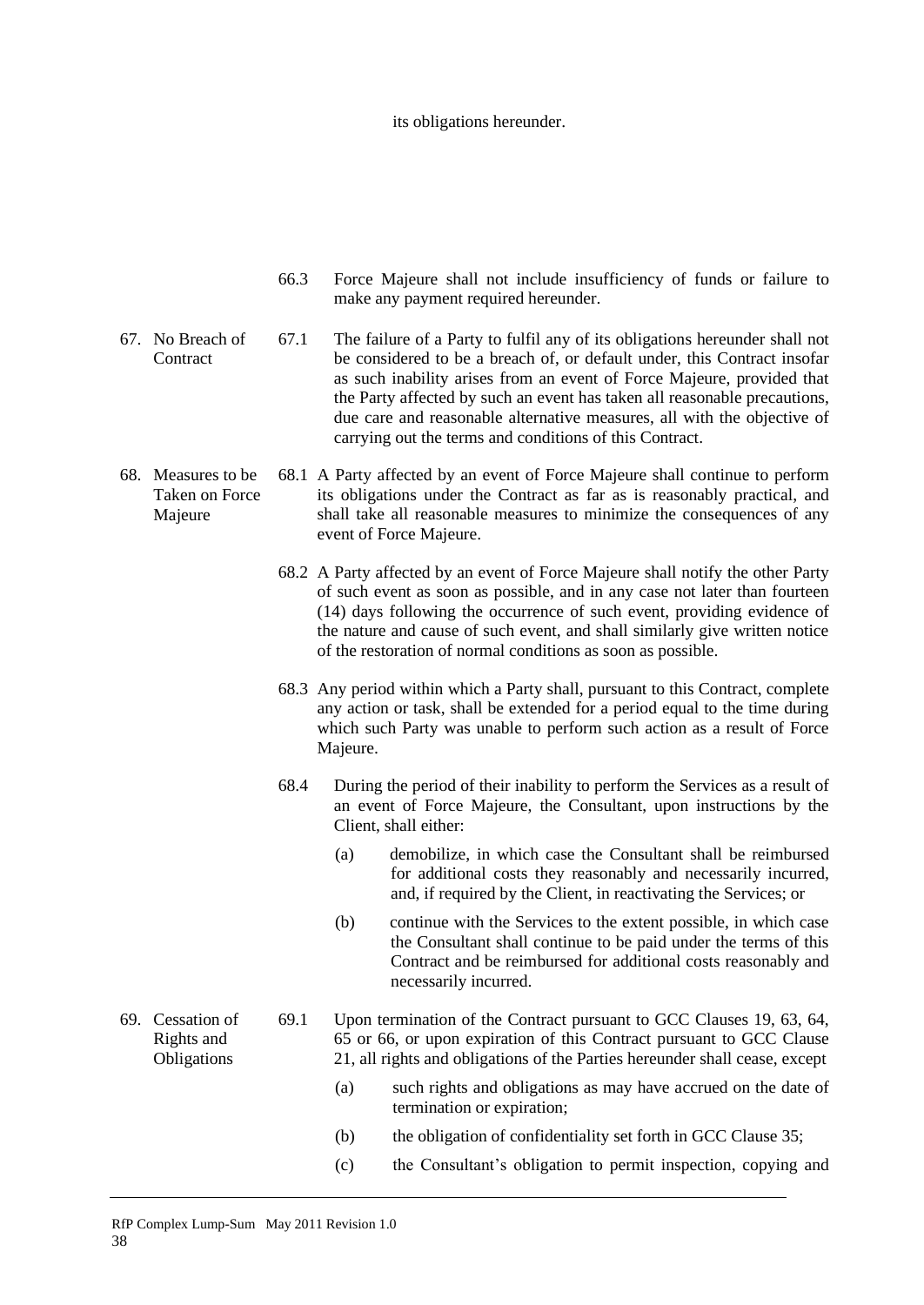its obligations hereunder.

66.3 Force Majeure shall not include insufficiency of funds or failure to make any payment required hereunder.

**67. No Breach of Contract**

67.1 The failure of a Party to fulfil any of its obligations hereunder shall not be considered to be a breach of, or default under, this Contract insofar as such inability arises from an event of Force Majeure, provided that the Party affected by such an event has taken all reasonable precautions, due care and reasonable alternative measures, all with the objective of carrying out the terms and conditions of this Contract.

**68. Measures to be Taken on Force Majeure**

68.1 A Party affected by an event of Force Majeure shall continue to perform its obligations under the Contract as far as is reasonably practical, and shall take all reasonable measures to minimize the consequences of any event of Force Majeure.

68.2 A Party affected by an event of Force Majeure shall notify the other Party of such event as soon as possible, and in any case not later than fourteen (14) days following the occurrence of such event, providing evidence of the nature and cause of such event, and shall similarly give written notice of the restoration of normal conditions as soon as possible.

68.3 Any period within which a Party shall, pursuant to this Contract, complete any action or task, shall be extended for a period equal to the time during which such Party was unable to perform such action as a result of Force Majeure.

68.4 During the period of their inability to perform the Services as a result of an event of Force Majeure, the Consultant, upon instructions by the Client, shall either:

(a) demobilize, in which case the Consultant shall be reimbursed for additional costs they reasonably and necessarily incurred, and, if required by the Client, in reactivating the Services; or

(b) continue with the Services to the extent possible, in which case the Consultant shall continue to be paid under the terms of this Contract and be reimbursed for additional costs reasonably and necessarily incurred.

**69. Cessation of Rights and Obligations**

69.1 Upon termination of the Contract pursuant to GCC Clauses 19, 63, 64, 65 or 66, or upon expiration of this Contract pursuant to GCC Clause 21, all rights and obligations of the Parties hereunder shall cease, except

(a) such rights and obligations as may have accrued on the date of termination or expiration;

(b) the obligation of confidentiality set forth in GCC Clause 35;

(c) the Consultant's obligation to permit inspection, copying and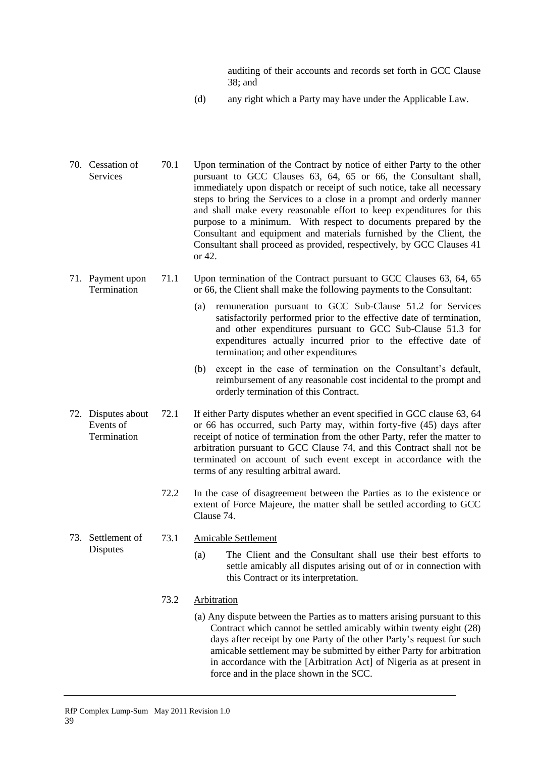auditing of their accounts and records set forth in GCC Clause 38; and

(d) any right which a Party may have under the Applicable Law.

**70. Cessation of Services**

70.1 Upon termination of the Contract by notice of either Party to the other pursuant to GCC Clauses 63, 64, 65 or 66, the Consultant shall, immediately upon dispatch or receipt of such notice, take all necessary steps to bring the Services to a close in a prompt and orderly manner and shall make every reasonable effort to keep expenditures for this purpose to a minimum. With respect to documents prepared by the Consultant and equipment and materials furnished by the Client, the Consultant shall proceed as provided, respectively, by GCC Clauses 41 or 42.

**71. Payment upon Termination**

71.1 Upon termination of the Contract pursuant to GCC Clauses 63, 64, 65 or 66, the Client shall make the following payments to the Consultant:

(a) remuneration pursuant to GCC Sub-Clause 51.2 for Services satisfactorily performed prior to the effective date of termination, and other expenditures pursuant to GCC Sub-Clause 51.3 for expenditures actually incurred prior to the effective date of termination; and other expenditures

(b) except in the case of termination on the Consultant's default, reimbursement of any reasonable cost incidental to the prompt and orderly termination of this Contract.

**72. Disputes about Events of Termination**

72.1 If either Party disputes whether an event specified in GCC clause 63, 64 or 66 has occurred, such Party may, within forty-five (45) days after receipt of notice of termination from the other Party, refer the matter to arbitration pursuant to GCC Clause 74, and this Contract shall not be terminated on account of such event except in accordance with the terms of any resulting arbitral award.

72.2 In the case of disagreement between the Parties as to the existence or extent of Force Majeure, the matter shall be settled according to GCC Clause 74.

**73. Settlement of Disputes**

73.1 Amicable Settlement

(a) The Client and the Consultant shall use their best efforts to settle amicably all disputes arising out of or in connection with this Contract or its interpretation.

73.2 Arbitration

(a) Any dispute between the Parties as to matters arising pursuant to this Contract which cannot be settled amicably within twenty eight (28) days after receipt by one Party of the other Party's request for such amicable settlement may be submitted by either Party for arbitration in accordance with the [Arbitration Act] of Nigeria as at present in force and in the place shown in the SCC.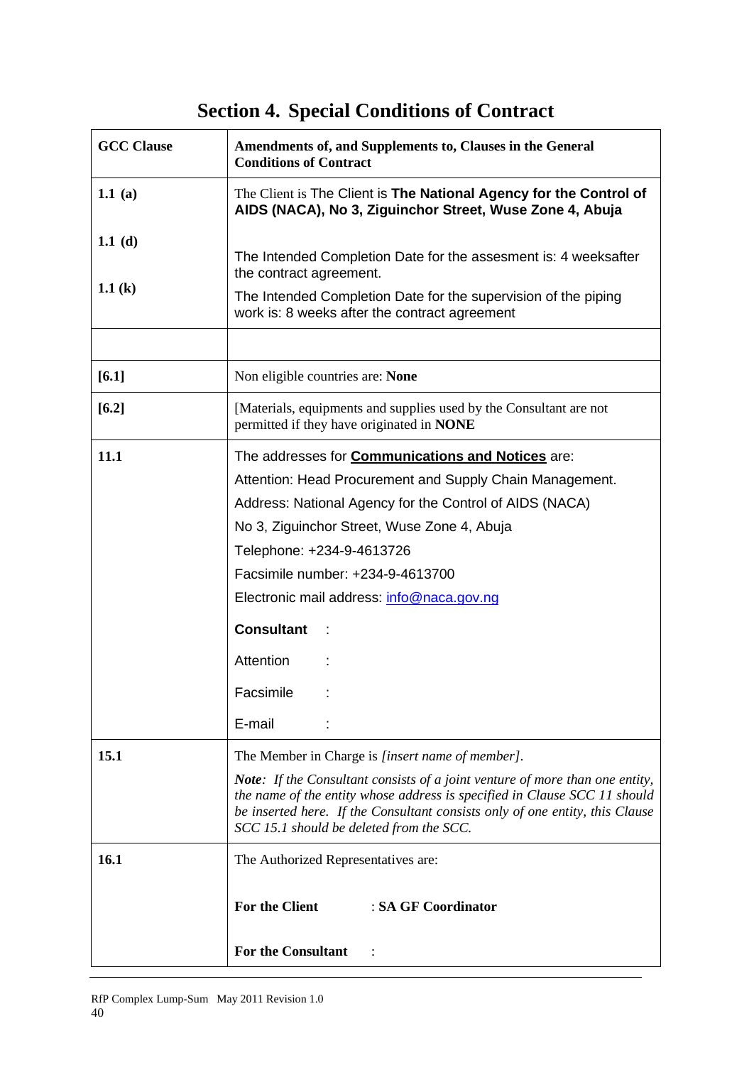# Section 4. Special Conditions of Contract

| GCC Clause | Amendments of, and Supplements to, Clauses in the General Conditions of Contract |
|---|---|
| **1.1 (a)** | The Client is The Client is **The National Agency for the Control of AIDS (NACA), No 3, Ziguinchor Street, Wuse Zone 4, Abuja** |
| **1.1 (d)**<br><br>**1.1 (k)** | The Intended Completion Date for the assesment is: 4 weeksafter the contract agreement.<br>The Intended Completion Date for the supervision of the piping work is: 8 weeks after the contract agreement |
| | |
| **[6.1]** | Non eligible countries are: **None** |
| **[6.2]** | [Materials, equipments and supplies used by the Consultant are not permitted if they have originated in **NONE** |
| **11.1** | The addresses for **Communications and Notices** are:<br>Attention: Head Procurement and Supply Chain Management.<br>Address: National Agency for the Control of AIDS (NACA)<br>No 3, Ziguinchor Street, Wuse Zone 4, Abuja<br>Telephone: +234-9-4613726<br>Facsimile number: +234-9-4613700<br>Electronic mail address: info@naca.gov.ng<br>**Consultant** :<br>Attention :<br>Facsimile :<br>E-mail : |
| **15.1** | The Member in Charge is *[insert name of member]*.<br>***Note**: If the Consultant consists of a joint venture of more than one entity, the name of the entity whose address is specified in Clause SCC 11 should be inserted here. If the Consultant consists only of one entity, this Clause SCC 15.1 should be deleted from the SCC.* |
| **16.1** | The Authorized Representatives are:<br>**For the Client** : **SA GF Coordinator**<br>**For the Consultant** : |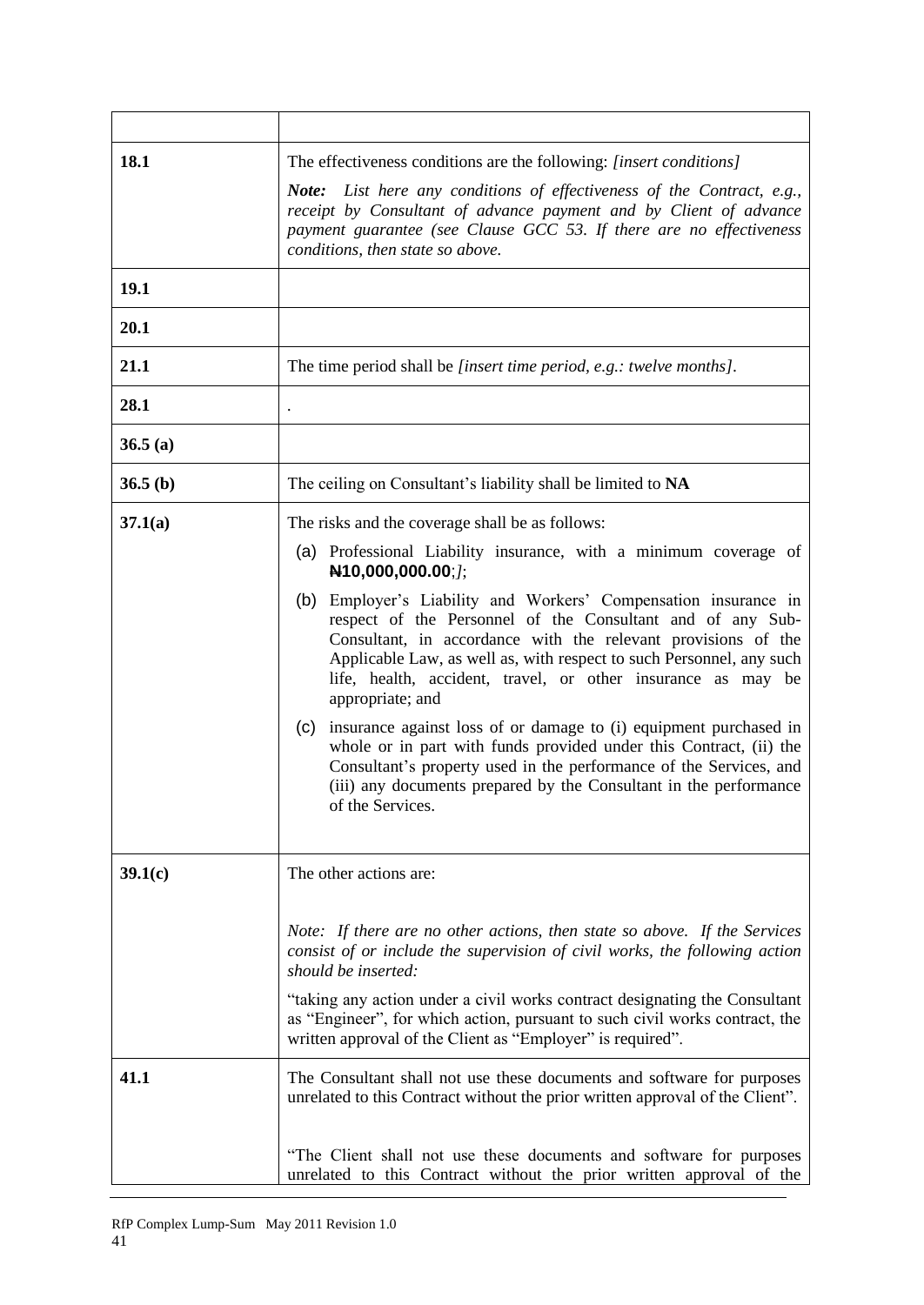| | |
|---|---|
| **18.1** | The effectiveness conditions are the following: *[insert conditions]*<br>***Note:*** *List here any conditions of effectiveness of the Contract, e.g., receipt by Consultant of advance payment and by Client of advance payment guarantee (see Clause GCC 53. If there are no effectiveness conditions, then state so above.* |
| **19.1** | |
| **20.1** | |
| **21.1** | The time period shall be *[insert time period, e.g.: twelve months]*. |
| **28.1** | . |
| **36.5 (a)** | |
| **36.5 (b)** | The ceiling on Consultant's liability shall be limited to **NA** |
| **37.1(a)** | The risks and the coverage shall be as follows:<br>(a) Professional Liability insurance, with a minimum coverage of **₦10,000,000.00**;*]*;<br>(b) Employer's Liability and Workers' Compensation insurance in respect of the Personnel of the Consultant and of any Sub-Consultant, in accordance with the relevant provisions of the Applicable Law, as well as, with respect to such Personnel, any such life, health, accident, travel, or other insurance as may be appropriate; and<br>(c) insurance against loss of or damage to (i) equipment purchased in whole or in part with funds provided under this Contract, (ii) the Consultant's property used in the performance of the Services, and (iii) any documents prepared by the Consultant in the performance of the Services. |
| **39.1(c)** | The other actions are:<br>*Note: If there are no other actions, then state so above. If the Services consist of or include the supervision of civil works, the following action should be inserted:*<br>"taking any action under a civil works contract designating the Consultant as "Engineer", for which action, pursuant to such civil works contract, the written approval of the Client as "Employer" is required". |
| **41.1** | The Consultant shall not use these documents and software for purposes unrelated to this Contract without the prior written approval of the Client".<br>"The Client shall not use these documents and software for purposes unrelated to this Contract without the prior written approval of the |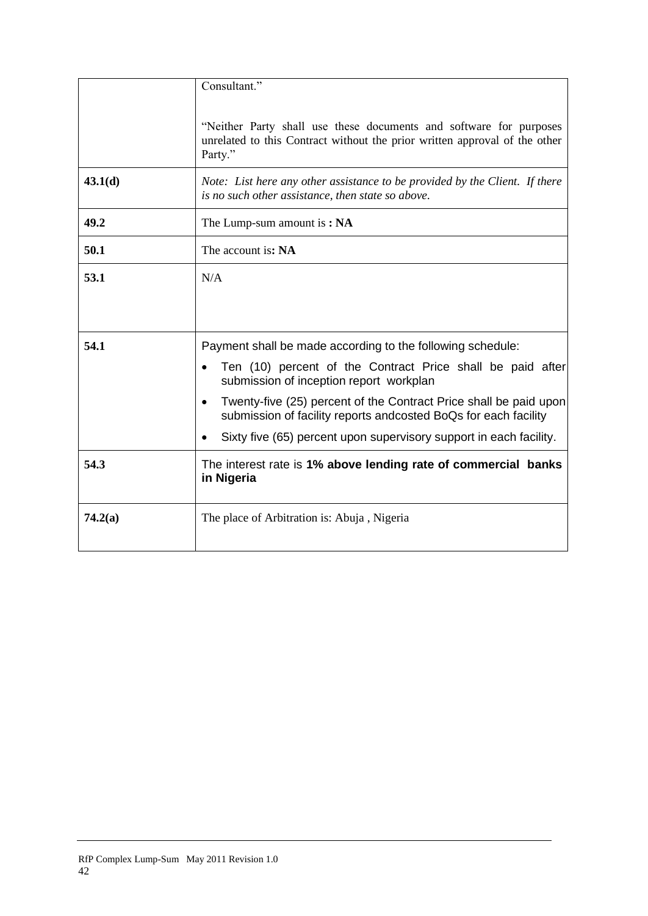| | |
|---|---|
| | Consultant."<br><br>"Neither Party shall use these documents and software for purposes unrelated to this Contract without the prior written approval of the other Party." |
| **43.1(d)** | *Note: List here any other assistance to be provided by the Client. If there is no such other assistance, then state so above.* |
| **49.2** | The Lump-sum amount is **: NA** |
| **50.1** | The account is**: NA** |
| **53.1** | N/A |
| **54.1** | Payment shall be made according to the following schedule:<br>• Ten (10) percent of the Contract Price shall be paid after submission of inception report workplan<br>• Twenty-five (25) percent of the Contract Price shall be paid upon submission of facility reports andcosted BoQs for each facility<br>• Sixty five (65) percent upon supervisory support in each facility. |
| **54.3** | The interest rate is **1% above lending rate of commercial banks in Nigeria** |
| **74.2(a)** | The place of Arbitration is: Abuja , Nigeria |

RfP Complex Lump-Sum May 2011 Revision 1.0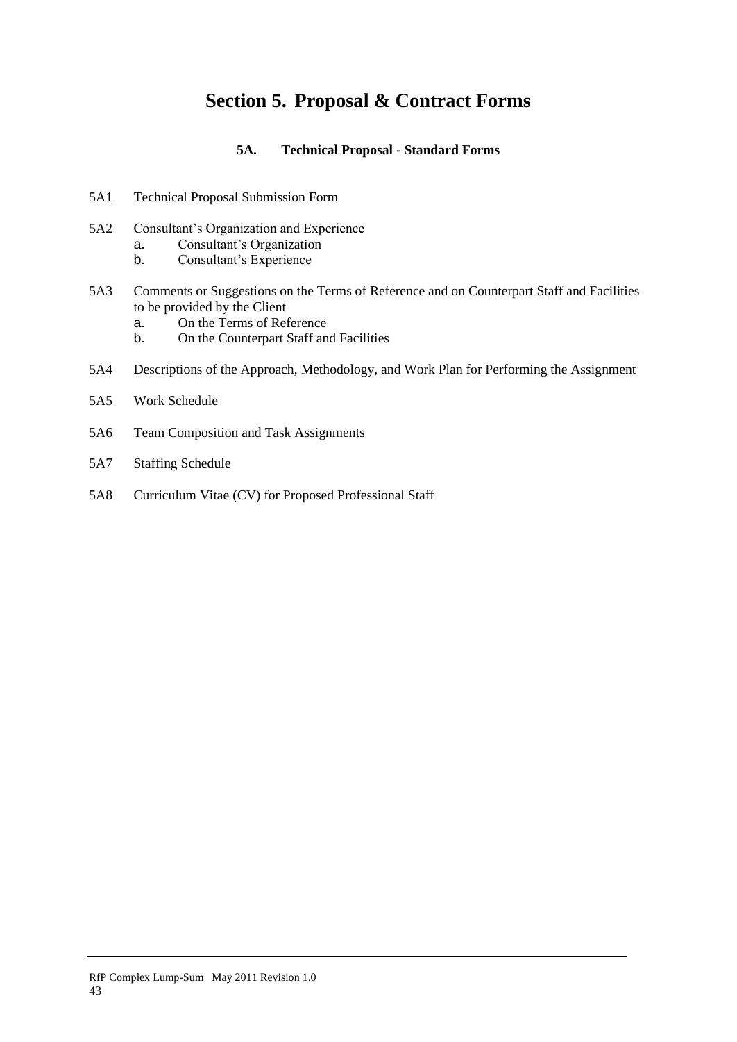# Section 5. Proposal & Contract Forms

### 5A. Technical Proposal - Standard Forms

5A1 Technical Proposal Submission Form

5A2 Consultant's Organization and Experience
- a. Consultant's Organization
- b. Consultant's Experience

5A3 Comments or Suggestions on the Terms of Reference and on Counterpart Staff and Facilities to be provided by the Client
- a. On the Terms of Reference
- b. On the Counterpart Staff and Facilities

5A4 Descriptions of the Approach, Methodology, and Work Plan for Performing the Assignment

5A5 Work Schedule

5A6 Team Composition and Task Assignments

5A7 Staffing Schedule

5A8 Curriculum Vitae (CV) for Proposed Professional Staff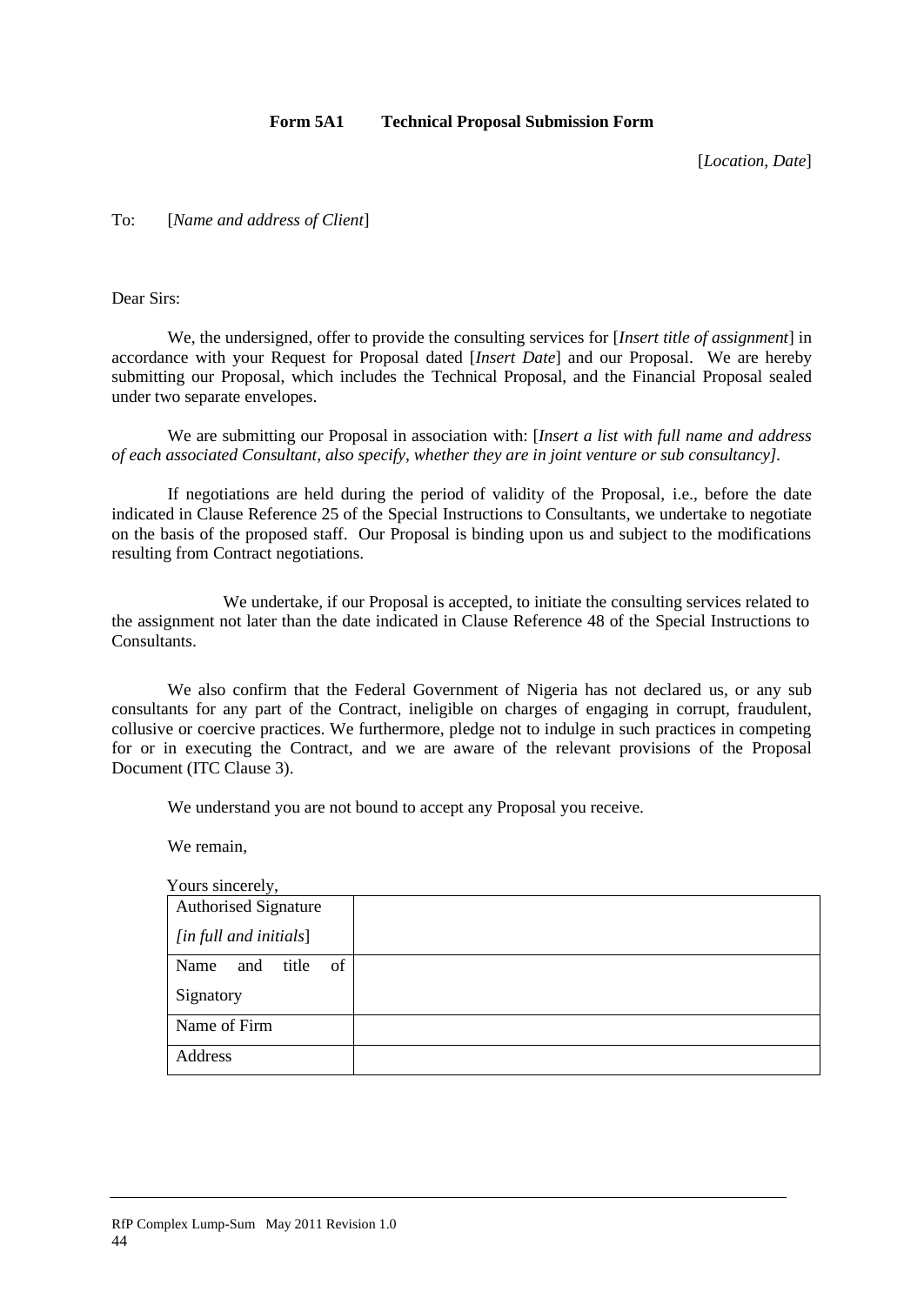**Form 5A1 Technical Proposal Submission Form**

[*Location, Date*]

To: [*Name and address of Client*]

Dear Sirs:

We, the undersigned, offer to provide the consulting services for [*Insert title of assignment*] in accordance with your Request for Proposal dated [*Insert Date*] and our Proposal. We are hereby submitting our Proposal, which includes the Technical Proposal, and the Financial Proposal sealed under two separate envelopes.

We are submitting our Proposal in association with: [*Insert a list with full name and address of each associated Consultant, also specify, whether they are in joint venture or sub consultancy]*.

If negotiations are held during the period of validity of the Proposal, i.e., before the date indicated in Clause Reference 25 of the Special Instructions to Consultants, we undertake to negotiate on the basis of the proposed staff. Our Proposal is binding upon us and subject to the modifications resulting from Contract negotiations.

We undertake, if our Proposal is accepted, to initiate the consulting services related to the assignment not later than the date indicated in Clause Reference 48 of the Special Instructions to Consultants.

We also confirm that the Federal Government of Nigeria has not declared us, or any sub consultants for any part of the Contract, ineligible on charges of engaging in corrupt, fraudulent, collusive or coercive practices. We furthermore, pledge not to indulge in such practices in competing for or in executing the Contract, and we are aware of the relevant provisions of the Proposal Document (ITC Clause 3).

We understand you are not bound to accept any Proposal you receive.

We remain,

Yours sincerely,

| Authorised Signature *[in full and initials]* | |
|---|---|
| Name and title of Signatory | |
| Name of Firm | |
| Address | |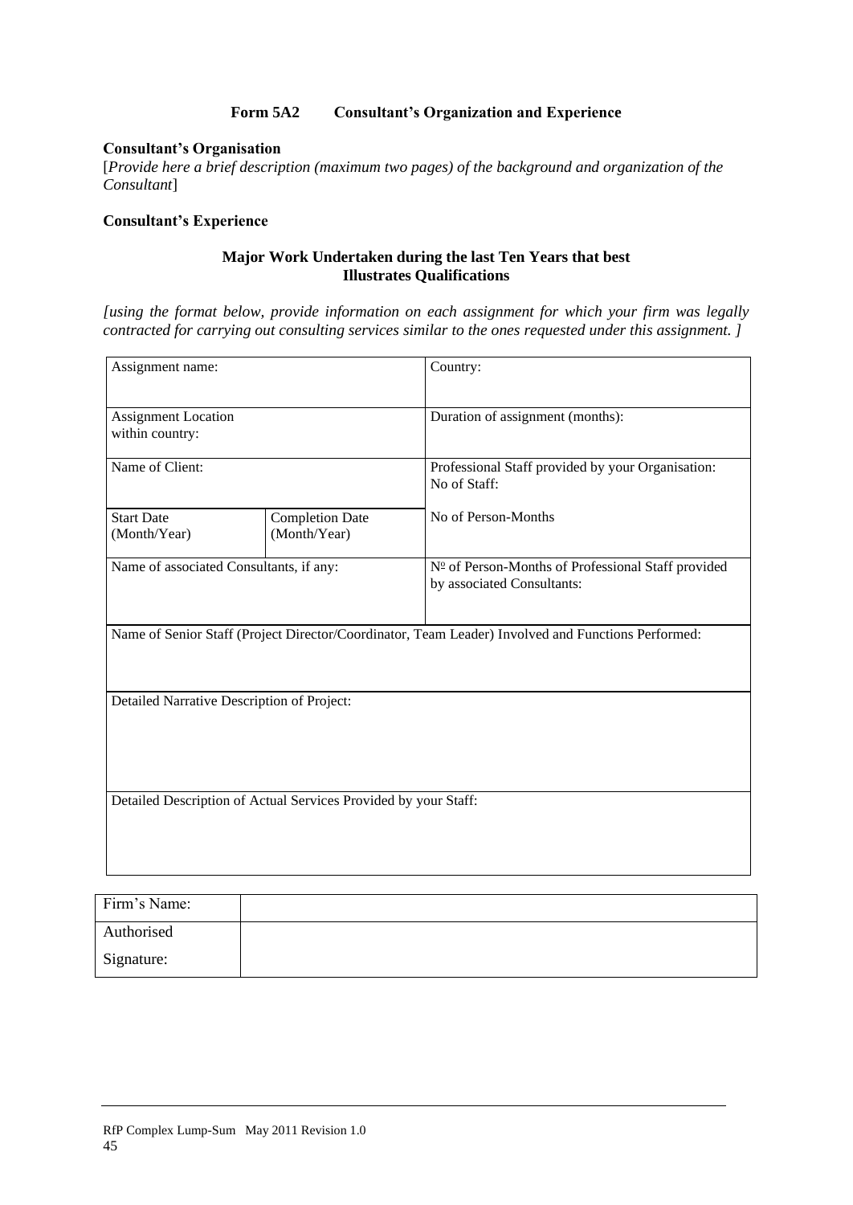## Form 5A2 Consultant's Organization and Experience

**Consultant's Organisation**

[*Provide here a brief description (maximum two pages) of the background and organization of the Consultant*]

**Consultant's Experience**

### Major Work Undertaken during the last Ten Years that best Illustrates Qualifications

*[using the format below, provide information on each assignment for which your firm was legally contracted for carrying out consulting services similar to the ones requested under this assignment. ]*

| Assignment name: | | Country: |
|---|---|---|
| Assignment Location within country: | | Duration of assignment (months): |
| Name of Client: | | Professional Staff provided by your Organisation: No of Staff: |
| Start Date (Month/Year) | Completion Date (Month/Year) | No of Person-Months |
| Name of associated Consultants, if any: | | № of Person-Months of Professional Staff provided by associated Consultants: |
| Name of Senior Staff (Project Director/Coordinator, Team Leader) Involved and Functions Performed: | | |
| Detailed Narrative Description of Project: | | |
| Detailed Description of Actual Services Provided by your Staff: | | |

| Firm's Name: | |
|---|---|
| Authorised Signature: | |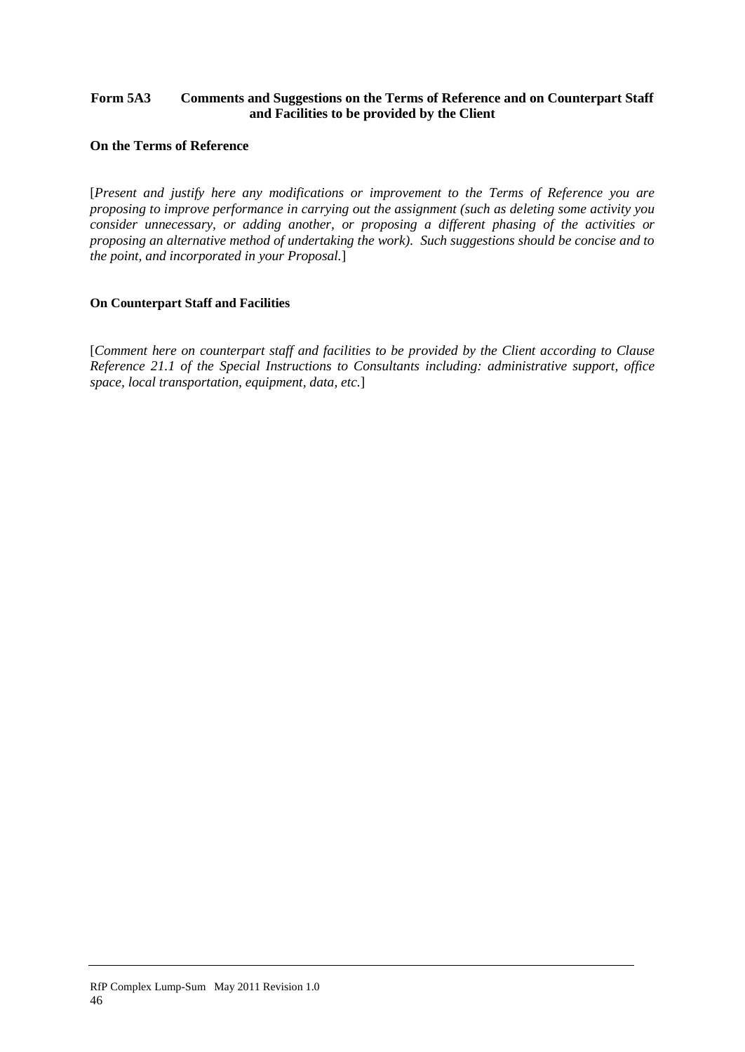**Form 5A3 Comments and Suggestions on the Terms of Reference and on Counterpart Staff and Facilities to be provided by the Client**

**On the Terms of Reference**

[*Present and justify here any modifications or improvement to the Terms of Reference you are proposing to improve performance in carrying out the assignment (such as deleting some activity you consider unnecessary, or adding another, or proposing a different phasing of the activities or proposing an alternative method of undertaking the work). Such suggestions should be concise and to the point, and incorporated in your Proposal.*]

**On Counterpart Staff and Facilities**

[*Comment here on counterpart staff and facilities to be provided by the Client according to Clause Reference 21.1 of the Special Instructions to Consultants including: administrative support, office space, local transportation, equipment, data, etc.*]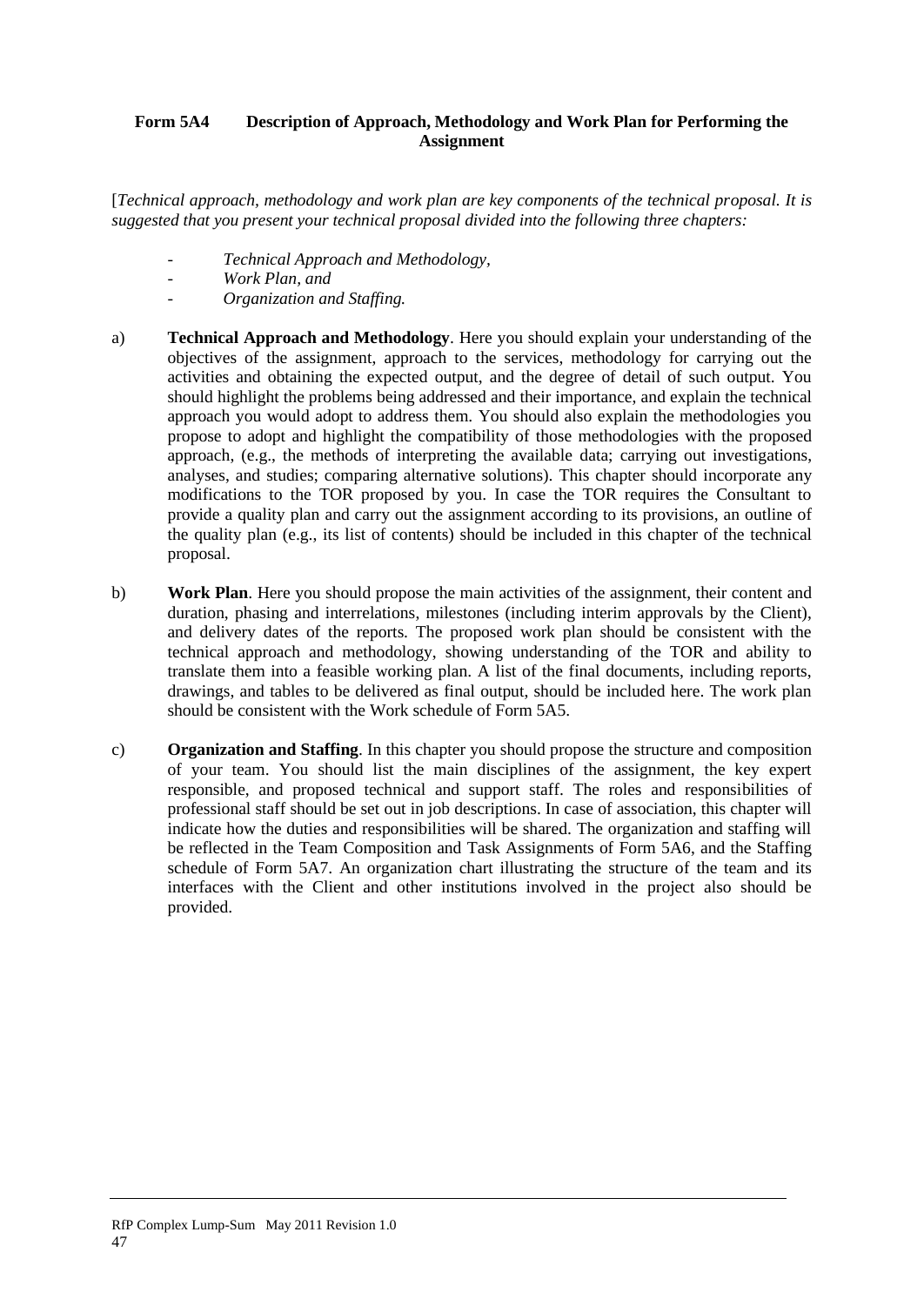**Form 5A4 Description of Approach, Methodology and Work Plan for Performing the Assignment**

[*Technical approach, methodology and work plan are key components of the technical proposal. It is suggested that you present your technical proposal divided into the following three chapters:*

- *Technical Approach and Methodology,*
- *Work Plan, and*
- *Organization and Staffing.*

a) **Technical Approach and Methodology**. Here you should explain your understanding of the objectives of the assignment, approach to the services, methodology for carrying out the activities and obtaining the expected output, and the degree of detail of such output. You should highlight the problems being addressed and their importance, and explain the technical approach you would adopt to address them. You should also explain the methodologies you propose to adopt and highlight the compatibility of those methodologies with the proposed approach, (e.g., the methods of interpreting the available data; carrying out investigations, analyses, and studies; comparing alternative solutions). This chapter should incorporate any modifications to the TOR proposed by you. In case the TOR requires the Consultant to provide a quality plan and carry out the assignment according to its provisions, an outline of the quality plan (e.g., its list of contents) should be included in this chapter of the technical proposal.

b) **Work Plan**. Here you should propose the main activities of the assignment, their content and duration, phasing and interrelations, milestones (including interim approvals by the Client), and delivery dates of the reports. The proposed work plan should be consistent with the technical approach and methodology, showing understanding of the TOR and ability to translate them into a feasible working plan. A list of the final documents, including reports, drawings, and tables to be delivered as final output, should be included here. The work plan should be consistent with the Work schedule of Form 5A5.

c) **Organization and Staffing**. In this chapter you should propose the structure and composition of your team. You should list the main disciplines of the assignment, the key expert responsible, and proposed technical and support staff. The roles and responsibilities of professional staff should be set out in job descriptions. In case of association, this chapter will indicate how the duties and responsibilities will be shared. The organization and staffing will be reflected in the Team Composition and Task Assignments of Form 5A6, and the Staffing schedule of Form 5A7. An organization chart illustrating the structure of the team and its interfaces with the Client and other institutions involved in the project also should be provided.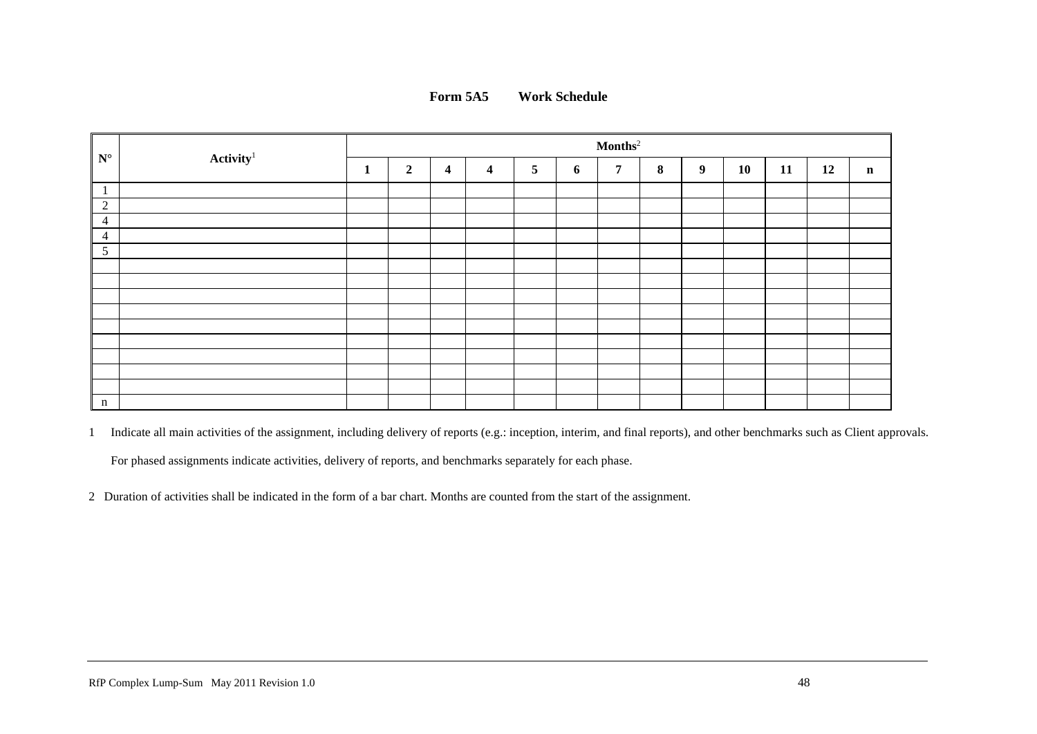# Form 5A5 Work Schedule

| N° | Activity[1] | Months[2] | | | | | | | | | | | | |
|---|---|---|---|---|---|---|---|---|---|---|---|---|---|---|
| | | **1** | **2** | **4** | **4** | **5** | **6** | **7** | **8** | **9** | **10** | **11** | **12** | **n** |
| 1 | | | | | | | | | | | | | | |
| 2 | | | | | | | | | | | | | | |
| 4 | | | | | | | | | | | | | | |
| 4 | | | | | | | | | | | | | | |
| 5 | | | | | | | | | | | | | | |
| | | | | | | | | | | | | | | |
| | | | | | | | | | | | | | | |
| | | | | | | | | | | | | | | |
| | | | | | | | | | | | | | | |
| | | | | | | | | | | | | | | |
| | | | | | | | | | | | | | | |
| | | | | | | | | | | | | | | |
| | | | | | | | | | | | | | | |
| | | | | | | | | | | | | | | |
| n | | | | | | | | | | | | | | |

1 Indicate all main activities of the assignment, including delivery of reports (e.g.: inception, interim, and final reports), and other benchmarks such as Client approvals.

For phased assignments indicate activities, delivery of reports, and benchmarks separately for each phase.

2 Duration of activities shall be indicated in the form of a bar chart. Months are counted from the start of the assignment.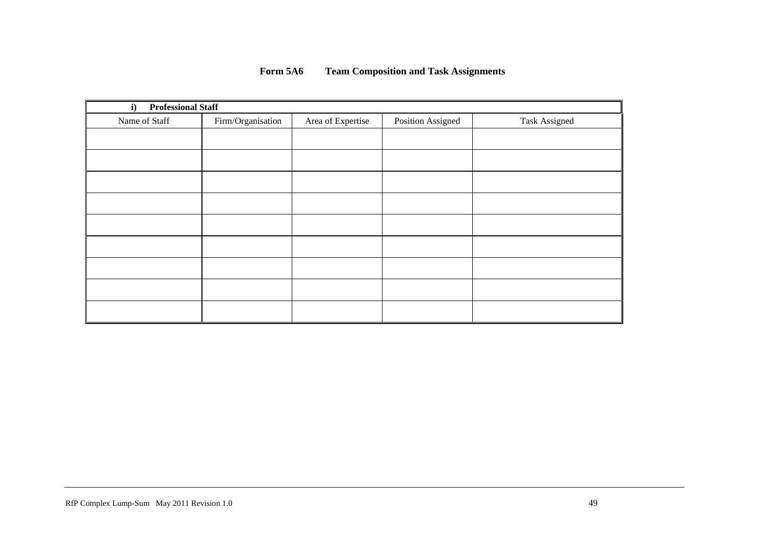# Form 5A6 Team Composition and Task Assignments

| **i) Professional Staff** | | | | |
|---|---|---|---|---|
| Name of Staff | Firm/Organisation | Area of Expertise | Position Assigned | Task Assigned |
| | | | | |
| | | | | |
| | | | | |
| | | | | |
| | | | | |
| | | | | |
| | | | | |
| | | | | |
| | | | | |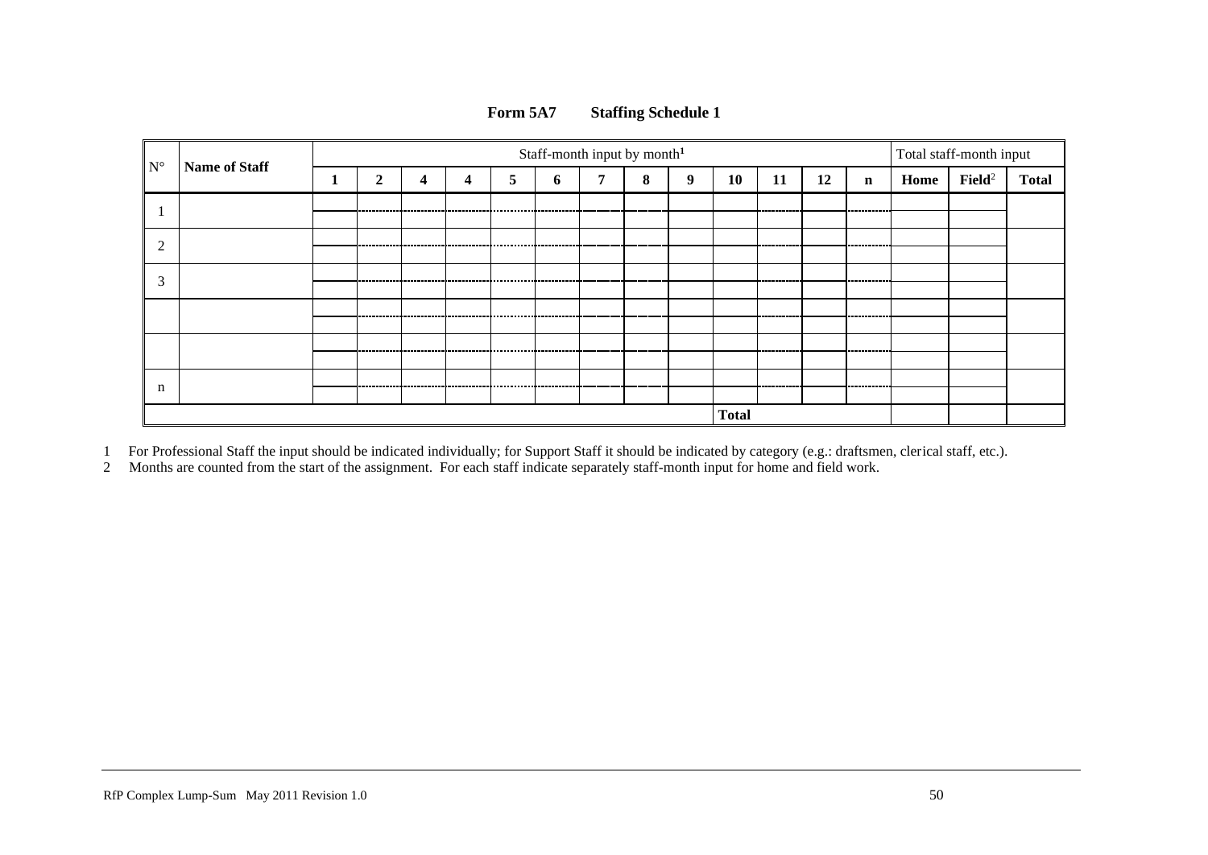**Form 5A7 Staffing Schedule 1**

| N° | Name of Staff | Staff-month input by month[1] | | | | | | | | | | | | | Total staff-month input | | |
|---|---|---|---|---|---|---|---|---|---|---|---|---|---|---|---|---|---|
| | | 1 | 2 | 4 | 4 | 5 | 6 | 7 | 8 | 9 | 10 | 11 | 12 | n | Home | Field[2] | Total |
| 1 | | | | | | | | | | | | | | | | | |
| 2 | | | | | | | | | | | | | | | | | |
| 3 | | | | | | | | | | | | | | | | | |
| | | | | | | | | | | | | | | | | | |
| | | | | | | | | | | | | | | | | | |
| n | | | | | | | | | | | | | | | | | |
| | | | | | | | | | | | Total | | | | | | |

1 For Professional Staff the input should be indicated individually; for Support Staff it should be indicated by category (e.g.: draftsmen, clerical staff, etc.).

2 Months are counted from the start of the assignment. For each staff indicate separately staff-month input for home and field work.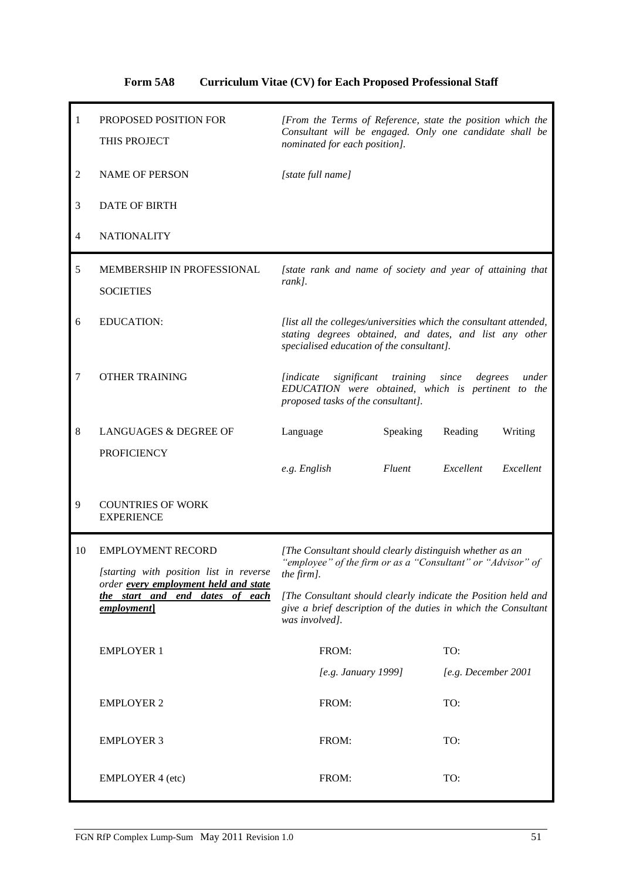**Form 5A8 Curriculum Vitae (CV) for Each Proposed Professional Staff**

| | | | | | |
|---|---|---|---|---|---|
| 1 | PROPOSED POSITION FOR THIS PROJECT | *[From the Terms of Reference, state the position which the Consultant will be engaged. Only one candidate shall be nominated for each position].* | | | |
| 2 | NAME OF PERSON | *[state full name]* | | | |
| 3 | DATE OF BIRTH | | | | |
| 4 | NATIONALITY | | | | |
| 5 | MEMBERSHIP IN PROFESSIONAL SOCIETIES | *[state rank and name of society and year of attaining that rank].* | | | |
| 6 | EDUCATION: | *[list all the colleges/universities which the consultant attended, stating degrees obtained, and dates, and list any other specialised education of the consultant].* | | | |
| 7 | OTHER TRAINING | *[indicate significant training since degrees under EDUCATION were obtained, which is pertinent to the proposed tasks of the consultant].* | | | |
| 8 | LANGUAGES & DEGREE OF PROFICIENCY | Language | Speaking | Reading | Writing |
| | | *e.g. English* | *Fluent* | *Excellent* | *Excellent* |
| 9 | COUNTRIES OF WORK EXPERIENCE | | | | |
| 10 | EMPLOYMENT RECORD *[starting with position list in reverse order **every employment held and state the start and end dates of each employment**]* | *[The Consultant should clearly distinguish whether as an "employee" of the firm or as a "Consultant" or "Advisor" of the firm].* *[The Consultant should clearly indicate the Position held and give a brief description of the duties in which the Consultant was involved].* | | | |
| | EMPLOYER 1 | FROM: *[e.g. January 1999]* | | TO: *[e.g. December 2001* | |
| | EMPLOYER 2 | FROM: | | TO: | |
| | EMPLOYER 3 | FROM: | | TO: | |
| | EMPLOYER 4 (etc) | FROM: | | TO: | |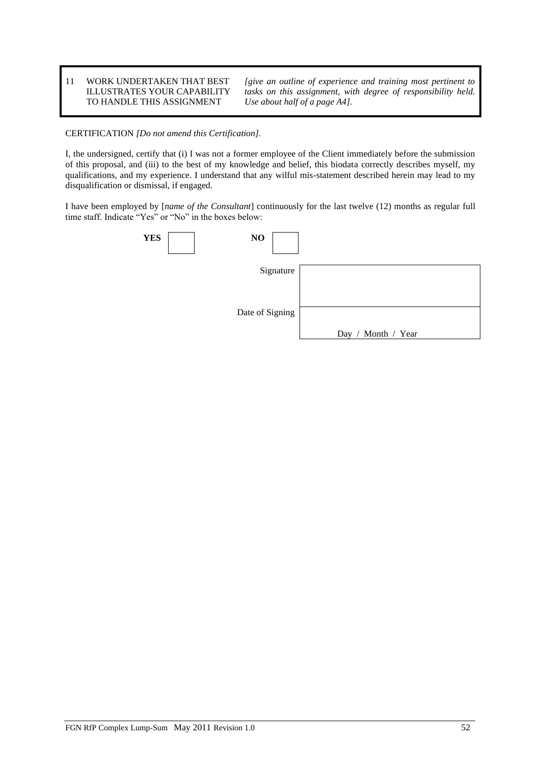| 11 | WORK UNDERTAKEN THAT BEST ILLUSTRATES YOUR CAPABILITY TO HANDLE THIS ASSIGNMENT | *[give an outline of experience and training most pertinent to tasks on this assignment, with degree of responsibility held. Use about half of a page A4].* |
|---|---|---|

CERTIFICATION *[Do not amend this Certification].*

I, the undersigned, certify that (i) I was not a former employee of the Client immediately before the submission of this proposal, and (iii) to the best of my knowledge and belief, this biodata correctly describes myself, my qualifications, and my experience. I understand that any wilful mis-statement described herein may lead to my disqualification or dismissal, if engaged.

I have been employed by [*name of the Consultant*] continuously for the last twelve (12) months as regular full time staff. Indicate "Yes" or "No" in the boxes below:

**YES** ☐  **NO** ☐

| | |
|---|---|
| Signature | |
| Date of Signing | Day / Month / Year |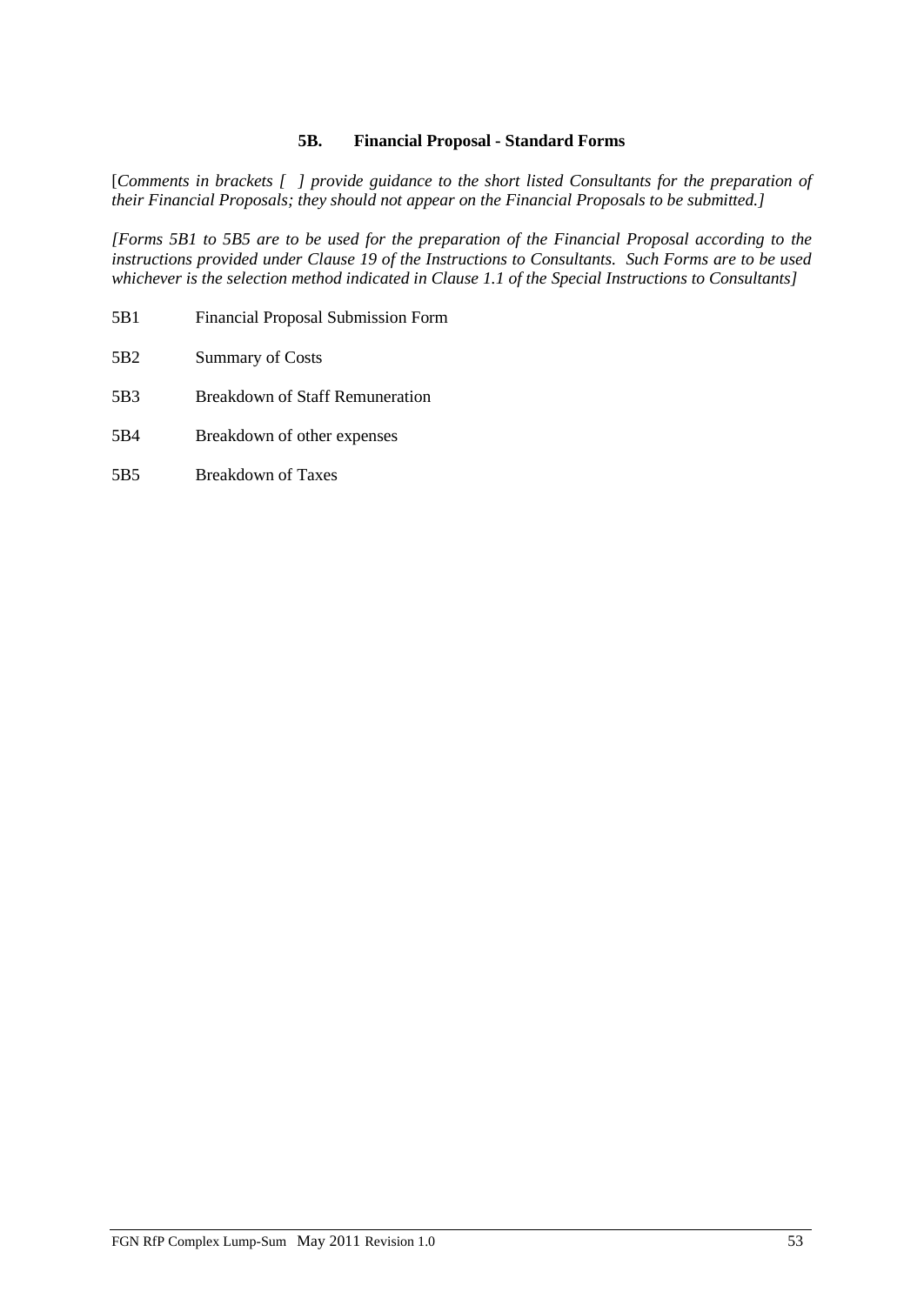## 5B. Financial Proposal - Standard Forms

[*Comments in brackets [ ] provide guidance to the short listed Consultants for the preparation of their Financial Proposals; they should not appear on the Financial Proposals to be submitted.]*

*[Forms 5B1 to 5B5 are to be used for the preparation of the Financial Proposal according to the instructions provided under Clause 19 of the Instructions to Consultants. Such Forms are to be used whichever is the selection method indicated in Clause 1.1 of the Special Instructions to Consultants]*

5B1 Financial Proposal Submission Form

5B2 Summary of Costs

5B3 Breakdown of Staff Remuneration

5B4 Breakdown of other expenses

5B5 Breakdown of Taxes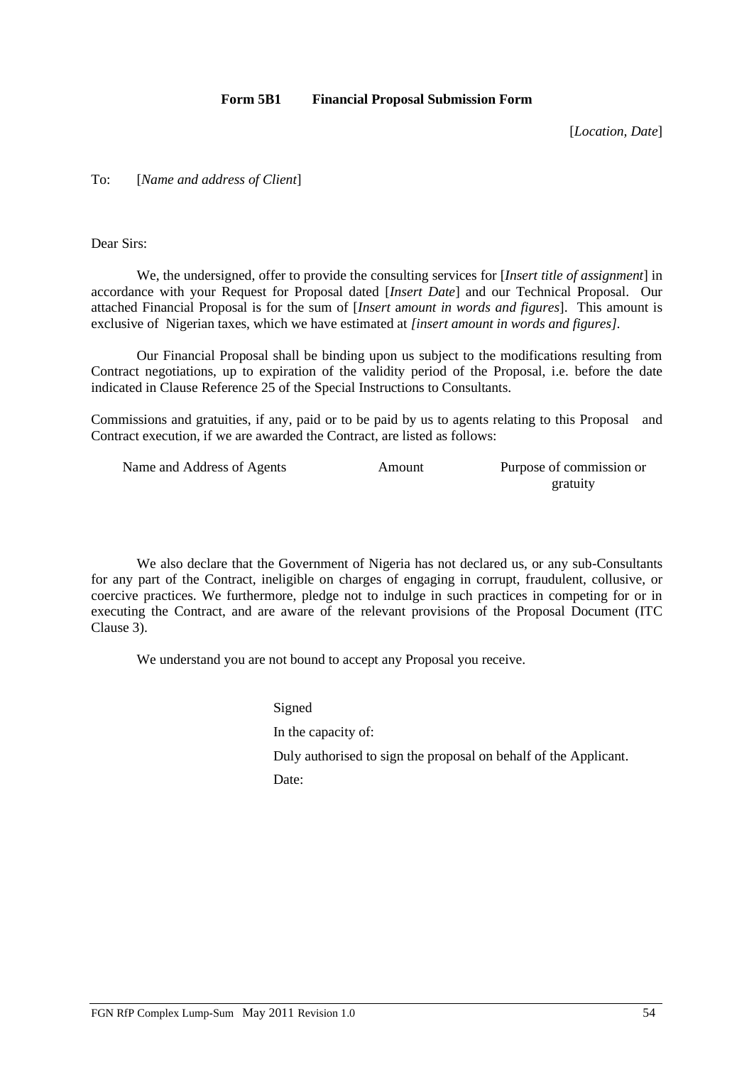**Form 5B1 Financial Proposal Submission Form**

[*Location, Date*]

To: [*Name and address of Client*]

Dear Sirs:

We, the undersigned, offer to provide the consulting services for [*Insert title of assignment*] in accordance with your Request for Proposal dated [*Insert Date*] and our Technical Proposal. Our attached Financial Proposal is for the sum of [*Insert amount in words and figures*]. This amount is exclusive of Nigerian taxes, which we have estimated at *[insert amount in words and figures]*.

Our Financial Proposal shall be binding upon us subject to the modifications resulting from Contract negotiations, up to expiration of the validity period of the Proposal, i.e. before the date indicated in Clause Reference 25 of the Special Instructions to Consultants.

Commissions and gratuities, if any, paid or to be paid by us to agents relating to this Proposal and Contract execution, if we are awarded the Contract, are listed as follows:

| Name and Address of Agents | Amount | Purpose of commission or gratuity |
|---|---|---|
| | | |

We also declare that the Government of Nigeria has not declared us, or any sub-Consultants for any part of the Contract, ineligible on charges of engaging in corrupt, fraudulent, collusive, or coercive practices. We furthermore, pledge not to indulge in such practices in competing for or in executing the Contract, and are aware of the relevant provisions of the Proposal Document (ITC Clause 3).

We understand you are not bound to accept any Proposal you receive.

Signed

In the capacity of:

Duly authorised to sign the proposal on behalf of the Applicant.

Date: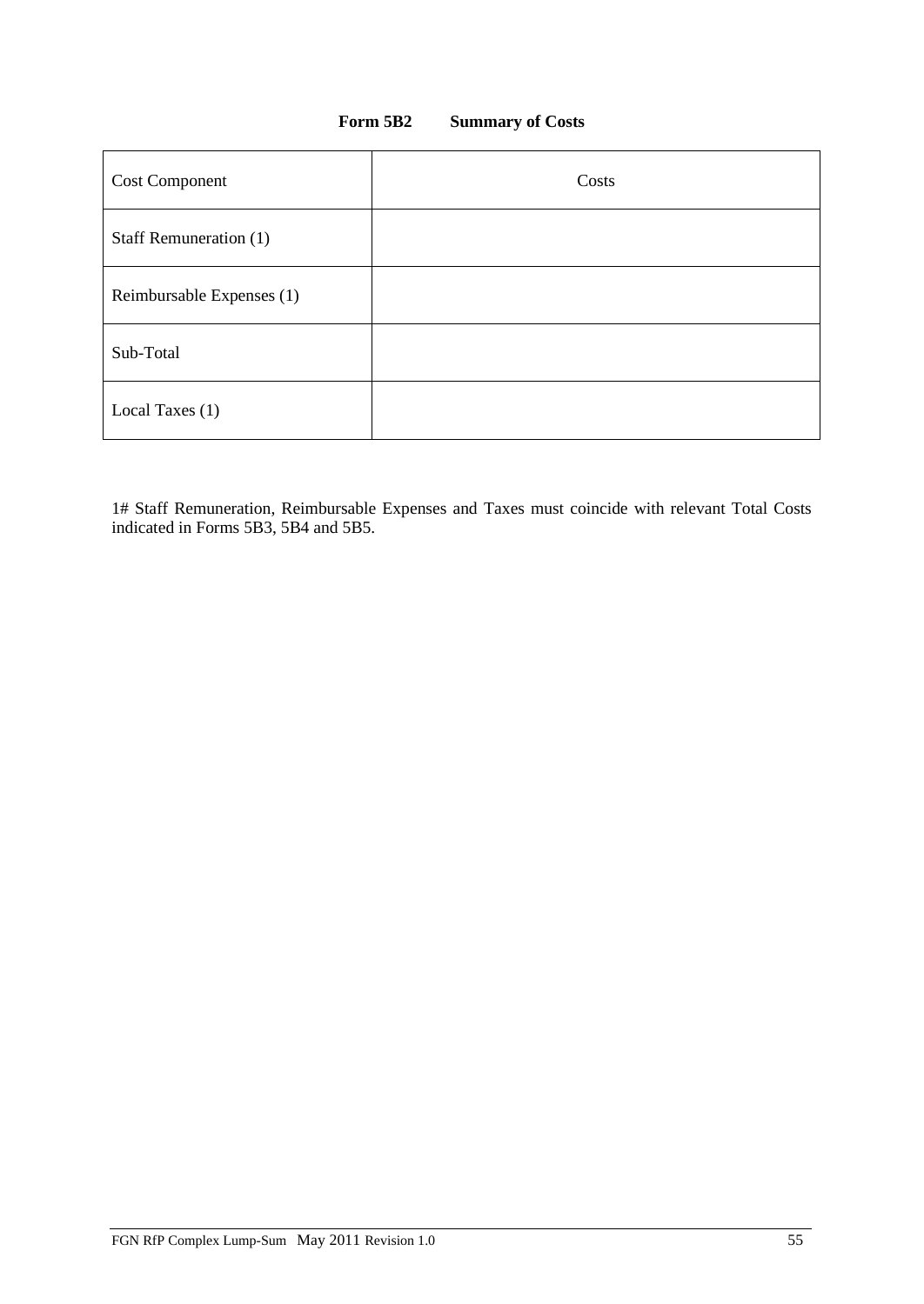**Form 5B2 Summary of Costs**

| Cost Component | Costs |
| --- | --- |
| Staff Remuneration (1) | |
| Reimbursable Expenses (1) | |
| Sub-Total | |
| Local Taxes (1) | |

1# Staff Remuneration, Reimbursable Expenses and Taxes must coincide with relevant Total Costs indicated in Forms 5B3, 5B4 and 5B5.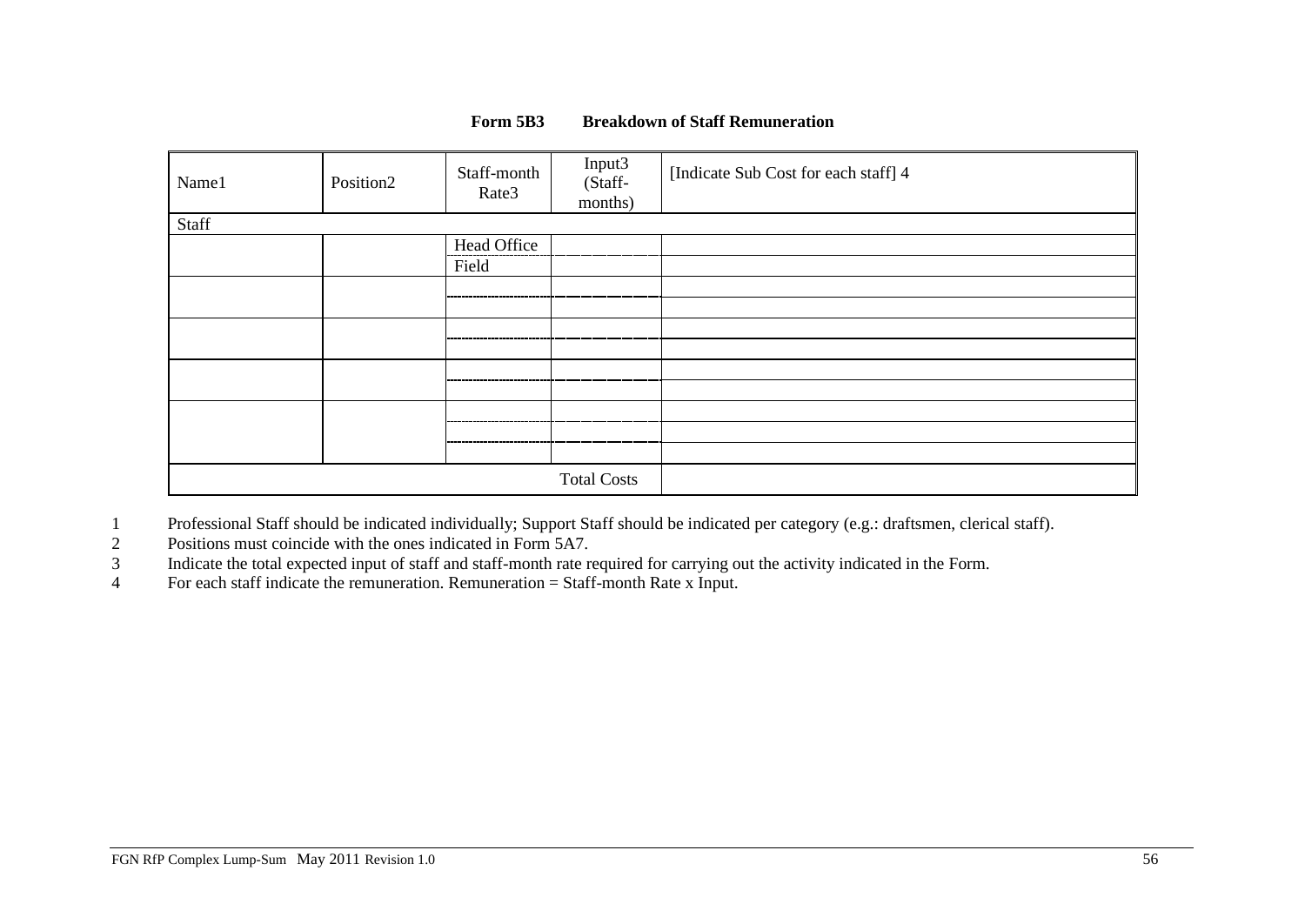**Form 5B3 Breakdown of Staff Remuneration**

| Name[1] | Position[2] | Staff-month Rate[3] | Input[3] (Staff-months) | [Indicate Sub Cost for each staff] [4] |
|---|---|---|---|---|
| Staff | | | | |
| | | Head Office | | |
| | | Field | | |
| | | | | |
| | | | | |
| | | | | |
| | | | | |
| | | | | |
| | | | | |
| | | | | |
| | | | | |
| | | | | |
| | | | Total Costs | |

1 Professional Staff should be indicated individually; Support Staff should be indicated per category (e.g.: draftsmen, clerical staff).
2 Positions must coincide with the ones indicated in Form 5A7.
3 Indicate the total expected input of staff and staff-month rate required for carrying out the activity indicated in the Form.
4 For each staff indicate the remuneration. Remuneration = Staff-month Rate x Input.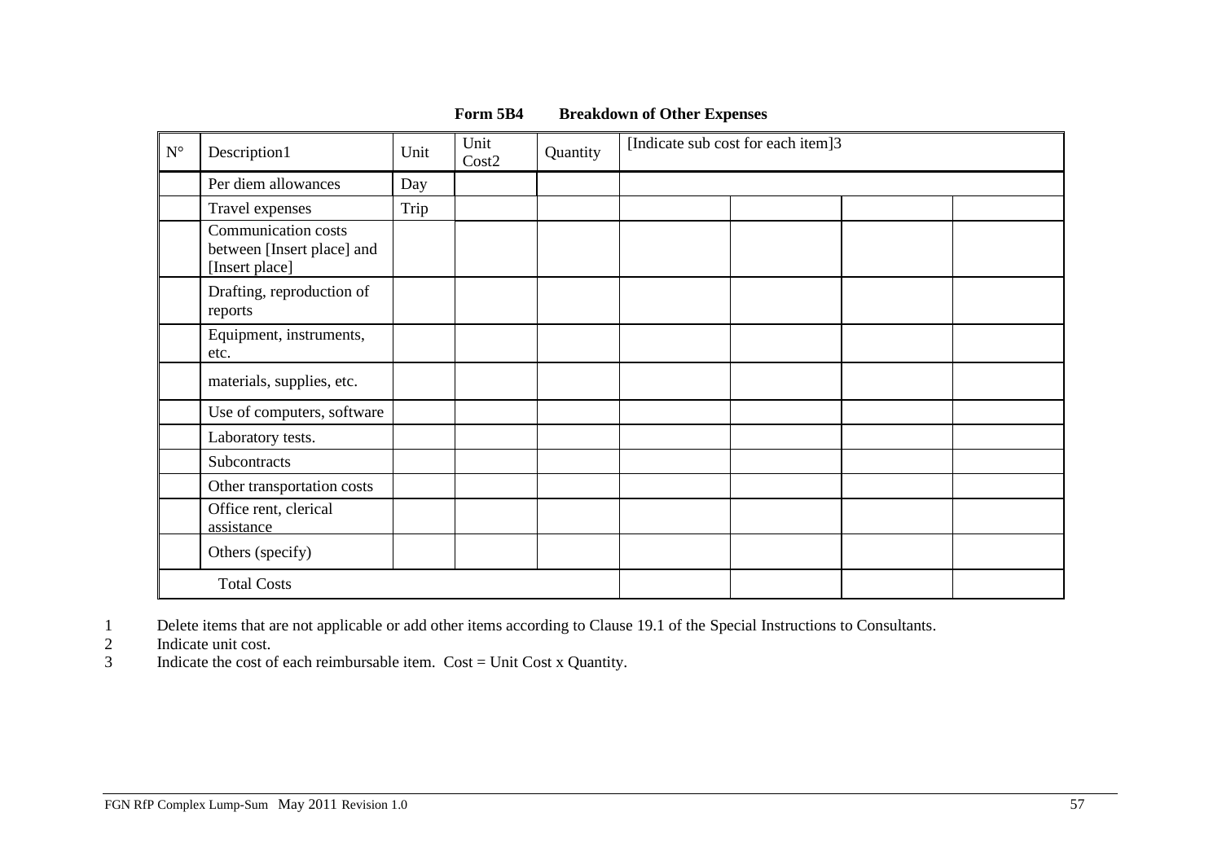**Form 5B4 Breakdown of Other Expenses**

| N° | Description[1] | Unit | Unit Cost[2] | Quantity | [Indicate sub cost for each item][3] | | | |
|---|---|---|---|---|---|---|---|---|
| | Per diem allowances | Day | | | | | | |
| | Travel expenses | Trip | | | | | | |
| | Communication costs between [Insert place] and [Insert place] | | | | | | | |
| | Drafting, reproduction of reports | | | | | | | |
| | Equipment, instruments, etc. | | | | | | | |
| | materials, supplies, etc. | | | | | | | |
| | Use of computers, software | | | | | | | |
| | Laboratory tests. | | | | | | | |
| | Subcontracts | | | | | | | |
| | Other transportation costs | | | | | | | |
| | Office rent, clerical assistance | | | | | | | |
| | Others (specify) | | | | | | | |
| | Total Costs | | | | | | | |

1 Delete items that are not applicable or add other items according to Clause 19.1 of the Special Instructions to Consultants.

2 Indicate unit cost.

3 Indicate the cost of each reimbursable item. Cost = Unit Cost x Quantity.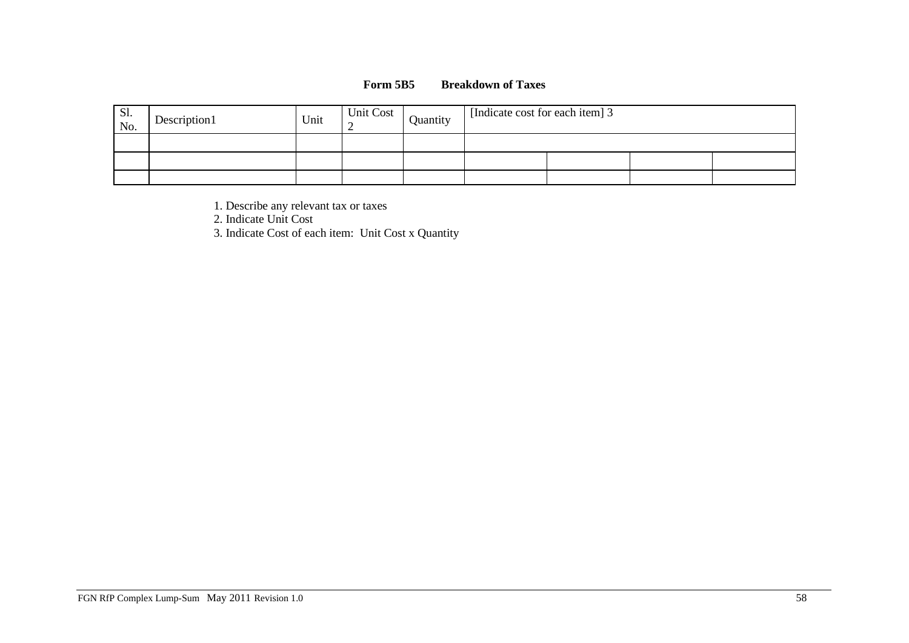**Form 5B5 Breakdown of Taxes**

| Sl. No. | Description1 | Unit | Unit Cost 2 | Quantity | [Indicate cost for each item] 3 | | | |
|---|---|---|---|---|---|---|---|---|
| | | | | | | | | |
| | | | | | | | | |
| | | | | | | | | |

1. Describe any relevant tax or taxes
2. Indicate Unit Cost
3. Indicate Cost of each item: Unit Cost x Quantity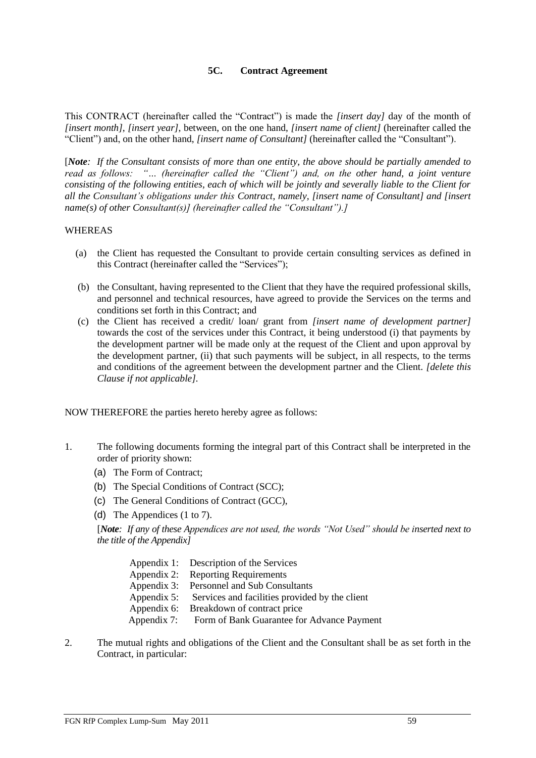## 5C. Contract Agreement

This CONTRACT (hereinafter called the "Contract") is made the *[insert day]* day of the month of *[insert month]*, *[insert year]*, between, on the one hand, *[insert name of client]* (hereinafter called the "Client") and, on the other hand, *[insert name of Consultant]* (hereinafter called the "Consultant").

[***Note**: If the Consultant consists of more than one entity, the above should be partially amended to read as follows: "… (hereinafter called the "Client") and, on the other hand, a joint venture consisting of the following entities, each of which will be jointly and severally liable to the Client for all the Consultant's obligations under this Contract, namely, [insert name of Consultant] and [insert name(s) of other Consultant(s)] (hereinafter called the "Consultant").*]

WHEREAS

(a) the Client has requested the Consultant to provide certain consulting services as defined in this Contract (hereinafter called the "Services");

(b) the Consultant, having represented to the Client that they have the required professional skills, and personnel and technical resources, have agreed to provide the Services on the terms and conditions set forth in this Contract; and

(c) the Client has received a credit/ loan/ grant from *[insert name of development partner]* towards the cost of the services under this Contract, it being understood (i) that payments by the development partner will be made only at the request of the Client and upon approval by the development partner, (ii) that such payments will be subject, in all respects, to the terms and conditions of the agreement between the development partner and the Client. *[delete this Clause if not applicable]*.

NOW THEREFORE the parties hereto hereby agree as follows:

1. The following documents forming the integral part of this Contract shall be interpreted in the order of priority shown:
   (a) The Form of Contract;
   (b) The Special Conditions of Contract (SCC);
   (c) The General Conditions of Contract (GCC),
   (d) The Appendices (1 to 7).

   [***Note**: If any of these Appendices are not used, the words "Not Used" should be inserted next to the title of the Appendix*]

   Appendix 1: Description of the Services
   Appendix 2: Reporting Requirements
   Appendix 3: Personnel and Sub Consultants
   Appendix 5: Services and facilities provided by the client
   Appendix 6: Breakdown of contract price
   Appendix 7: Form of Bank Guarantee for Advance Payment

2. The mutual rights and obligations of the Client and the Consultant shall be as set forth in the Contract, in particular: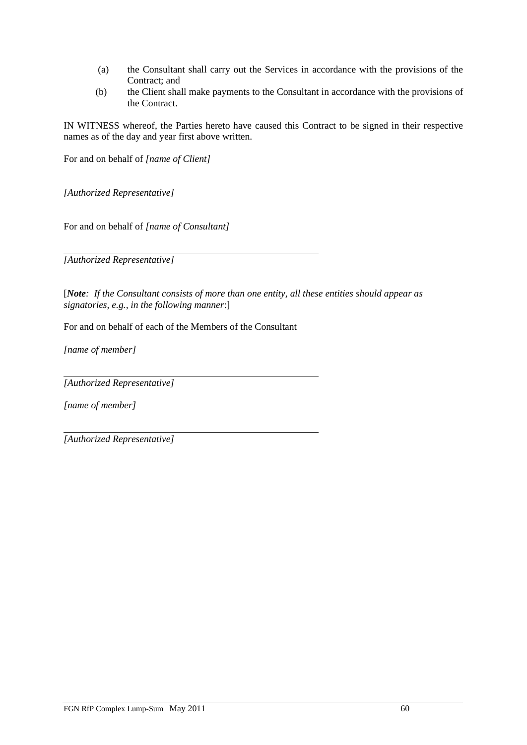(a) the Consultant shall carry out the Services in accordance with the provisions of the Contract; and

(b) the Client shall make payments to the Consultant in accordance with the provisions of the Contract.

IN WITNESS whereof, the Parties hereto have caused this Contract to be signed in their respective names as of the day and year first above written.

For and on behalf of *[name of Client]*

\_\_\_\_\_\_\_\_\_\_\_\_\_\_\_\_\_\_\_\_\_\_\_\_\_\_\_\_\_\_\_\_\_\_\_\_\_\_\_\_\_\_\_\_\_\_

*[Authorized Representative]*

For and on behalf of *[name of Consultant]*

\_\_\_\_\_\_\_\_\_\_\_\_\_\_\_\_\_\_\_\_\_\_\_\_\_\_\_\_\_\_\_\_\_\_\_\_\_\_\_\_\_\_\_\_\_\_

*[Authorized Representative]*

[***Note**: If the Consultant consists of more than one entity, all these entities should appear as signatories, e.g., in the following manner*:]

For and on behalf of each of the Members of the Consultant

*[name of member]*

\_\_\_\_\_\_\_\_\_\_\_\_\_\_\_\_\_\_\_\_\_\_\_\_\_\_\_\_\_\_\_\_\_\_\_\_\_\_\_\_\_\_\_\_\_\_

*[Authorized Representative]*

*[name of member]*

\_\_\_\_\_\_\_\_\_\_\_\_\_\_\_\_\_\_\_\_\_\_\_\_\_\_\_\_\_\_\_\_\_\_\_\_\_\_\_\_\_\_\_\_\_\_

*[Authorized Representative]*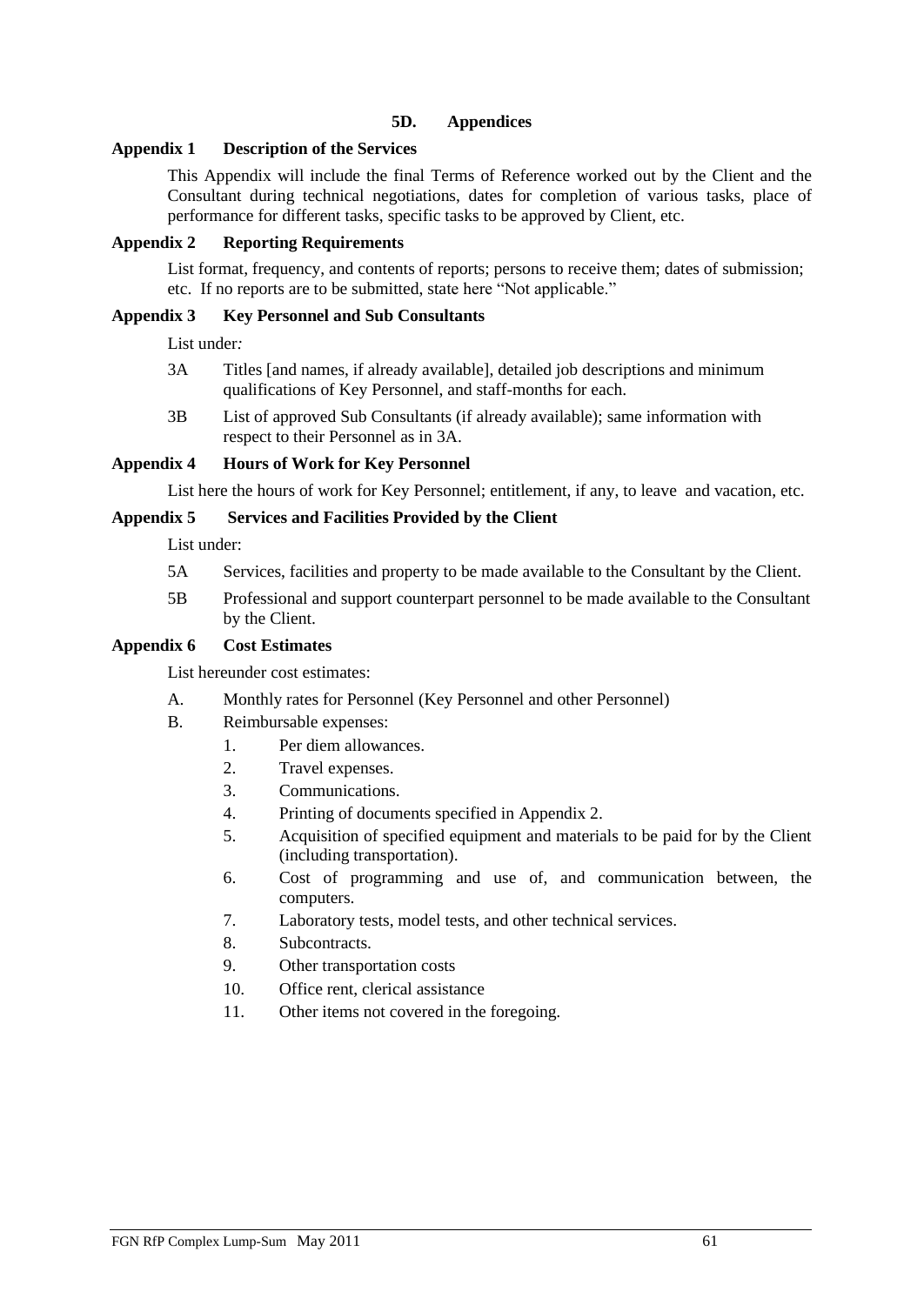## 5D. Appendices

### Appendix 1 Description of the Services

This Appendix will include the final Terms of Reference worked out by the Client and the Consultant during technical negotiations, dates for completion of various tasks, place of performance for different tasks, specific tasks to be approved by Client, etc.

### Appendix 2 Reporting Requirements

List format, frequency, and contents of reports; persons to receive them; dates of submission; etc. If no reports are to be submitted, state here "Not applicable."

### Appendix 3 Key Personnel and Sub Consultants

List under*:*

3A Titles [and names, if already available], detailed job descriptions and minimum qualifications of Key Personnel, and staff-months for each.

3B List of approved Sub Consultants (if already available); same information with respect to their Personnel as in 3A.

### Appendix 4 Hours of Work for Key Personnel

List here the hours of work for Key Personnel; entitlement, if any, to leave and vacation, etc.

### Appendix 5 Services and Facilities Provided by the Client

List under:

5A Services, facilities and property to be made available to the Consultant by the Client.

5B Professional and support counterpart personnel to be made available to the Consultant by the Client.

### Appendix 6 Cost Estimates

List hereunder cost estimates:

A. Monthly rates for Personnel (Key Personnel and other Personnel)

B. Reimbursable expenses:

1. Per diem allowances.
2. Travel expenses.
3. Communications.
4. Printing of documents specified in Appendix 2.
5. Acquisition of specified equipment and materials to be paid for by the Client (including transportation).
6. Cost of programming and use of, and communication between, the computers.
7. Laboratory tests, model tests, and other technical services.
8. Subcontracts.
9. Other transportation costs
10. Office rent, clerical assistance
11. Other items not covered in the foregoing.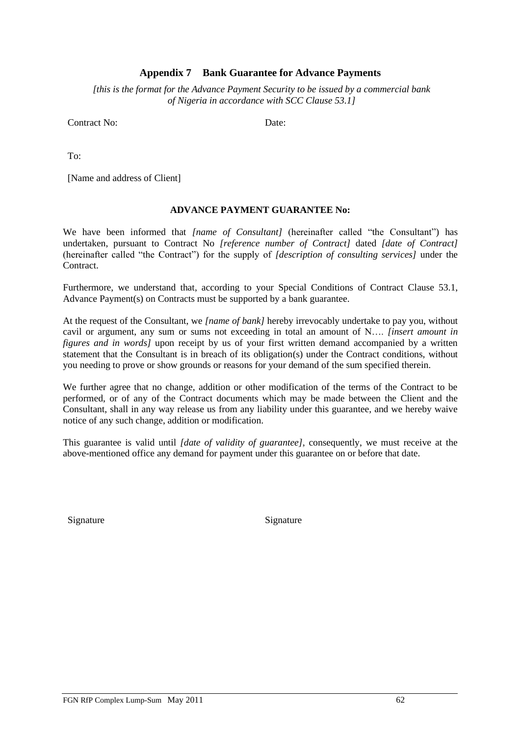## Appendix 7 Bank Guarantee for Advance Payments

*[this is the format for the Advance Payment Security to be issued by a commercial bank of Nigeria in accordance with SCC Clause 53.1]*

Contract No: Date:

To:

[Name and address of Client]

**ADVANCE PAYMENT GUARANTEE No:**

We have been informed that *[name of Consultant]* (hereinafter called "the Consultant") has undertaken, pursuant to Contract No *[reference number of Contract]* dated *[date of Contract]* (hereinafter called "the Contract") for the supply of *[description of consulting services]* under the Contract.

Furthermore, we understand that, according to your Special Conditions of Contract Clause 53.1, Advance Payment(s) on Contracts must be supported by a bank guarantee.

At the request of the Consultant, we *[name of bank]* hereby irrevocably undertake to pay you, without cavil or argument, any sum or sums not exceeding in total an amount of N…. *[insert amount in figures and in words]* upon receipt by us of your first written demand accompanied by a written statement that the Consultant is in breach of its obligation(s) under the Contract conditions, without you needing to prove or show grounds or reasons for your demand of the sum specified therein.

We further agree that no change, addition or other modification of the terms of the Contract to be performed, or of any of the Contract documents which may be made between the Client and the Consultant, shall in any way release us from any liability under this guarantee, and we hereby waive notice of any such change, addition or modification.

This guarantee is valid until *[date of validity of guarantee]*, consequently, we must receive at the above-mentioned office any demand for payment under this guarantee on or before that date.

Signature Signature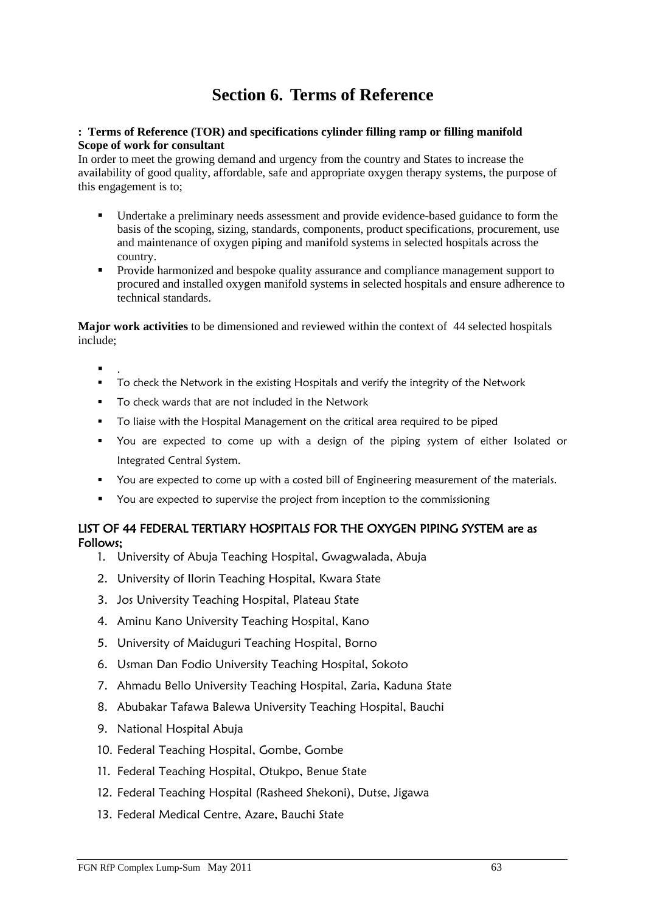# Section 6. Terms of Reference

**: Terms of Reference (TOR) and specifications cylinder filling ramp or filling manifold**
**Scope of work for consultant**

In order to meet the growing demand and urgency from the country and States to increase the availability of good quality, affordable, safe and appropriate oxygen therapy systems, the purpose of this engagement is to;

- Undertake a preliminary needs assessment and provide evidence-based guidance to form the basis of the scoping, sizing, standards, components, product specifications, procurement, use and maintenance of oxygen piping and manifold systems in selected hospitals across the country.
- Provide harmonized and bespoke quality assurance and compliance management support to procured and installed oxygen manifold systems in selected hospitals and ensure adherence to technical standards.

**Major work activities** to be dimensioned and reviewed within the context of 44 selected hospitals include;

- .
- To check the Network in the existing Hospitals and verify the integrity of the Network
- To check wards that are not included in the Network
- To liaise with the Hospital Management on the critical area required to be piped
- You are expected to come up with a design of the piping system of either Isolated or Integrated Central System.
- You are expected to come up with a costed bill of Engineering measurement of the materials.
- You are expected to supervise the project from inception to the commissioning

**LIST OF 44 FEDERAL TERTIARY HOSPITALS FOR THE OXYGEN PIPING SYSTEM are as Follows;**

1. University of Abuja Teaching Hospital, Gwagwalada, Abuja
2. University of Ilorin Teaching Hospital, Kwara State
3. Jos University Teaching Hospital, Plateau State
4. Aminu Kano University Teaching Hospital, Kano
5. University of Maiduguri Teaching Hospital, Borno
6. Usman Dan Fodio University Teaching Hospital, Sokoto
7. Ahmadu Bello University Teaching Hospital, Zaria, Kaduna State
8. Abubakar Tafawa Balewa University Teaching Hospital, Bauchi
9. National Hospital Abuja
10. Federal Teaching Hospital, Gombe, Gombe
11. Federal Teaching Hospital, Otukpo, Benue State
12. Federal Teaching Hospital (Rasheed Shekoni), Dutse, Jigawa
13. Federal Medical Centre, Azare, Bauchi State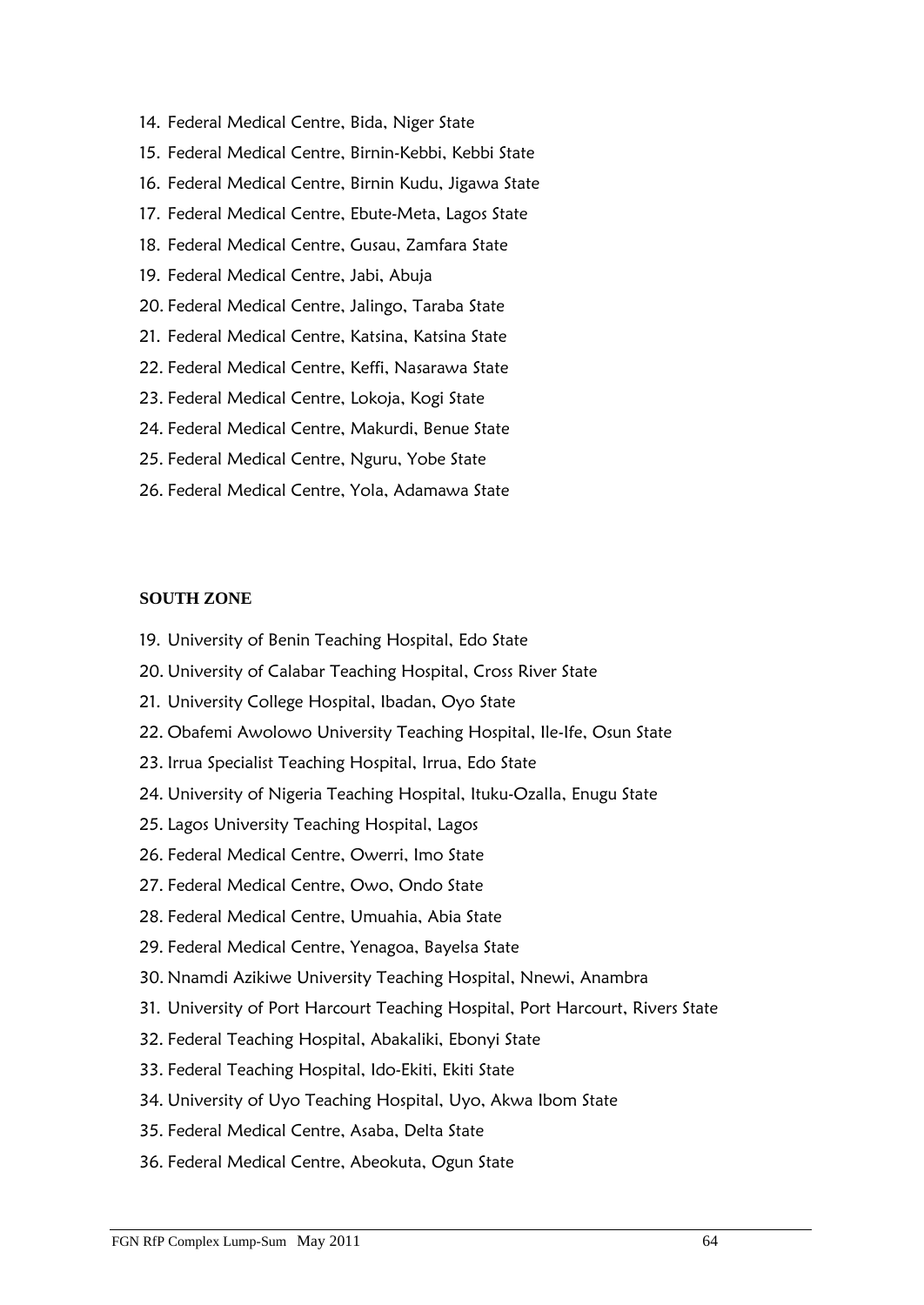14. Federal Medical Centre, Bida, Niger State
15. Federal Medical Centre, Birnin-Kebbi, Kebbi State
16. Federal Medical Centre, Birnin Kudu, Jigawa State
17. Federal Medical Centre, Ebute-Meta, Lagos State
18. Federal Medical Centre, Gusau, Zamfara State
19. Federal Medical Centre, Jabi, Abuja
20. Federal Medical Centre, Jalingo, Taraba State
21. Federal Medical Centre, Katsina, Katsina State
22. Federal Medical Centre, Keffi, Nasarawa State
23. Federal Medical Centre, Lokoja, Kogi State
24. Federal Medical Centre, Makurdi, Benue State
25. Federal Medical Centre, Nguru, Yobe State
26. Federal Medical Centre, Yola, Adamawa State

**SOUTH ZONE**

19. University of Benin Teaching Hospital, Edo State
20. University of Calabar Teaching Hospital, Cross River State
21. University College Hospital, Ibadan, Oyo State
22. Obafemi Awolowo University Teaching Hospital, Ile-Ife, Osun State
23. Irrua Specialist Teaching Hospital, Irrua, Edo State
24. University of Nigeria Teaching Hospital, Ituku-Ozalla, Enugu State
25. Lagos University Teaching Hospital, Lagos
26. Federal Medical Centre, Owerri, Imo State
27. Federal Medical Centre, Owo, Ondo State
28. Federal Medical Centre, Umuahia, Abia State
29. Federal Medical Centre, Yenagoa, Bayelsa State
30. Nnamdi Azikiwe University Teaching Hospital, Nnewi, Anambra
31. University of Port Harcourt Teaching Hospital, Port Harcourt, Rivers State
32. Federal Teaching Hospital, Abakaliki, Ebonyi State
33. Federal Teaching Hospital, Ido-Ekiti, Ekiti State
34. University of Uyo Teaching Hospital, Uyo, Akwa Ibom State
35. Federal Medical Centre, Asaba, Delta State
36. Federal Medical Centre, Abeokuta, Ogun State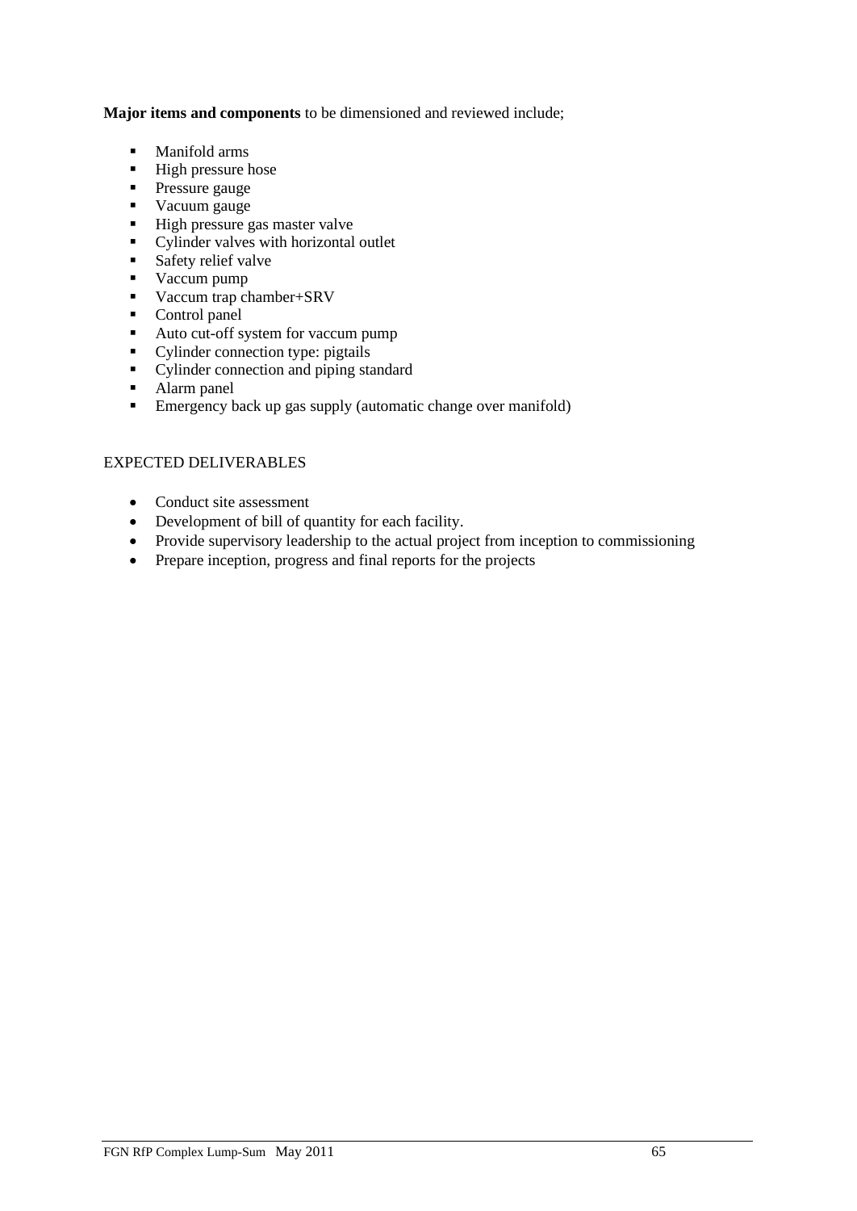**Major items and components** to be dimensioned and reviewed include;

- Manifold arms
- High pressure hose
- Pressure gauge
- Vacuum gauge
- High pressure gas master valve
- Cylinder valves with horizontal outlet
- Safety relief valve
- Vaccum pump
- Vaccum trap chamber+SRV
- Control panel
- Auto cut-off system for vaccum pump
- Cylinder connection type: pigtails
- Cylinder connection and piping standard
- Alarm panel
- Emergency back up gas supply (automatic change over manifold)

EXPECTED DELIVERABLES

- Conduct site assessment
- Development of bill of quantity for each facility.
- Provide supervisory leadership to the actual project from inception to commissioning
- Prepare inception, progress and final reports for the projects